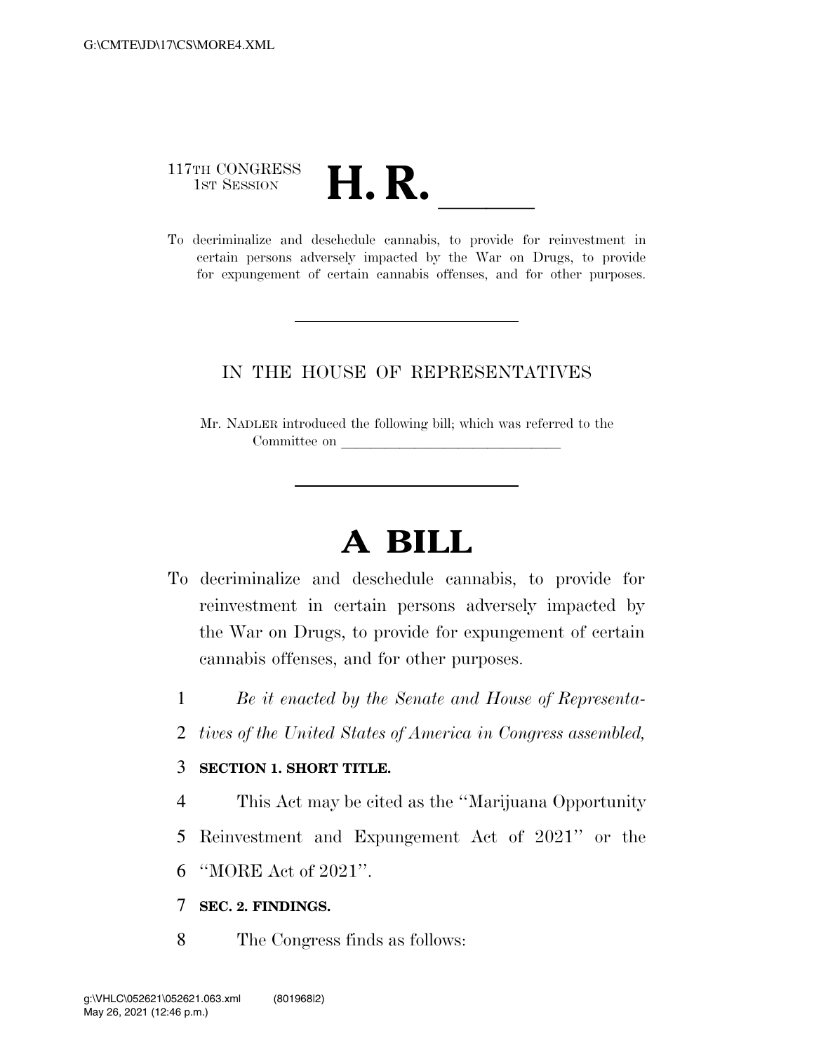117TH CONGRESS
1ST SESSION

# H. R. ______

To decriminalize and deschedule cannabis, to provide for reinvestment in certain persons adversely impacted by the War on Drugs, to provide for expungement of certain cannabis offenses, and for other purposes.

---

IN THE HOUSE OF REPRESENTATIVES

Mr. NADLER introduced the following bill; which was referred to the Committee on ______________________________

---

# A BILL

To decriminalize and deschedule cannabis, to provide for reinvestment in certain persons adversely impacted by the War on Drugs, to provide for expungement of certain cannabis offenses, and for other purposes.

1 *Be it enacted by the Senate and House of Representa-*
2 *tives of the United States of America in Congress assembled,*

3 **SECTION 1. SHORT TITLE.**

4 This Act may be cited as the ''Marijuana Opportunity
5 Reinvestment and Expungement Act of 2021'' or the
6 ''MORE Act of 2021''.

7 **SEC. 2. FINDINGS.**

8 The Congress finds as follows: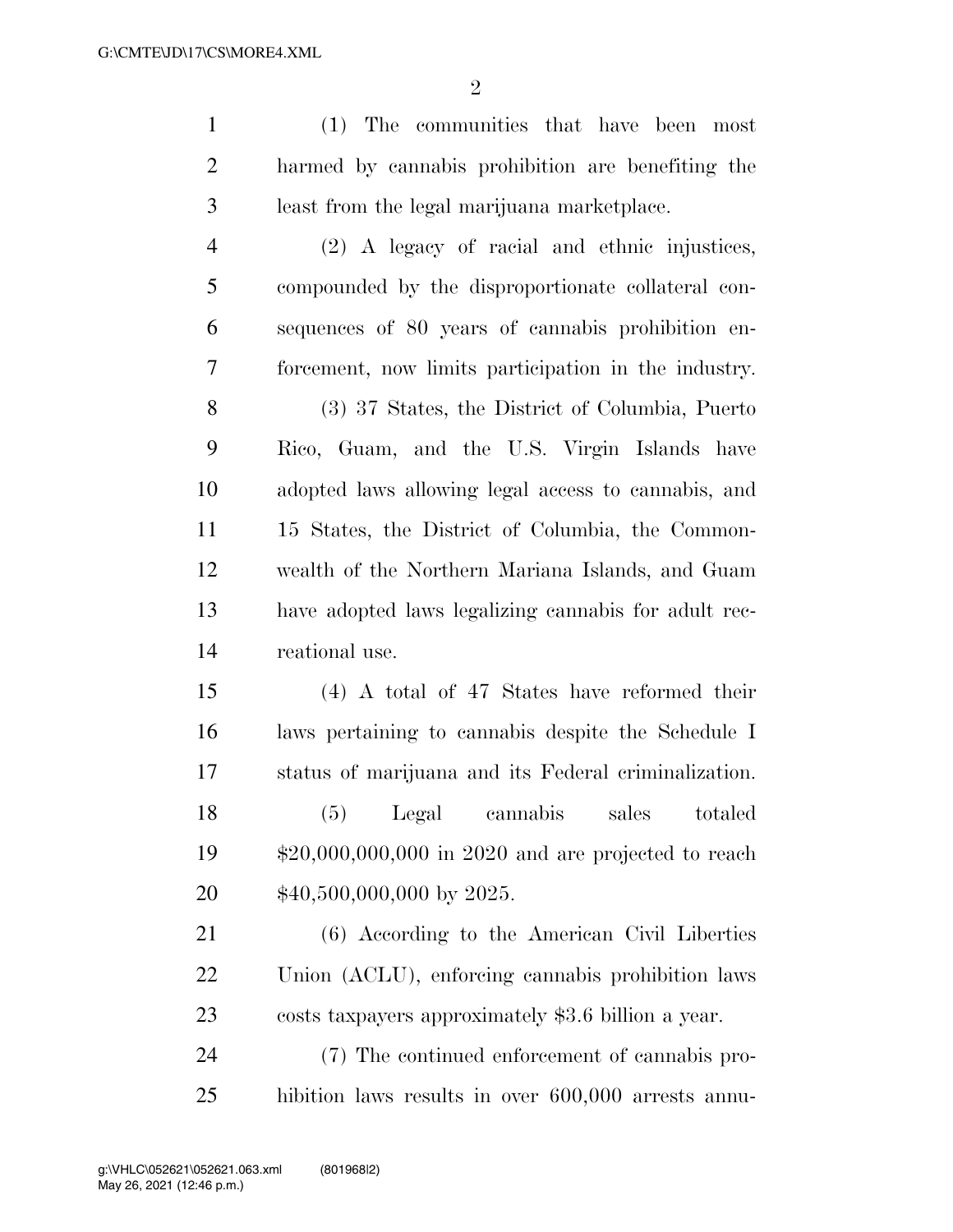(1) The communities that have been most harmed by cannabis prohibition are benefiting the least from the legal marijuana marketplace.

(2) A legacy of racial and ethnic injustices, compounded by the disproportionate collateral consequences of 80 years of cannabis prohibition enforcement, now limits participation in the industry.

(3) 37 States, the District of Columbia, Puerto Rico, Guam, and the U.S. Virgin Islands have adopted laws allowing legal access to cannabis, and 15 States, the District of Columbia, the Commonwealth of the Northern Mariana Islands, and Guam have adopted laws legalizing cannabis for adult recreational use.

(4) A total of 47 States have reformed their laws pertaining to cannabis despite the Schedule I status of marijuana and its Federal criminalization.

(5) Legal cannabis sales totaled $20,000,000,000 in 2020 and are projected to reach $40,500,000,000 by 2025.

(6) According to the American Civil Liberties Union (ACLU), enforcing cannabis prohibition laws costs taxpayers approximately $3.6 billion a year.

(7) The continued enforcement of cannabis prohibition laws results in over 600,000 arrests annu-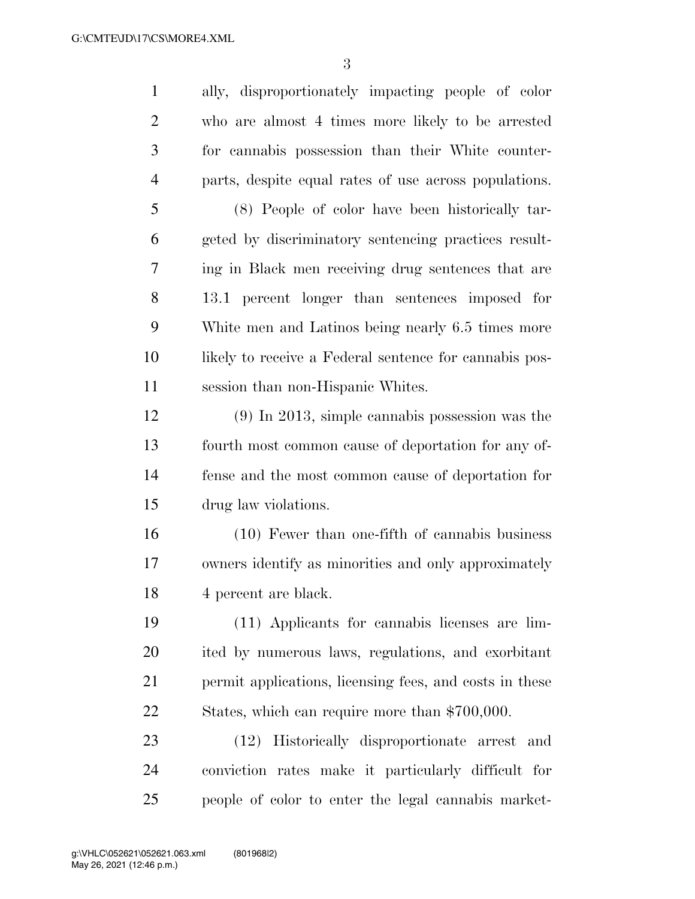ally, disproportionately impacting people of color who are almost 4 times more likely to be arrested for cannabis possession than their White counterparts, despite equal rates of use across populations.

(8) People of color have been historically targeted by discriminatory sentencing practices resulting in Black men receiving drug sentences that are 13.1 percent longer than sentences imposed for White men and Latinos being nearly 6.5 times more likely to receive a Federal sentence for cannabis possession than non-Hispanic Whites.

(9) In 2013, simple cannabis possession was the fourth most common cause of deportation for any offense and the most common cause of deportation for drug law violations.

(10) Fewer than one-fifth of cannabis business owners identify as minorities and only approximately 4 percent are black.

(11) Applicants for cannabis licenses are limited by numerous laws, regulations, and exorbitant permit applications, licensing fees, and costs in these States, which can require more than $700,000.

(12) Historically disproportionate arrest and conviction rates make it particularly difficult for people of color to enter the legal cannabis market-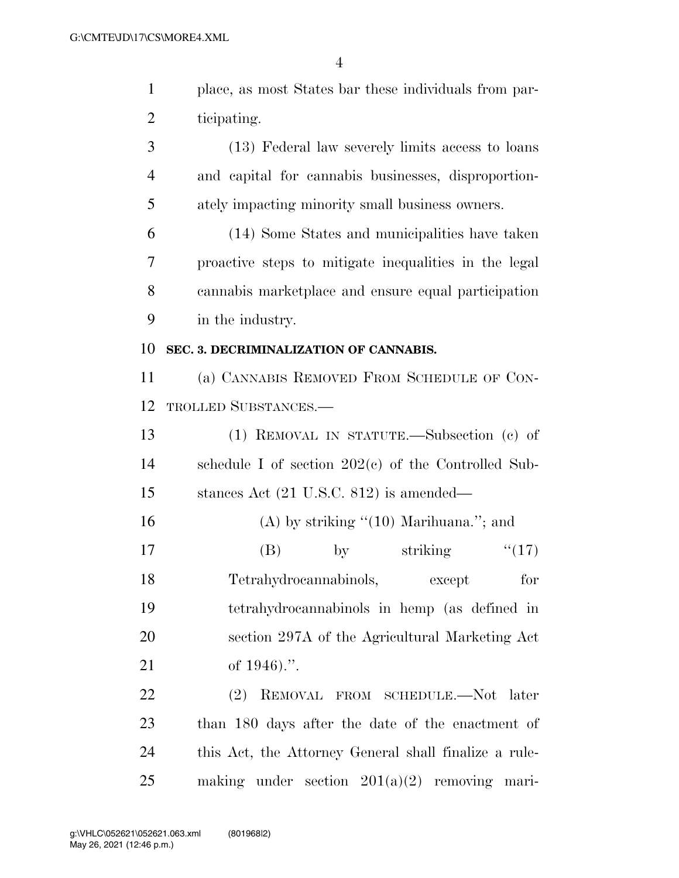place, as most States bar these individuals from participating.

(13) Federal law severely limits access to loans and capital for cannabis businesses, disproportionately impacting minority small business owners.

(14) Some States and municipalities have taken proactive steps to mitigate inequalities in the legal cannabis marketplace and ensure equal participation in the industry.

**SEC. 3. DECRIMINALIZATION OF CANNABIS.**

(a) CANNABIS REMOVED FROM SCHEDULE OF CONTROLLED SUBSTANCES.—

(1) REMOVAL IN STATUTE.—Subsection (c) of schedule I of section 202(c) of the Controlled Substances Act (21 U.S.C. 812) is amended—

(A) by striking "(10) Marihuana."; and

(B) by striking "(17) Tetrahydrocannabinols, except for tetrahydrocannabinols in hemp (as defined in section 297A of the Agricultural Marketing Act of 1946).".

(2) REMOVAL FROM SCHEDULE.—Not later than 180 days after the date of the enactment of this Act, the Attorney General shall finalize a rulemaking under section 201(a)(2) removing mari-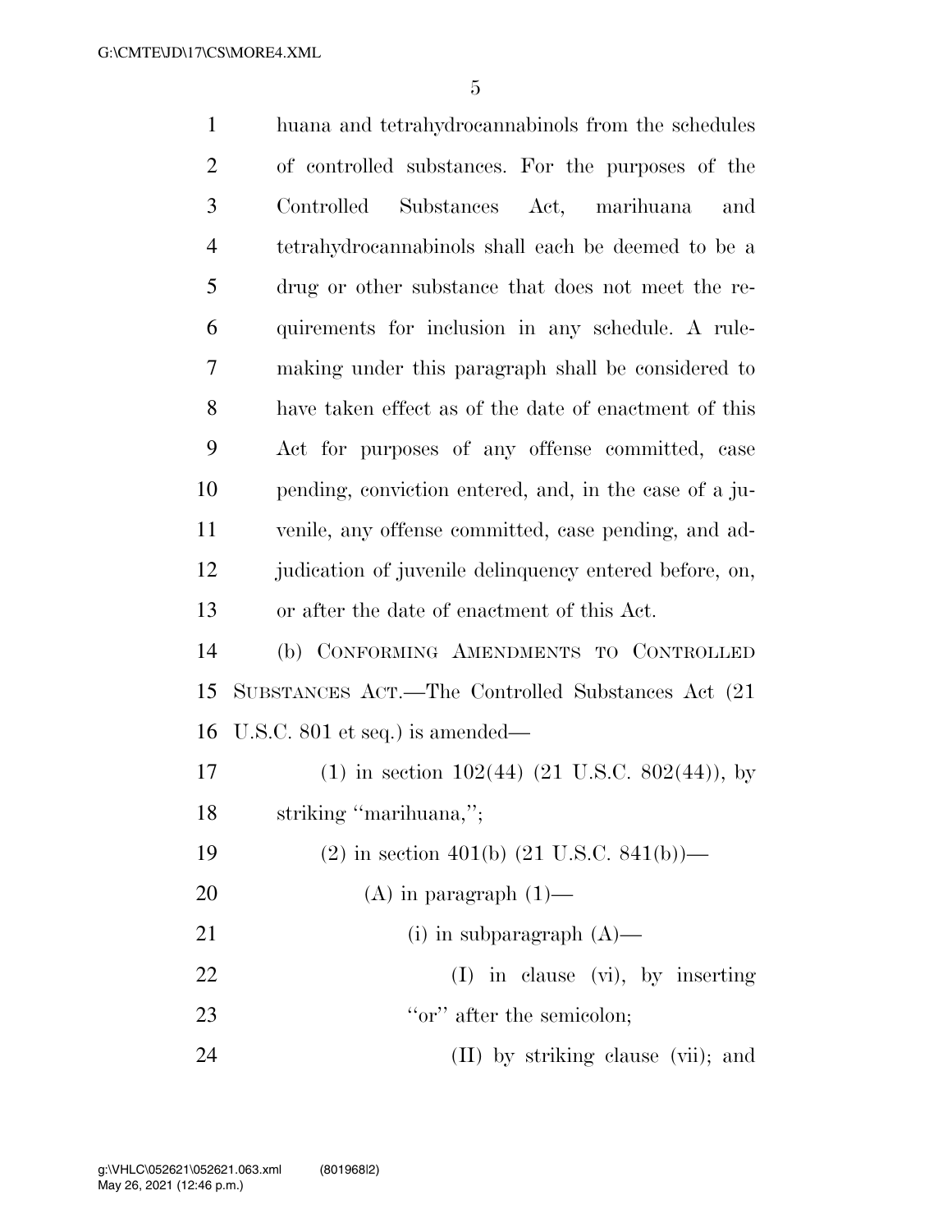huana and tetrahydrocannabinols from the schedules of controlled substances. For the purposes of the Controlled Substances Act, marihuana and tetrahydrocannabinols shall each be deemed to be a drug or other substance that does not meet the requirements for inclusion in any schedule. A rulemaking under this paragraph shall be considered to have taken effect as of the date of enactment of this Act for purposes of any offense committed, case pending, conviction entered, and, in the case of a juvenile, any offense committed, case pending, and adjudication of juvenile delinquency entered before, on, or after the date of enactment of this Act.

(b) CONFORMING AMENDMENTS TO CONTROLLED SUBSTANCES ACT.—The Controlled Substances Act (21 U.S.C. 801 et seq.) is amended—

(1) in section 102(44) (21 U.S.C. 802(44)), by striking "marihuana,";

(2) in section 401(b) (21 U.S.C. 841(b))—

(A) in paragraph (1)—

(i) in subparagraph (A)—

(I) in clause (vi), by inserting "or" after the semicolon;

(II) by striking clause (vii); and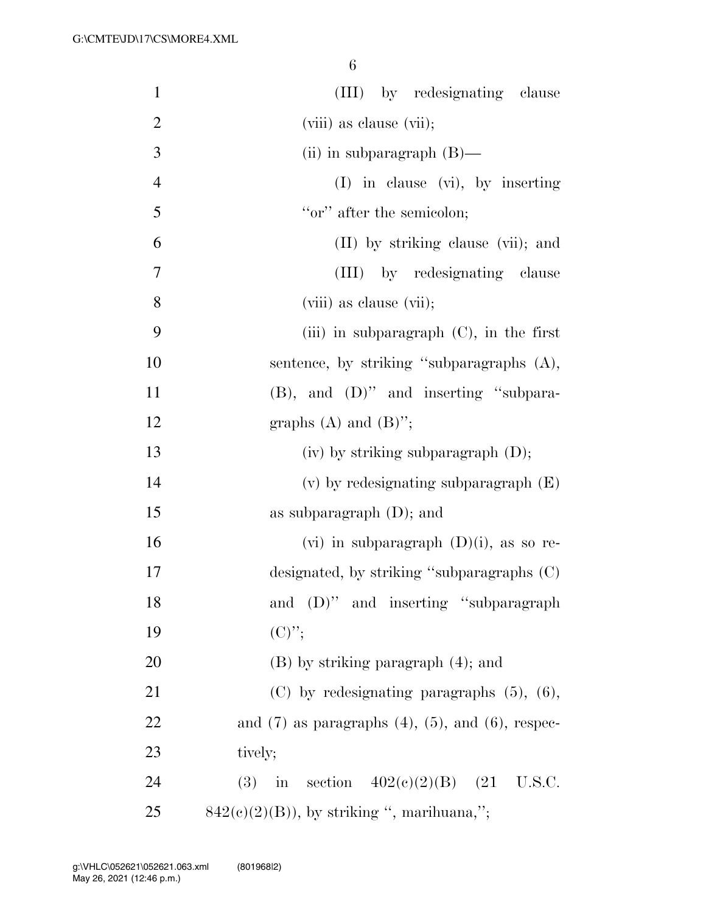(III) by redesignating clause (viii) as clause (vii);

(ii) in subparagraph (B)—

(I) in clause (vi), by inserting "or" after the semicolon;

(II) by striking clause (vii); and

(III) by redesignating clause (viii) as clause (vii);

(iii) in subparagraph (C), in the first sentence, by striking "subparagraphs (A), (B), and (D)" and inserting "subparagraphs (A) and (B)";

(iv) by striking subparagraph (D);

(v) by redesignating subparagraph (E) as subparagraph (D); and

(vi) in subparagraph (D)(i), as so redesignated, by striking "subparagraphs (C) and (D)" and inserting "subparagraph (C)";

(B) by striking paragraph (4); and

(C) by redesignating paragraphs (5), (6), and (7) as paragraphs (4), (5), and (6), respectively;

(3) in section 402(c)(2)(B) (21 U.S.C. 842(c)(2)(B)), by striking ", marihuana,";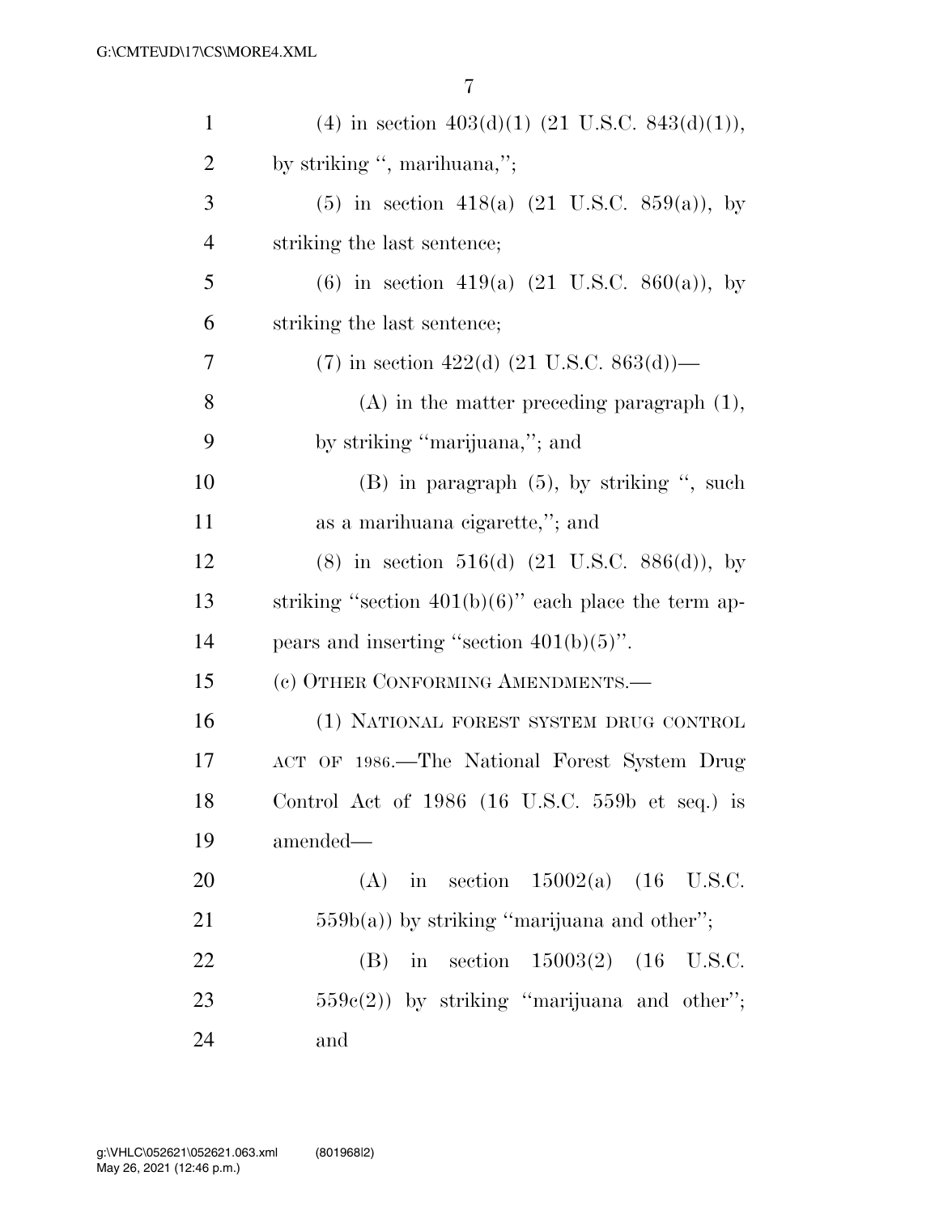(4) in section 403(d)(1) (21 U.S.C. 843(d)(1)), by striking ", marihuana,";

(5) in section 418(a) (21 U.S.C. 859(a)), by striking the last sentence;

(6) in section 419(a) (21 U.S.C. 860(a)), by striking the last sentence;

(7) in section 422(d) (21 U.S.C. 863(d))—

(A) in the matter preceding paragraph (1), by striking "marijuana,"; and

(B) in paragraph (5), by striking ", such as a marihuana cigarette,"; and

(8) in section 516(d) (21 U.S.C. 886(d)), by striking "section 401(b)(6)" each place the term appears and inserting "section 401(b)(5)".

(c) OTHER CONFORMING AMENDMENTS.—

(1) NATIONAL FOREST SYSTEM DRUG CONTROL ACT OF 1986.—The National Forest System Drug Control Act of 1986 (16 U.S.C. 559b et seq.) is amended—

(A) in section 15002(a) (16 U.S.C. 559b(a)) by striking "marijuana and other";

(B) in section 15003(2) (16 U.S.C. 559c(2)) by striking "marijuana and other"; and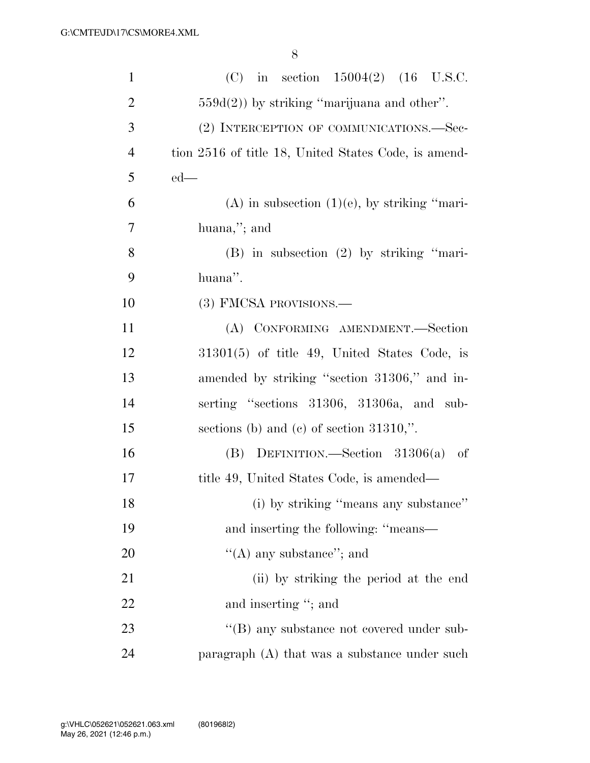(C) in section 15004(2) (16 U.S.C. 559d(2)) by striking ''marijuana and other''.

(2) INTERCEPTION OF COMMUNICATIONS.—Section 2516 of title 18, United States Code, is amended—

(A) in subsection (1)(e), by striking ''marihuana,''; and

(B) in subsection (2) by striking ''marihuana''.

(3) FMCSA PROVISIONS.—

(A) CONFORMING AMENDMENT.—Section 31301(5) of title 49, United States Code, is amended by striking ''section 31306,'' and inserting ''sections 31306, 31306a, and subsections (b) and (c) of section 31310,''.

(B) DEFINITION.—Section 31306(a) of title 49, United States Code, is amended—

(i) by striking ''means any substance'' and inserting the following: ''means—

''(A) any substance''; and

(ii) by striking the period at the end and inserting ''; and

''(B) any substance not covered under subparagraph (A) that was a substance under such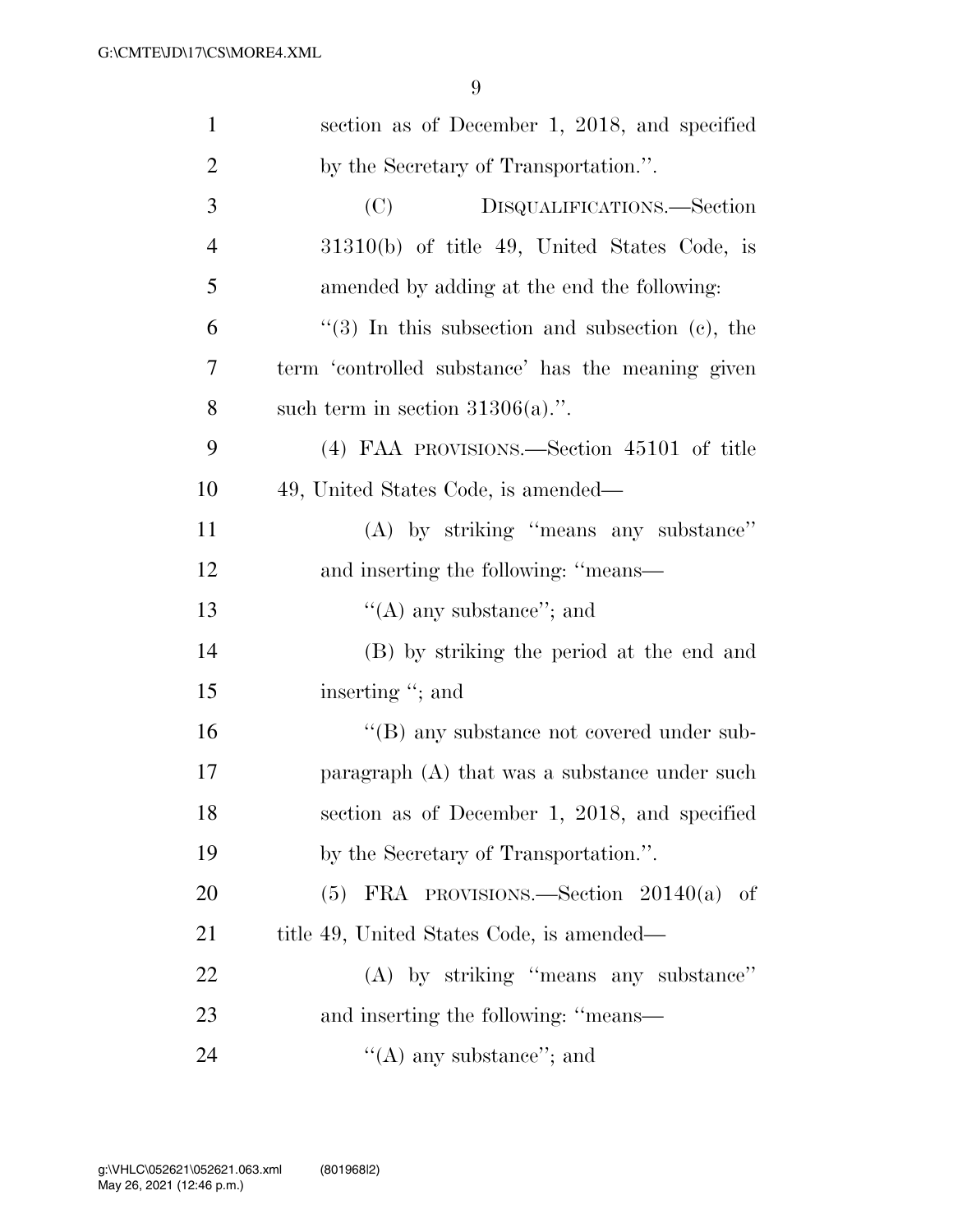section as of December 1, 2018, and specified by the Secretary of Transportation.''.

(C) DISQUALIFICATIONS.—Section 31310(b) of title 49, United States Code, is amended by adding at the end the following:

''(3) In this subsection and subsection (c), the term 'controlled substance' has the meaning given such term in section 31306(a).''.

(4) FAA PROVISIONS.—Section 45101 of title 49, United States Code, is amended—

(A) by striking ''means any substance'' and inserting the following: ''means—

''(A) any substance''; and

(B) by striking the period at the end and inserting ''; and

''(B) any substance not covered under subparagraph (A) that was a substance under such section as of December 1, 2018, and specified by the Secretary of Transportation.''.

(5) FRA PROVISIONS.—Section 20140(a) of title 49, United States Code, is amended—

(A) by striking ''means any substance'' and inserting the following: ''means—

''(A) any substance''; and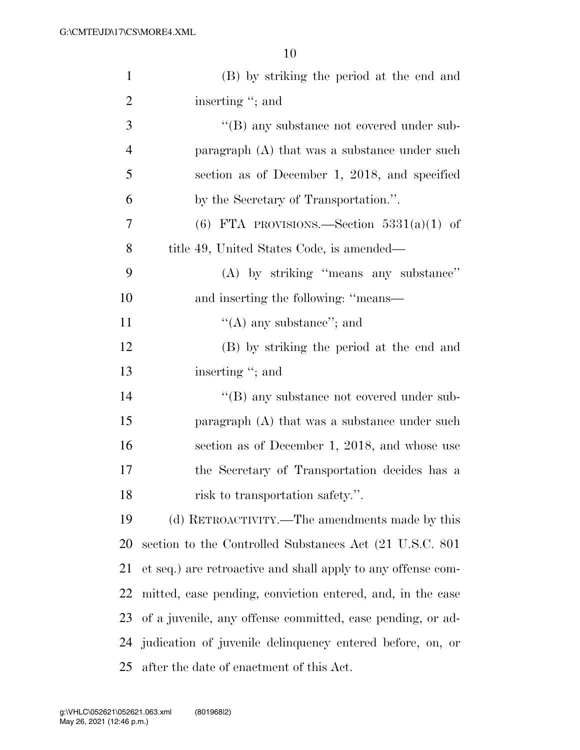(B) by striking the period at the end and inserting "; and

"(B) any substance not covered under subparagraph (A) that was a substance under such section as of December 1, 2018, and specified by the Secretary of Transportation.".

(6) FTA PROVISIONS.—Section 5331(a)(1) of title 49, United States Code, is amended—

(A) by striking "means any substance" and inserting the following: "means—

"(A) any substance"; and

(B) by striking the period at the end and inserting "; and

"(B) any substance not covered under subparagraph (A) that was a substance under such section as of December 1, 2018, and whose use the Secretary of Transportation decides has a risk to transportation safety.".

(d) RETROACTIVITY.—The amendments made by this section to the Controlled Substances Act (21 U.S.C. 801 et seq.) are retroactive and shall apply to any offense committed, case pending, conviction entered, and, in the case of a juvenile, any offense committed, case pending, or adjudication of juvenile delinquency entered before, on, or after the date of enactment of this Act.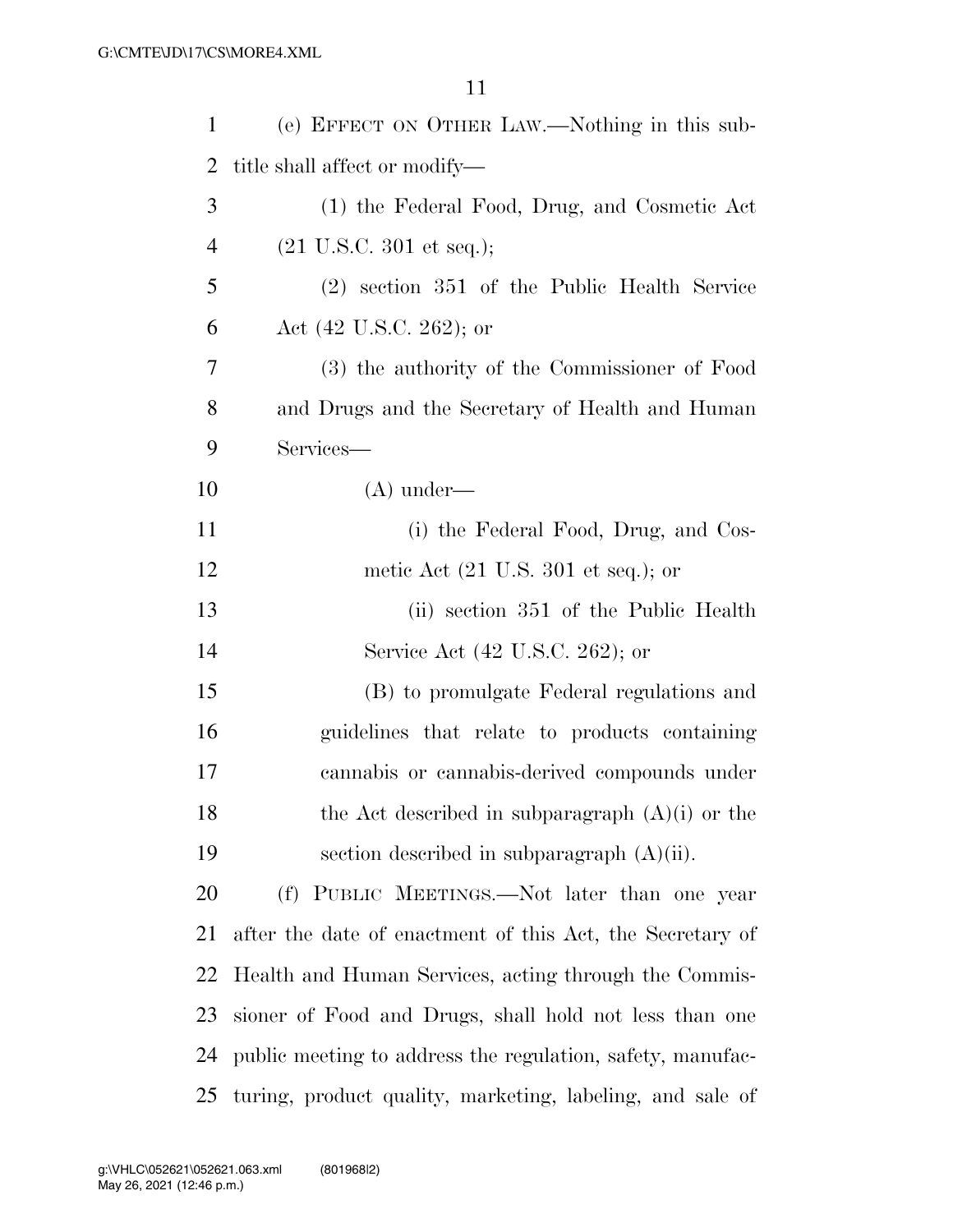(e) EFFECT ON OTHER LAW.—Nothing in this subtitle shall affect or modify—

(1) the Federal Food, Drug, and Cosmetic Act (21 U.S.C. 301 et seq.);

(2) section 351 of the Public Health Service Act (42 U.S.C. 262); or

(3) the authority of the Commissioner of Food and Drugs and the Secretary of Health and Human Services—

(A) under—

(i) the Federal Food, Drug, and Cosmetic Act (21 U.S. 301 et seq.); or

(ii) section 351 of the Public Health Service Act (42 U.S.C. 262); or

(B) to promulgate Federal regulations and guidelines that relate to products containing cannabis or cannabis-derived compounds under the Act described in subparagraph (A)(i) or the section described in subparagraph (A)(ii).

(f) PUBLIC MEETINGS.—Not later than one year after the date of enactment of this Act, the Secretary of Health and Human Services, acting through the Commissioner of Food and Drugs, shall hold not less than one public meeting to address the regulation, safety, manufacturing, product quality, marketing, labeling, and sale of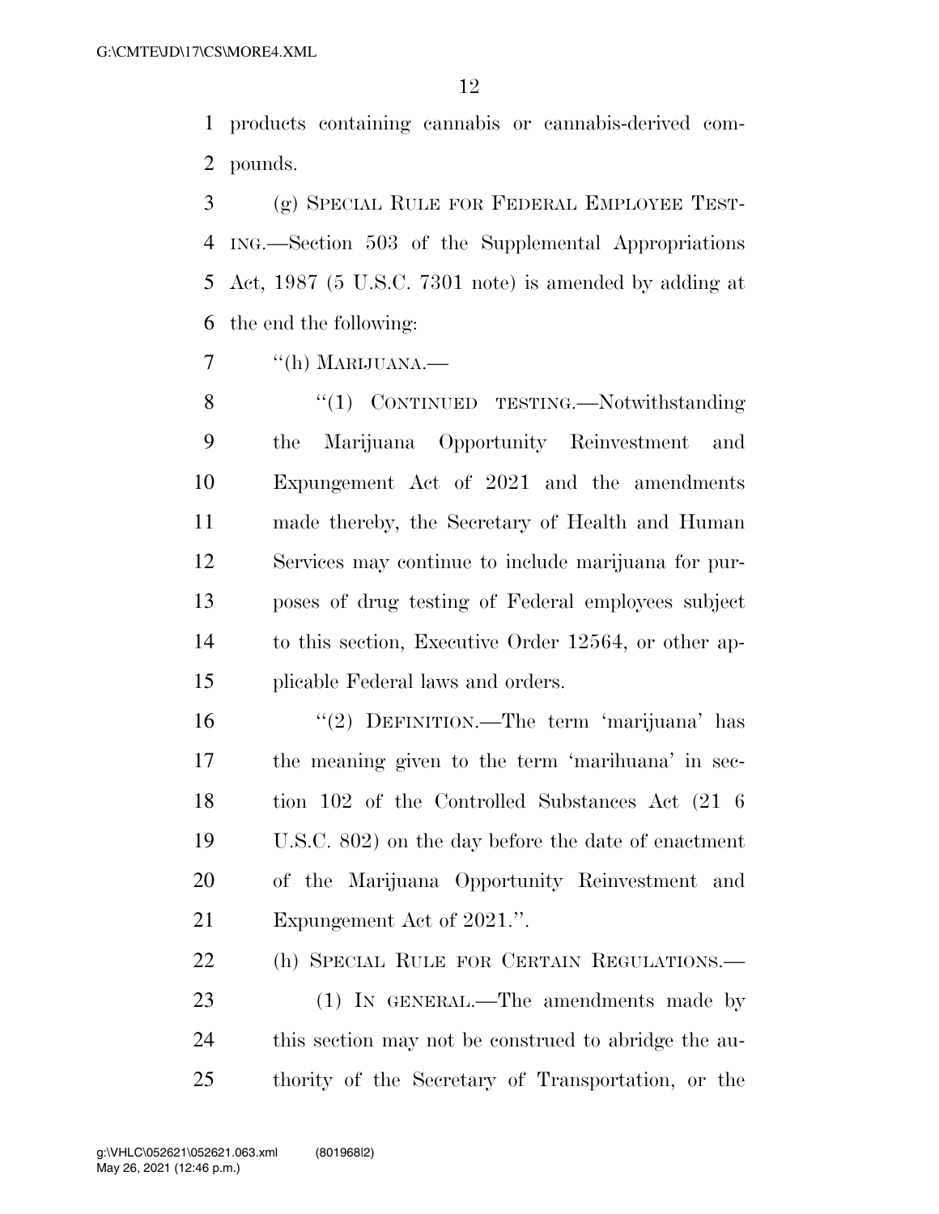products containing cannabis or cannabis-derived compounds.

(g) SPECIAL RULE FOR FEDERAL EMPLOYEE TESTING.—Section 503 of the Supplemental Appropriations Act, 1987 (5 U.S.C. 7301 note) is amended by adding at the end the following:

"(h) MARIJUANA.—

"(1) CONTINUED TESTING.—Notwithstanding the Marijuana Opportunity Reinvestment and Expungement Act of 2021 and the amendments made thereby, the Secretary of Health and Human Services may continue to include marijuana for purposes of drug testing of Federal employees subject to this section, Executive Order 12564, or other applicable Federal laws and orders.

"(2) DEFINITION.—The term 'marijuana' has the meaning given to the term 'marihuana' in section 102 of the Controlled Substances Act (21 6 U.S.C. 802) on the day before the date of enactment of the Marijuana Opportunity Reinvestment and Expungement Act of 2021.".

(h) SPECIAL RULE FOR CERTAIN REGULATIONS.—

(1) IN GENERAL.—The amendments made by this section may not be construed to abridge the authority of the Secretary of Transportation, or the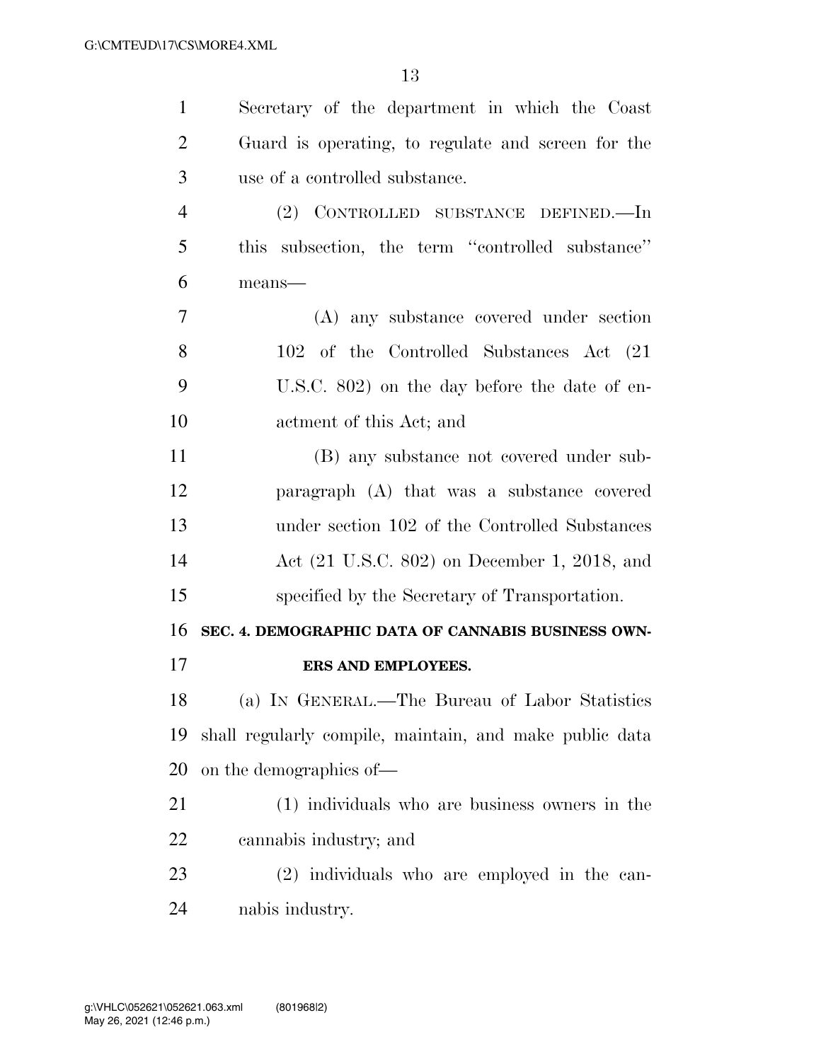Secretary of the department in which the Coast Guard is operating, to regulate and screen for the use of a controlled substance.

(2) CONTROLLED SUBSTANCE DEFINED.—In this subsection, the term ''controlled substance'' means—

(A) any substance covered under section 102 of the Controlled Substances Act (21 U.S.C. 802) on the day before the date of enactment of this Act; and

(B) any substance not covered under subparagraph (A) that was a substance covered under section 102 of the Controlled Substances Act (21 U.S.C. 802) on December 1, 2018, and specified by the Secretary of Transportation.

**SEC. 4. DEMOGRAPHIC DATA OF CANNABIS BUSINESS OWNERS AND EMPLOYEES.**

(a) IN GENERAL.—The Bureau of Labor Statistics shall regularly compile, maintain, and make public data on the demographics of—

(1) individuals who are business owners in the cannabis industry; and

(2) individuals who are employed in the cannabis industry.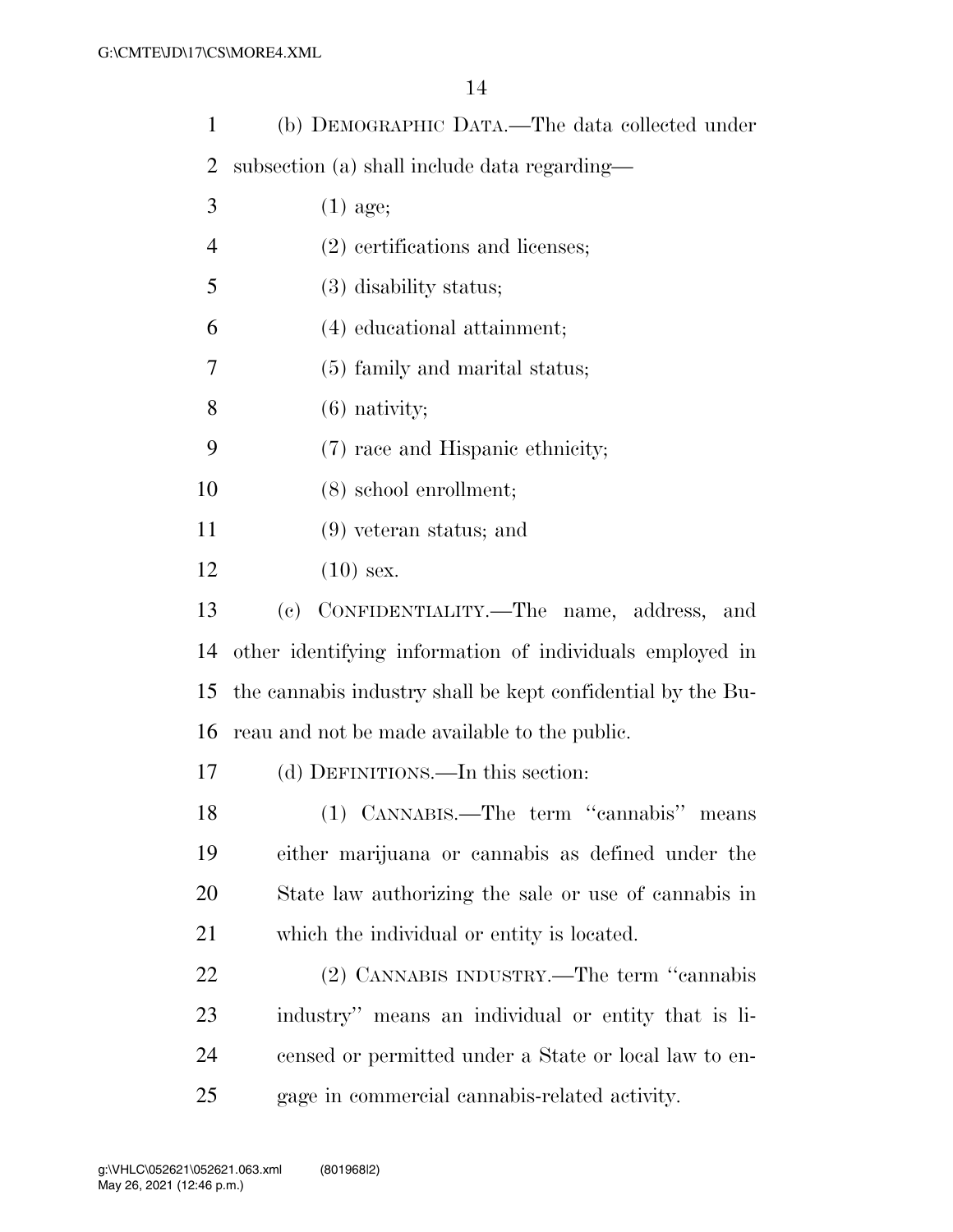(b) DEMOGRAPHIC DATA.—The data collected under subsection (a) shall include data regarding—

(1) age;

(2) certifications and licenses;

(3) disability status;

(4) educational attainment;

(5) family and marital status;

(6) nativity;

(7) race and Hispanic ethnicity;

(8) school enrollment;

(9) veteran status; and

(10) sex.

(c) CONFIDENTIALITY.—The name, address, and other identifying information of individuals employed in the cannabis industry shall be kept confidential by the Bureau and not be made available to the public.

(d) DEFINITIONS.—In this section:

(1) CANNABIS.—The term ''cannabis'' means either marijuana or cannabis as defined under the State law authorizing the sale or use of cannabis in which the individual or entity is located.

(2) CANNABIS INDUSTRY.—The term ''cannabis industry'' means an individual or entity that is licensed or permitted under a State or local law to engage in commercial cannabis-related activity.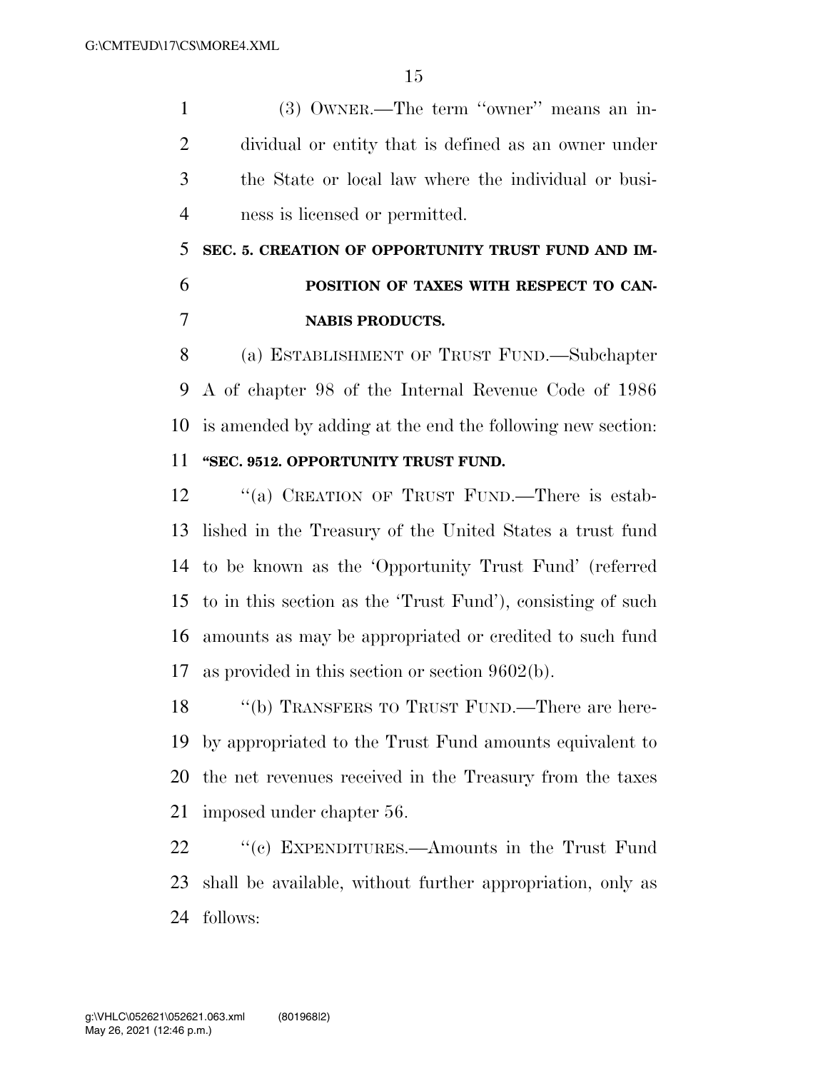(3) OWNER.—The term ''owner'' means an individual or entity that is defined as an owner under the State or local law where the individual or business is licensed or permitted.

**SEC. 5. CREATION OF OPPORTUNITY TRUST FUND AND IMPOSITION OF TAXES WITH RESPECT TO CANNABIS PRODUCTS.**

(a) ESTABLISHMENT OF TRUST FUND.—Subchapter A of chapter 98 of the Internal Revenue Code of 1986 is amended by adding at the end the following new section:

**''SEC. 9512. OPPORTUNITY TRUST FUND.**

''(a) CREATION OF TRUST FUND.—There is established in the Treasury of the United States a trust fund to be known as the 'Opportunity Trust Fund' (referred to in this section as the 'Trust Fund'), consisting of such amounts as may be appropriated or credited to such fund as provided in this section or section 9602(b).

''(b) TRANSFERS TO TRUST FUND.—There are hereby appropriated to the Trust Fund amounts equivalent to the net revenues received in the Treasury from the taxes imposed under chapter 56.

''(c) EXPENDITURES.—Amounts in the Trust Fund shall be available, without further appropriation, only as follows: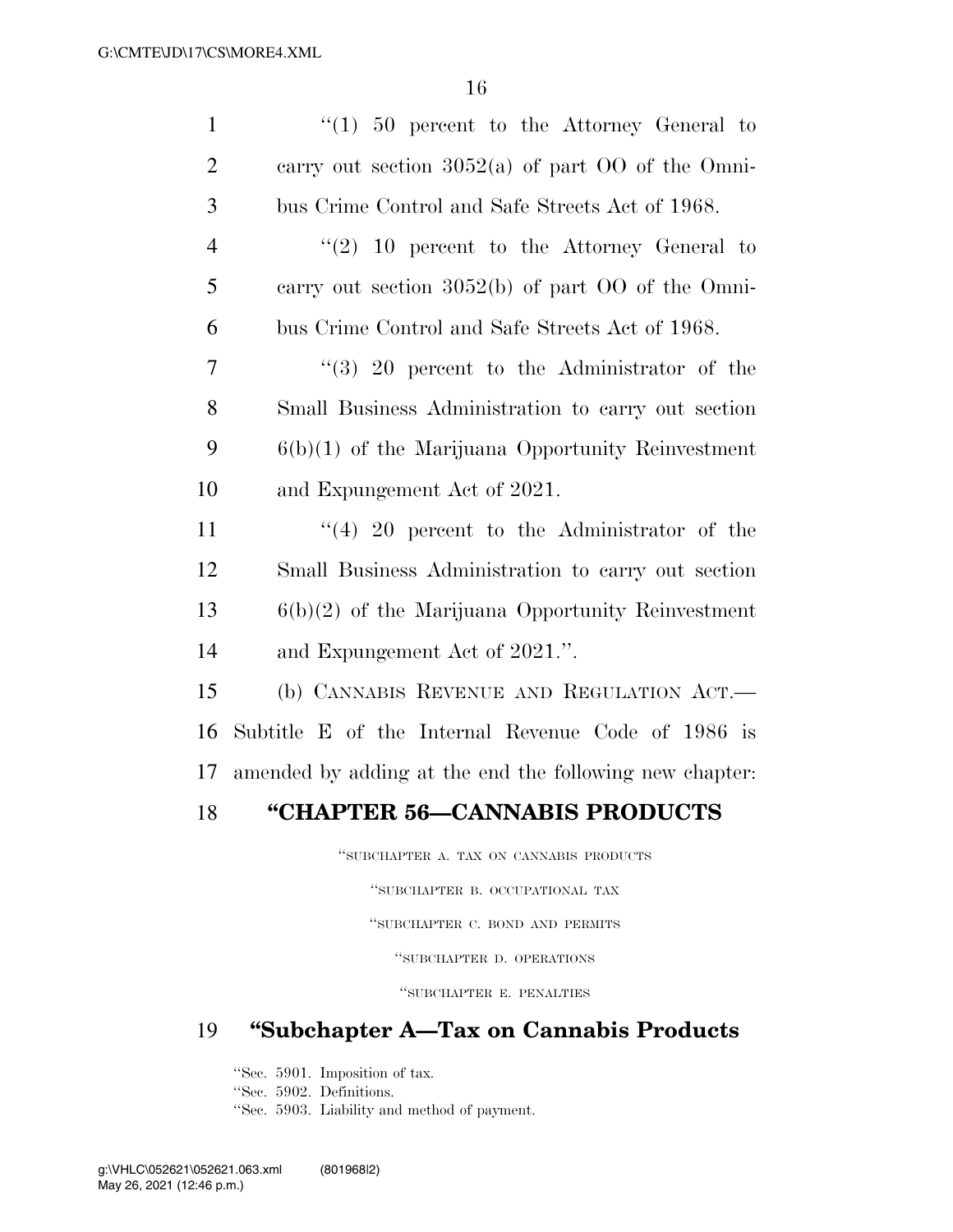''(1) 50 percent to the Attorney General to carry out section 3052(a) of part OO of the Omnibus Crime Control and Safe Streets Act of 1968.

''(2) 10 percent to the Attorney General to carry out section 3052(b) of part OO of the Omnibus Crime Control and Safe Streets Act of 1968.

''(3) 20 percent to the Administrator of the Small Business Administration to carry out section 6(b)(1) of the Marijuana Opportunity Reinvestment and Expungement Act of 2021.

''(4) 20 percent to the Administrator of the Small Business Administration to carry out section 6(b)(2) of the Marijuana Opportunity Reinvestment and Expungement Act of 2021.''.

(b) CANNABIS REVENUE AND REGULATION ACT.—Subtitle E of the Internal Revenue Code of 1986 is amended by adding at the end the following new chapter:

## ''CHAPTER 56—CANNABIS PRODUCTS

''SUBCHAPTER A. TAX ON CANNABIS PRODUCTS

''SUBCHAPTER B. OCCUPATIONAL TAX

''SUBCHAPTER C. BOND AND PERMITS

''SUBCHAPTER D. OPERATIONS

''SUBCHAPTER E. PENALTIES

### ''Subchapter A—Tax on Cannabis Products

''Sec. 5901. Imposition of tax.
''Sec. 5902. Definitions.
''Sec. 5903. Liability and method of payment.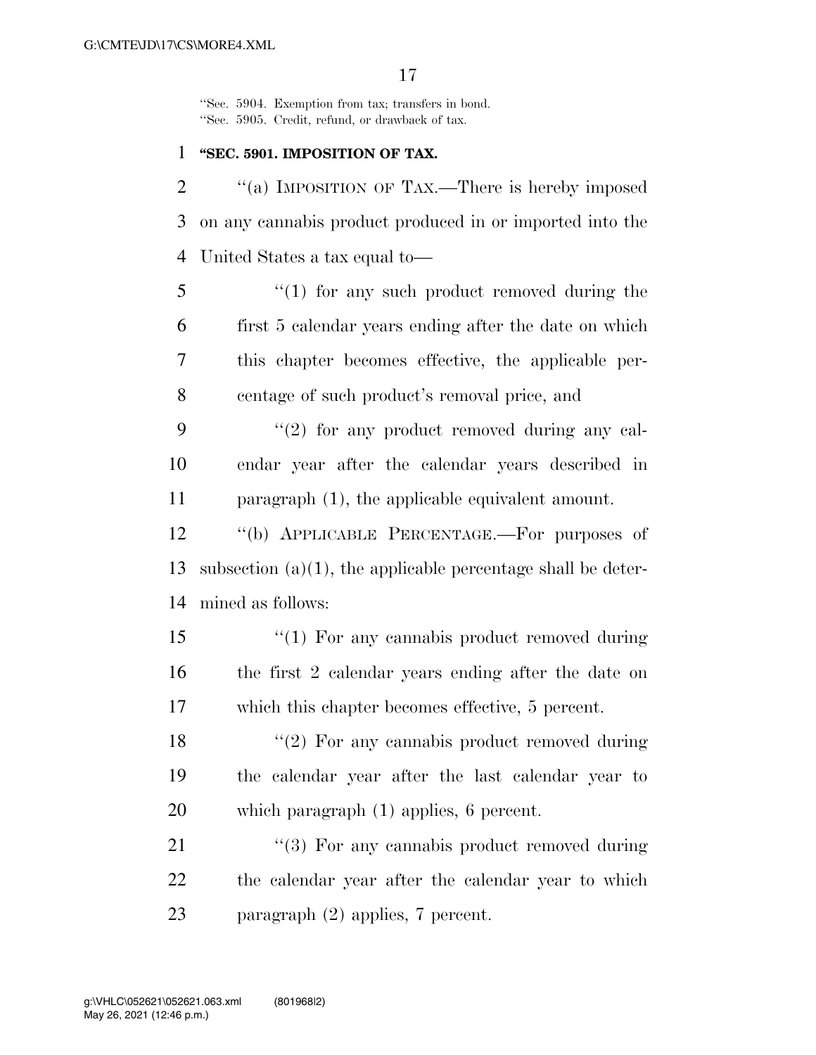"Sec. 5904. Exemption from tax; transfers in bond.
"Sec. 5905. Credit, refund, or drawback of tax.

**"SEC. 5901. IMPOSITION OF TAX.**

"(a) IMPOSITION OF TAX.—There is hereby imposed on any cannabis product produced in or imported into the United States a tax equal to—

"(1) for any such product removed during the first 5 calendar years ending after the date on which this chapter becomes effective, the applicable percentage of such product's removal price, and

"(2) for any product removed during any calendar year after the calendar years described in paragraph (1), the applicable equivalent amount.

"(b) APPLICABLE PERCENTAGE.—For purposes of subsection (a)(1), the applicable percentage shall be determined as follows:

"(1) For any cannabis product removed during the first 2 calendar years ending after the date on which this chapter becomes effective, 5 percent.

"(2) For any cannabis product removed during the calendar year after the last calendar year to which paragraph (1) applies, 6 percent.

"(3) For any cannabis product removed during the calendar year after the calendar year to which paragraph (2) applies, 7 percent.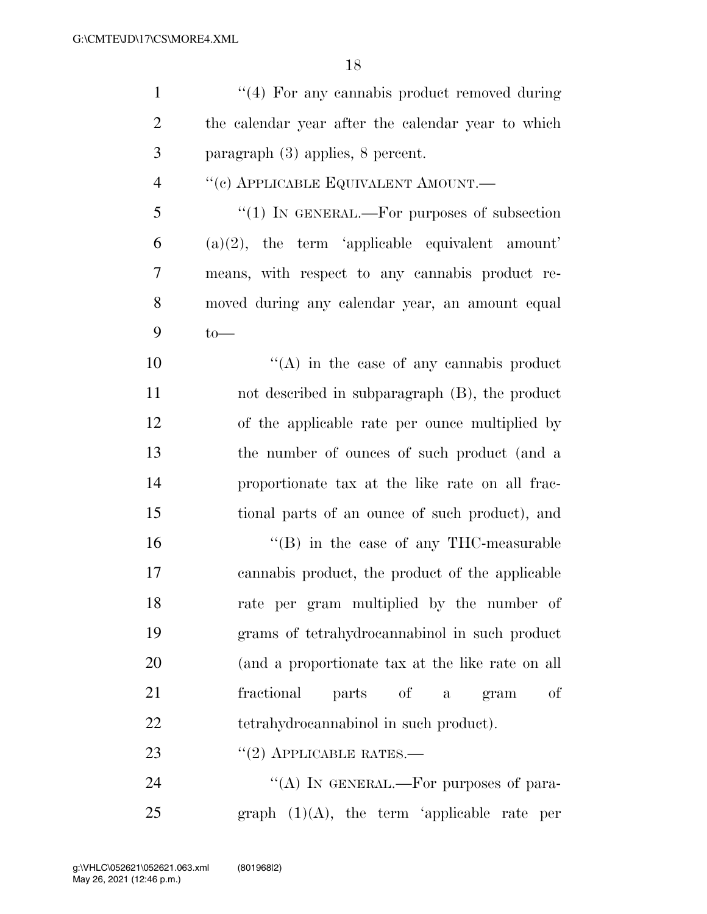"(4) For any cannabis product removed during the calendar year after the calendar year to which paragraph (3) applies, 8 percent.

"(c) APPLICABLE EQUIVALENT AMOUNT.—

"(1) IN GENERAL.—For purposes of subsection (a)(2), the term 'applicable equivalent amount' means, with respect to any cannabis product removed during any calendar year, an amount equal to—

"(A) in the case of any cannabis product not described in subparagraph (B), the product of the applicable rate per ounce multiplied by the number of ounces of such product (and a proportionate tax at the like rate on all fractional parts of an ounce of such product), and

"(B) in the case of any THC-measurable cannabis product, the product of the applicable rate per gram multiplied by the number of grams of tetrahydrocannabinol in such product (and a proportionate tax at the like rate on all fractional parts of a gram of tetrahydrocannabinol in such product).

"(2) APPLICABLE RATES.—

"(A) IN GENERAL.—For purposes of paragraph (1)(A), the term 'applicable rate per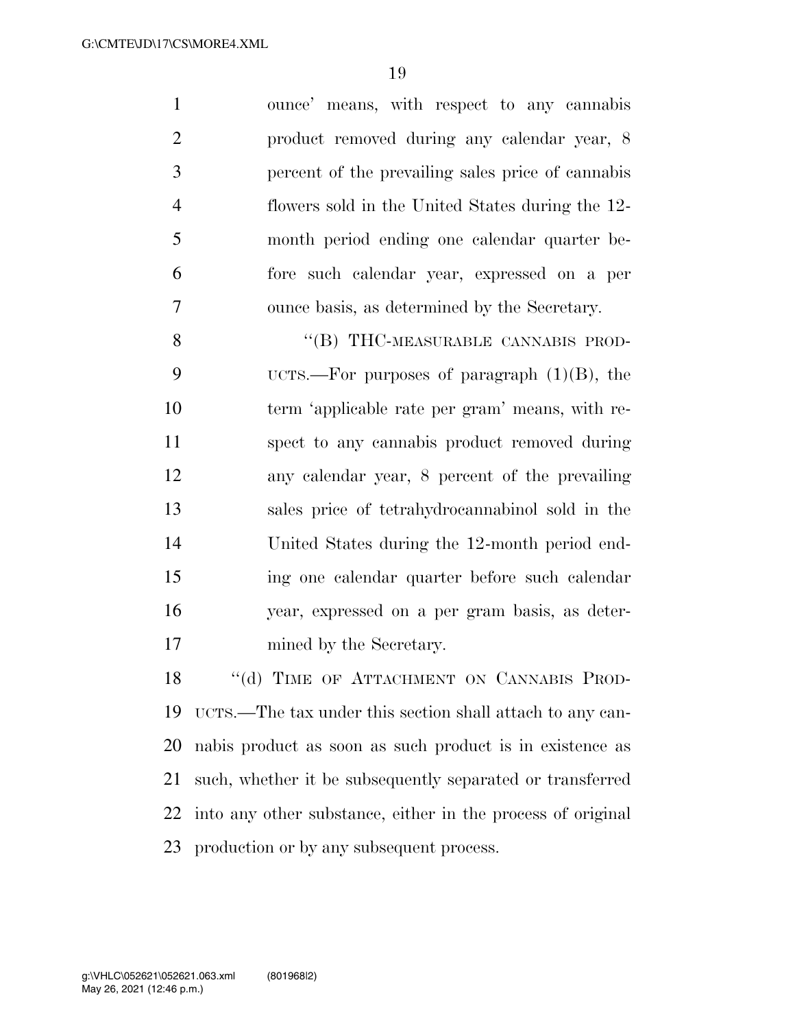ounce' means, with respect to any cannabis product removed during any calendar year, 8 percent of the prevailing sales price of cannabis flowers sold in the United States during the 12-month period ending one calendar quarter before such calendar year, expressed on a per ounce basis, as determined by the Secretary.

"(B) THC-MEASURABLE CANNABIS PRODUCTS.—For purposes of paragraph (1)(B), the term 'applicable rate per gram' means, with respect to any cannabis product removed during any calendar year, 8 percent of the prevailing sales price of tetrahydrocannabinol sold in the United States during the 12-month period ending one calendar quarter before such calendar year, expressed on a per gram basis, as determined by the Secretary.

"(d) TIME OF ATTACHMENT ON CANNABIS PRODUCTS.—The tax under this section shall attach to any cannabis product as soon as such product is in existence as such, whether it be subsequently separated or transferred into any other substance, either in the process of original production or by any subsequent process.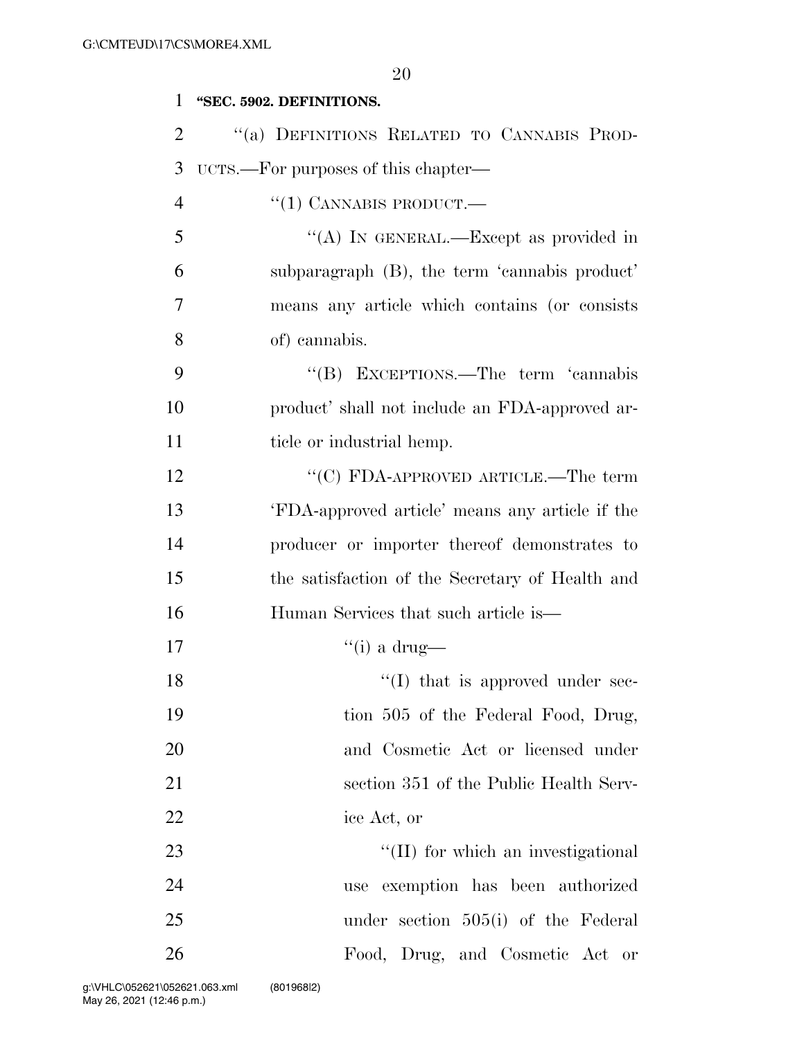**"SEC. 5902. DEFINITIONS.**

"(a) DEFINITIONS RELATED TO CANNABIS PRODUCTS.—For purposes of this chapter—

"(1) CANNABIS PRODUCT.—

"(A) IN GENERAL.—Except as provided in subparagraph (B), the term 'cannabis product' means any article which contains (or consists of) cannabis.

"(B) EXCEPTIONS.—The term 'cannabis product' shall not include an FDA-approved article or industrial hemp.

"(C) FDA-APPROVED ARTICLE.—The term 'FDA-approved article' means any article if the producer or importer thereof demonstrates to the satisfaction of the Secretary of Health and Human Services that such article is—

"(i) a drug—

"(I) that is approved under section 505 of the Federal Food, Drug, and Cosmetic Act or licensed under section 351 of the Public Health Service Act, or

"(II) for which an investigational use exemption has been authorized under section 505(i) of the Federal Food, Drug, and Cosmetic Act or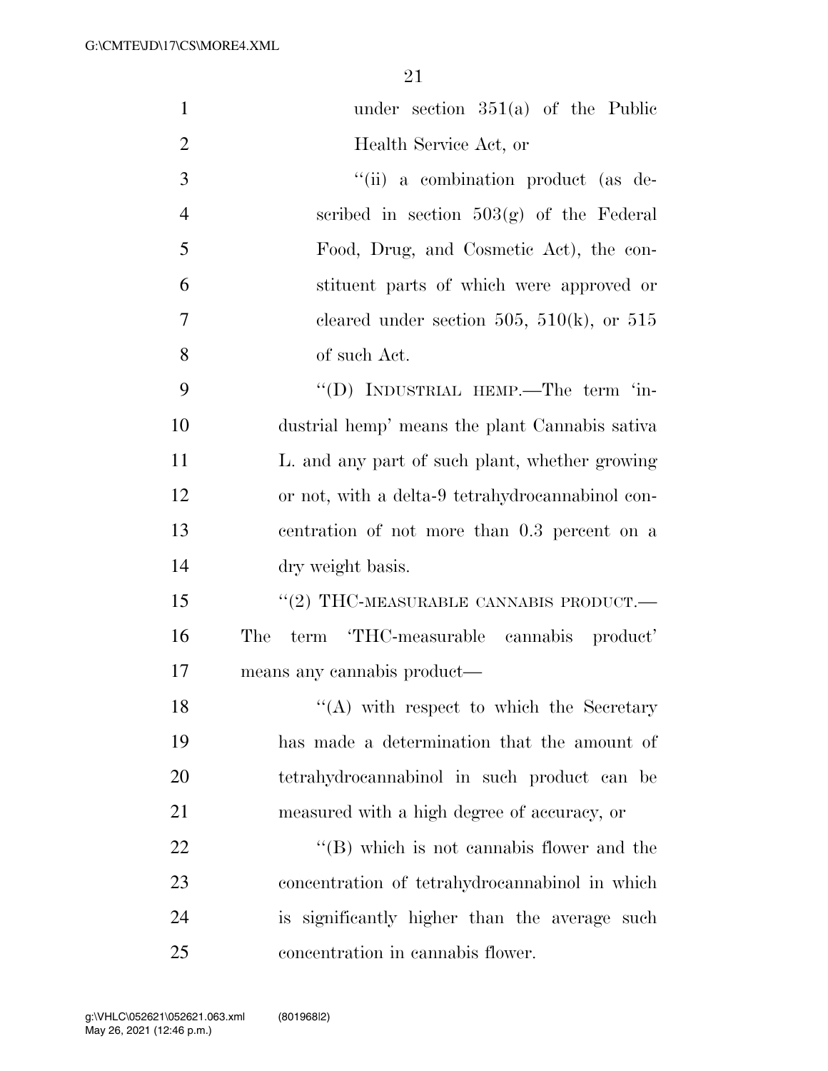under section 351(a) of the Public Health Service Act, or

''(ii) a combination product (as described in section 503(g) of the Federal Food, Drug, and Cosmetic Act), the constituent parts of which were approved or cleared under section 505, 510(k), or 515 of such Act.

''(D) INDUSTRIAL HEMP.—The term 'industrial hemp' means the plant Cannabis sativa L. and any part of such plant, whether growing or not, with a delta-9 tetrahydrocannabinol concentration of not more than 0.3 percent on a dry weight basis.

''(2) THC-MEASURABLE CANNABIS PRODUCT.—The term 'THC-measurable cannabis product' means any cannabis product—

''(A) with respect to which the Secretary has made a determination that the amount of tetrahydrocannabinol in such product can be measured with a high degree of accuracy, or

''(B) which is not cannabis flower and the concentration of tetrahydrocannabinol in which is significantly higher than the average such concentration in cannabis flower.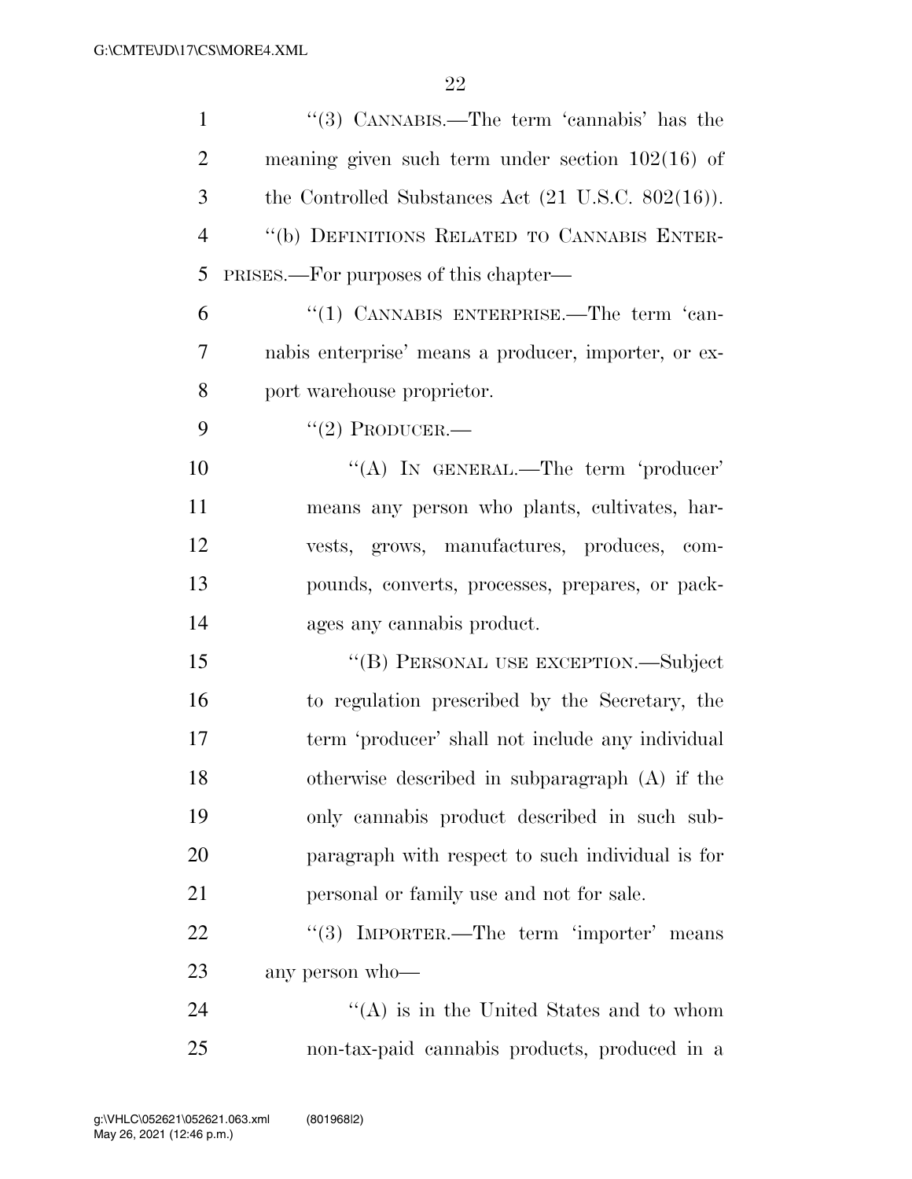"(3) CANNABIS.—The term 'cannabis' has the meaning given such term under section 102(16) of the Controlled Substances Act (21 U.S.C. 802(16)).

"(b) DEFINITIONS RELATED TO CANNABIS ENTERPRISES.—For purposes of this chapter—

"(1) CANNABIS ENTERPRISE.—The term 'cannabis enterprise' means a producer, importer, or export warehouse proprietor.

"(2) PRODUCER.—

"(A) IN GENERAL.—The term 'producer' means any person who plants, cultivates, harvests, grows, manufactures, produces, compounds, converts, processes, prepares, or packages any cannabis product.

"(B) PERSONAL USE EXCEPTION.—Subject to regulation prescribed by the Secretary, the term 'producer' shall not include any individual otherwise described in subparagraph (A) if the only cannabis product described in such subparagraph with respect to such individual is for personal or family use and not for sale.

"(3) IMPORTER.—The term 'importer' means any person who—

"(A) is in the United States and to whom non-tax-paid cannabis products, produced in a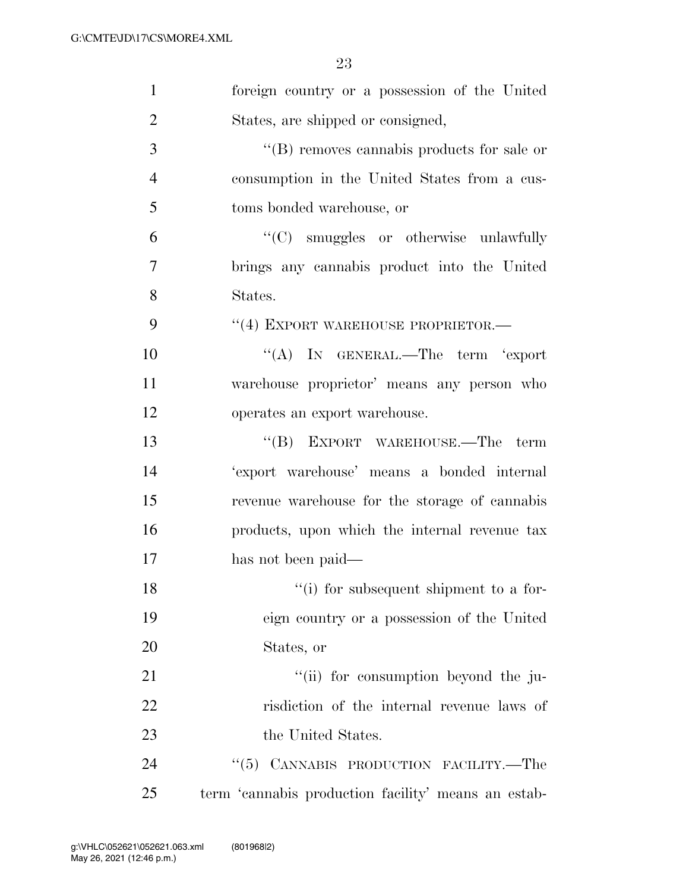foreign country or a possession of the United States, are shipped or consigned,

"(B) removes cannabis products for sale or consumption in the United States from a customs bonded warehouse, or

"(C) smuggles or otherwise unlawfully brings any cannabis product into the United States.

"(4) EXPORT WAREHOUSE PROPRIETOR.—

"(A) IN GENERAL.—The term 'export warehouse proprietor' means any person who operates an export warehouse.

"(B) EXPORT WAREHOUSE.—The term 'export warehouse' means a bonded internal revenue warehouse for the storage of cannabis products, upon which the internal revenue tax has not been paid—

"(i) for subsequent shipment to a foreign country or a possession of the United States, or

"(ii) for consumption beyond the jurisdiction of the internal revenue laws of the United States.

"(5) CANNABIS PRODUCTION FACILITY.—The term 'cannabis production facility' means an estab-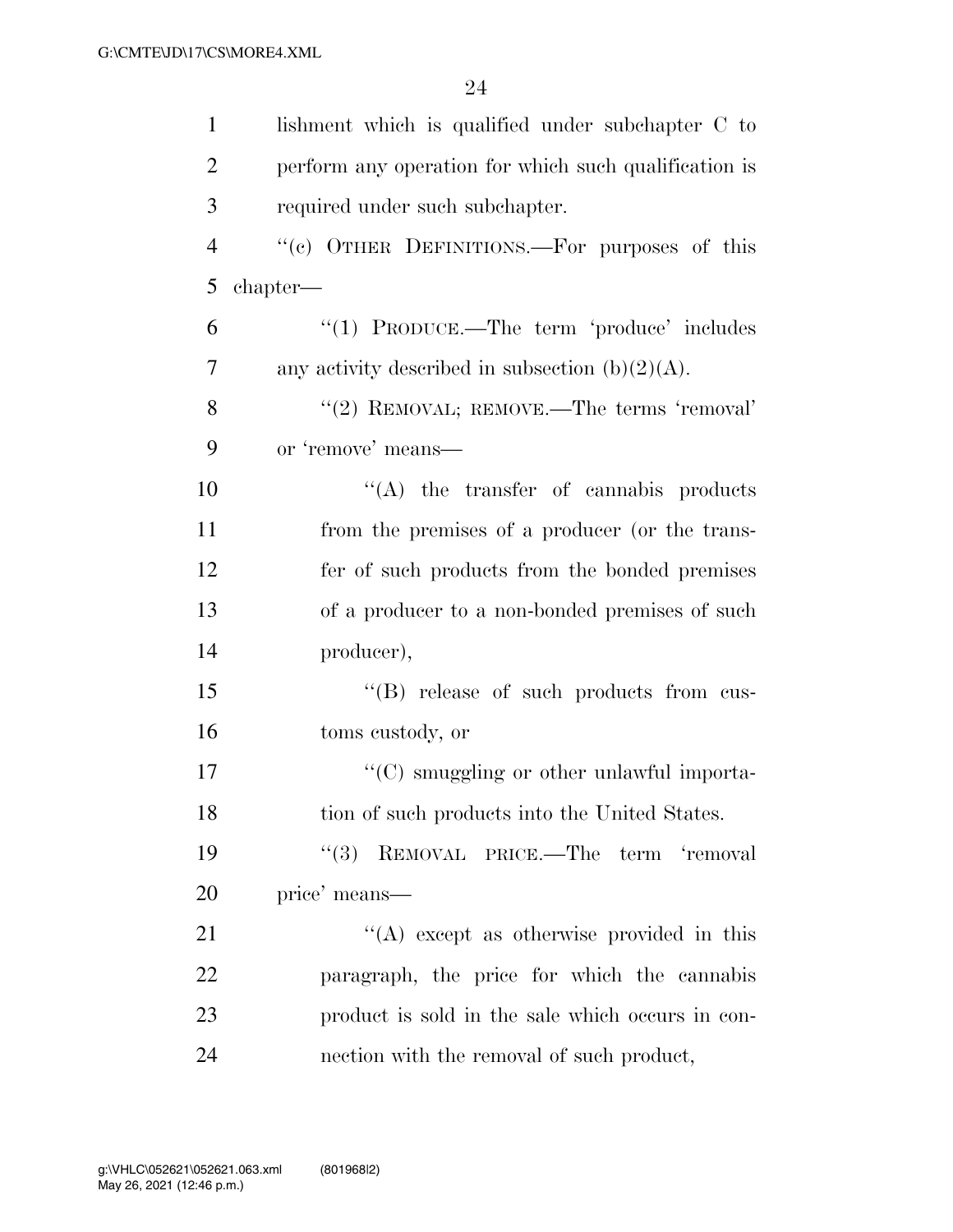lishment which is qualified under subchapter C to perform any operation for which such qualification is required under such subchapter.

"(c) OTHER DEFINITIONS.—For purposes of this chapter—

"(1) PRODUCE.—The term 'produce' includes any activity described in subsection (b)(2)(A).

"(2) REMOVAL; REMOVE.—The terms 'removal' or 'remove' means—

"(A) the transfer of cannabis products from the premises of a producer (or the transfer of such products from the bonded premises of a producer to a non-bonded premises of such producer),

"(B) release of such products from customs custody, or

"(C) smuggling or other unlawful importation of such products into the United States.

"(3) REMOVAL PRICE.—The term 'removal price' means—

"(A) except as otherwise provided in this paragraph, the price for which the cannabis product is sold in the sale which occurs in connection with the removal of such product,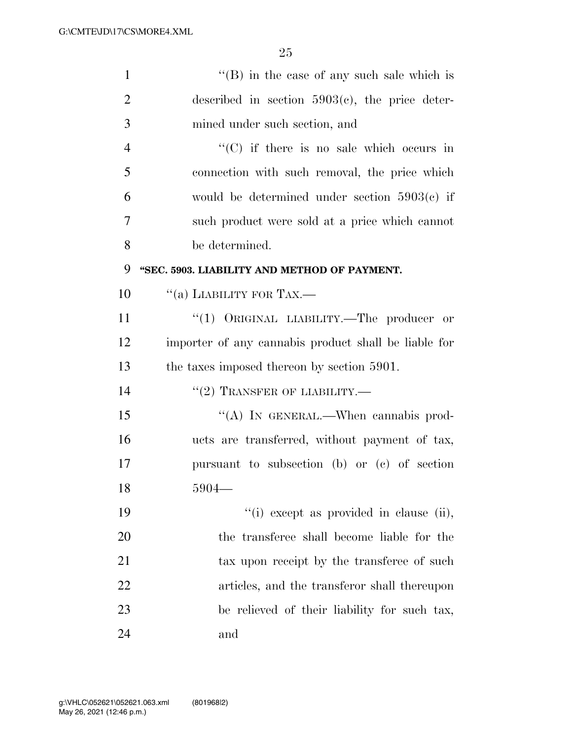''(B) in the case of any such sale which is described in section 5903(c), the price determined under such section, and

''(C) if there is no sale which occurs in connection with such removal, the price which would be determined under section 5903(c) if such product were sold at a price which cannot be determined.

**''SEC. 5903. LIABILITY AND METHOD OF PAYMENT.**

''(a) LIABILITY FOR TAX.—

''(1) ORIGINAL LIABILITY.—The producer or importer of any cannabis product shall be liable for the taxes imposed thereon by section 5901.

''(2) TRANSFER OF LIABILITY.—

''(A) IN GENERAL.—When cannabis products are transferred, without payment of tax, pursuant to subsection (b) or (c) of section 5904—

''(i) except as provided in clause (ii), the transferee shall become liable for the tax upon receipt by the transferee of such articles, and the transferor shall thereupon be relieved of their liability for such tax, and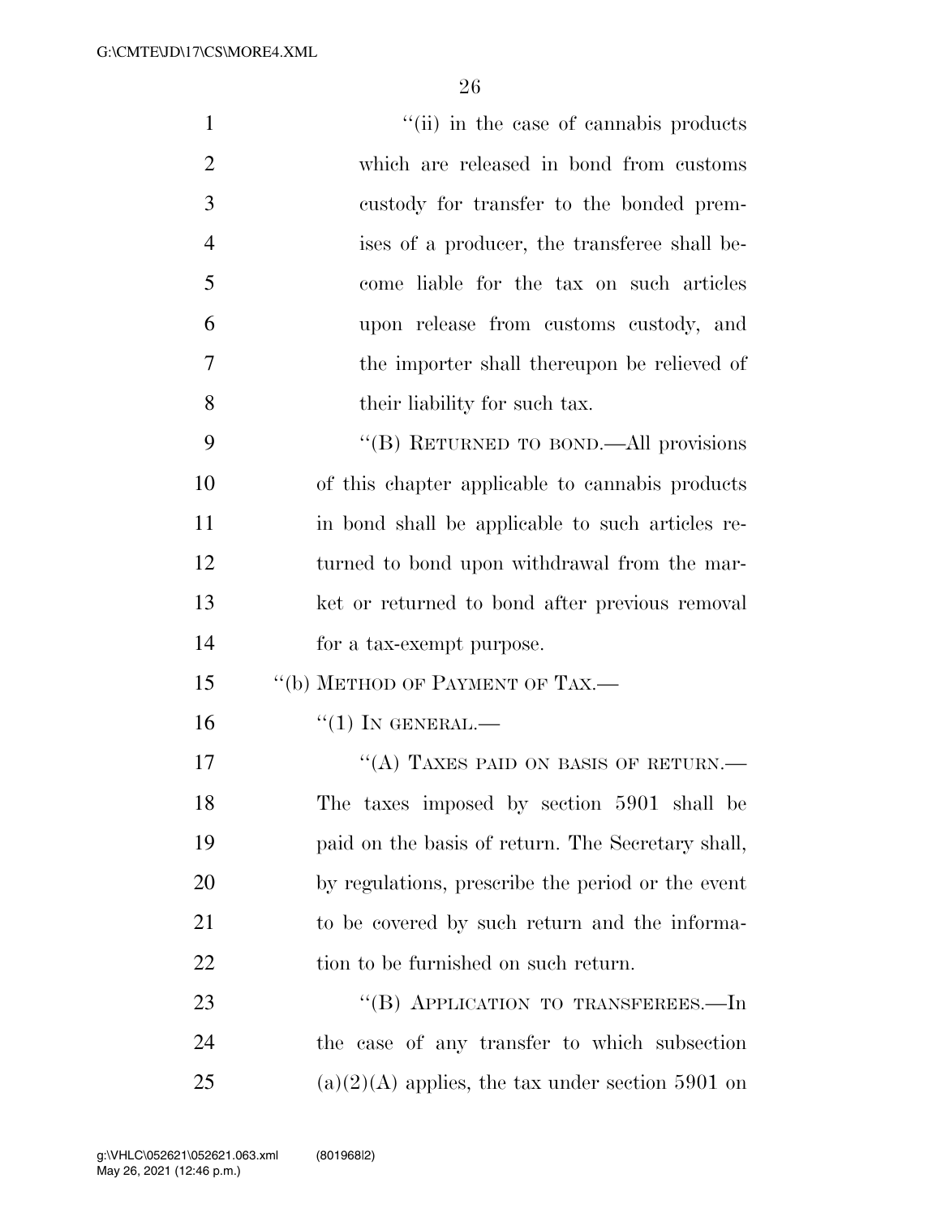"(ii) in the case of cannabis products which are released in bond from customs custody for transfer to the bonded premises of a producer, the transferee shall become liable for the tax on such articles upon release from customs custody, and the importer shall thereupon be relieved of their liability for such tax.

"(B) RETURNED TO BOND.—All provisions of this chapter applicable to cannabis products in bond shall be applicable to such articles returned to bond upon withdrawal from the market or returned to bond after previous removal for a tax-exempt purpose.

"(b) METHOD OF PAYMENT OF TAX.—

"(1) IN GENERAL.—

"(A) TAXES PAID ON BASIS OF RETURN.— The taxes imposed by section 5901 shall be paid on the basis of return. The Secretary shall, by regulations, prescribe the period or the event to be covered by such return and the information to be furnished on such return.

"(B) APPLICATION TO TRANSFEREES.—In the case of any transfer to which subsection (a)(2)(A) applies, the tax under section 5901 on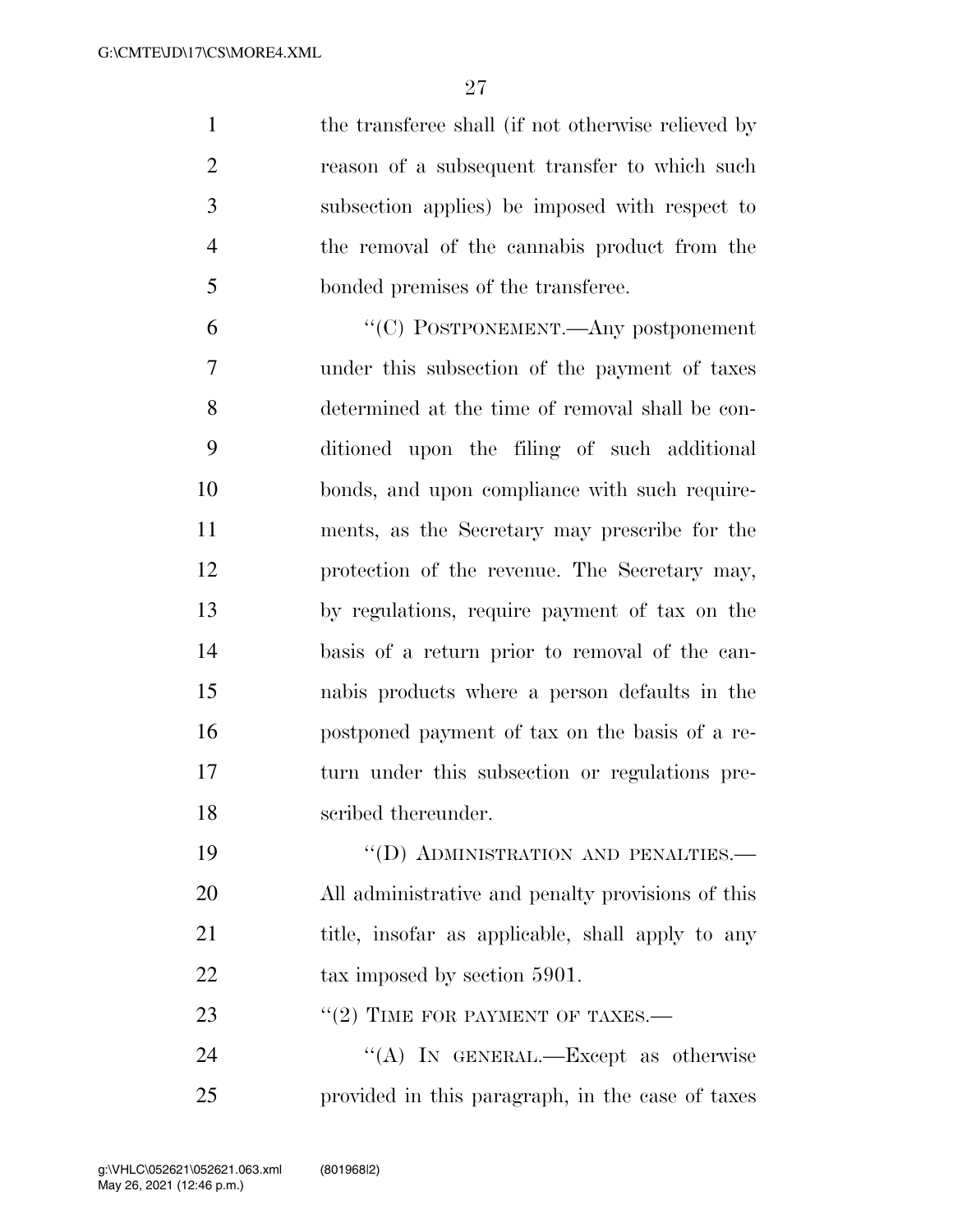the transferee shall (if not otherwise relieved by reason of a subsequent transfer to which such subsection applies) be imposed with respect to the removal of the cannabis product from the bonded premises of the transferee.

"(C) POSTPONEMENT.—Any postponement under this subsection of the payment of taxes determined at the time of removal shall be conditioned upon the filing of such additional bonds, and upon compliance with such requirements, as the Secretary may prescribe for the protection of the revenue. The Secretary may, by regulations, require payment of tax on the basis of a return prior to removal of the cannabis products where a person defaults in the postponed payment of tax on the basis of a return under this subsection or regulations prescribed thereunder.

"(D) ADMINISTRATION AND PENALTIES.—All administrative and penalty provisions of this title, insofar as applicable, shall apply to any tax imposed by section 5901.

"(2) TIME FOR PAYMENT OF TAXES.—

"(A) IN GENERAL.—Except as otherwise provided in this paragraph, in the case of taxes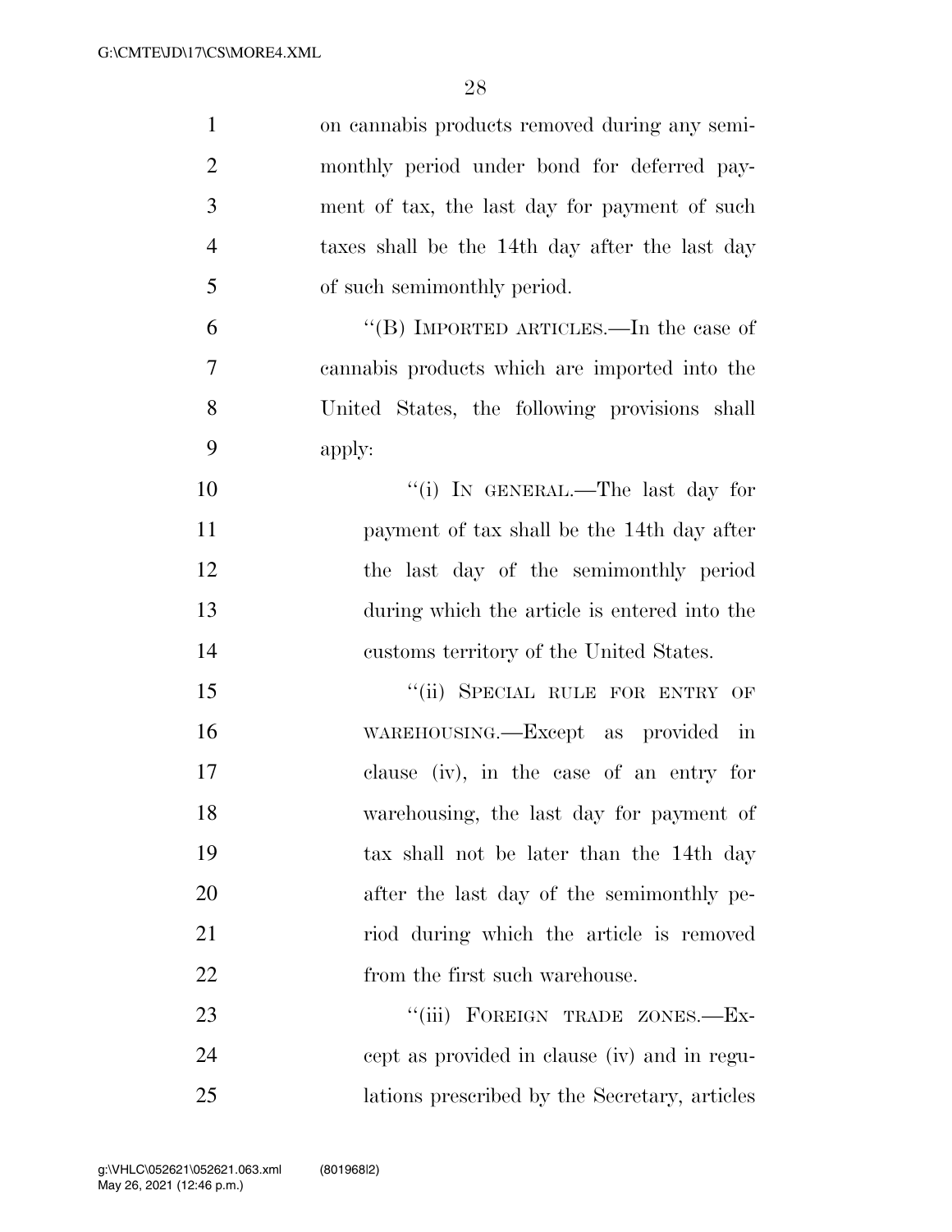on cannabis products removed during any semimonthly period under bond for deferred payment of tax, the last day for payment of such taxes shall be the 14th day after the last day of such semimonthly period.

"(B) IMPORTED ARTICLES.—In the case of cannabis products which are imported into the United States, the following provisions shall apply:

"(i) IN GENERAL.—The last day for payment of tax shall be the 14th day after the last day of the semimonthly period during which the article is entered into the customs territory of the United States.

"(ii) SPECIAL RULE FOR ENTRY OF WAREHOUSING.—Except as provided in clause (iv), in the case of an entry for warehousing, the last day for payment of tax shall not be later than the 14th day after the last day of the semimonthly period during which the article is removed from the first such warehouse.

"(iii) FOREIGN TRADE ZONES.—Except as provided in clause (iv) and in regulations prescribed by the Secretary, articles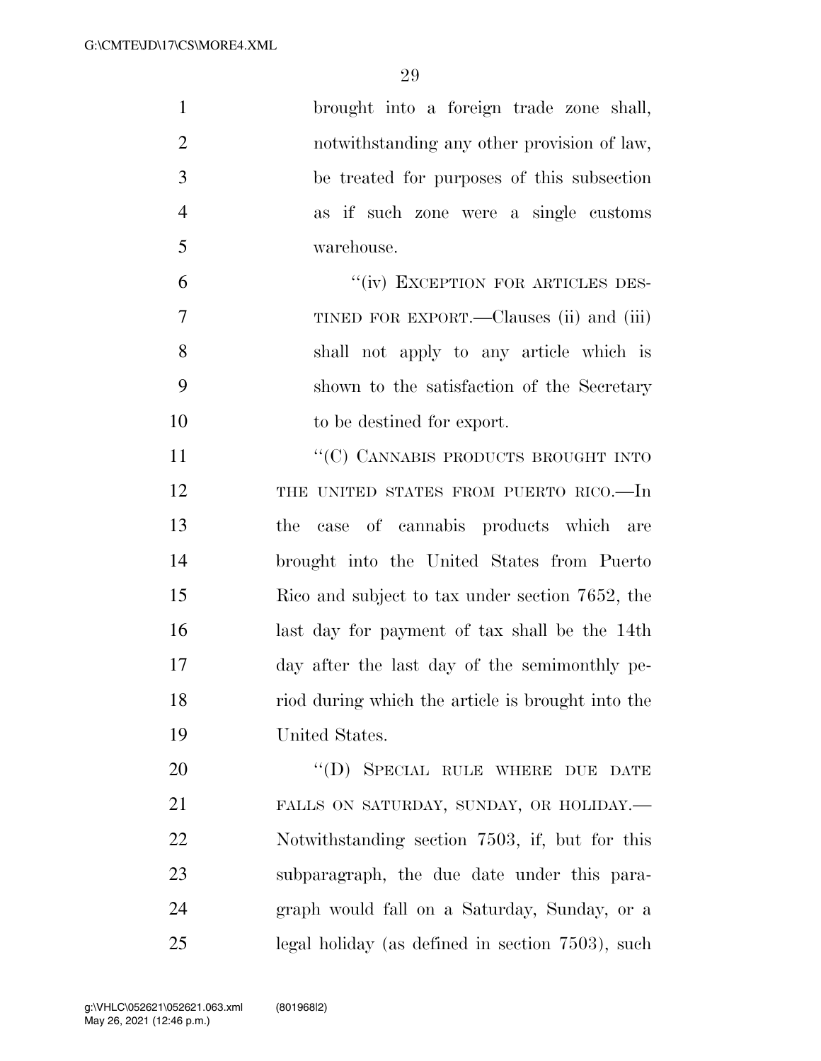brought into a foreign trade zone shall, notwithstanding any other provision of law, be treated for purposes of this subsection as if such zone were a single customs warehouse.

"(iv) EXCEPTION FOR ARTICLES DESTINED FOR EXPORT.—Clauses (ii) and (iii) shall not apply to any article which is shown to the satisfaction of the Secretary to be destined for export.

"(C) CANNABIS PRODUCTS BROUGHT INTO THE UNITED STATES FROM PUERTO RICO.—In the case of cannabis products which are brought into the United States from Puerto Rico and subject to tax under section 7652, the last day for payment of tax shall be the 14th day after the last day of the semimonthly period during which the article is brought into the United States.

"(D) SPECIAL RULE WHERE DUE DATE FALLS ON SATURDAY, SUNDAY, OR HOLIDAY.—Notwithstanding section 7503, if, but for this subparagraph, the due date under this paragraph would fall on a Saturday, Sunday, or a legal holiday (as defined in section 7503), such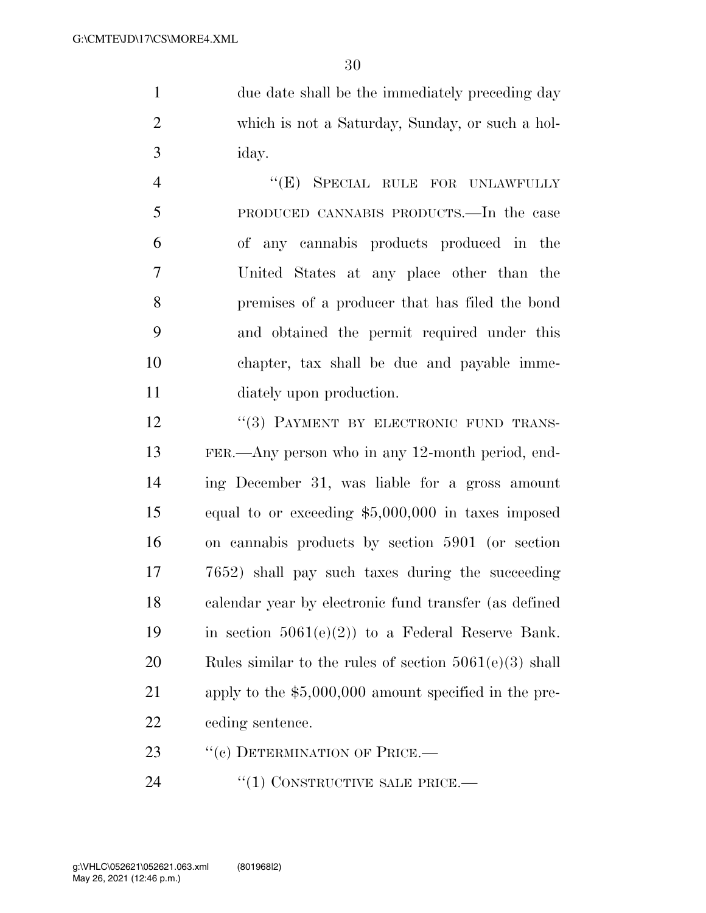due date shall be the immediately preceding day which is not a Saturday, Sunday, or such a holiday.

"(E) SPECIAL RULE FOR UNLAWFULLY PRODUCED CANNABIS PRODUCTS.—In the case of any cannabis products produced in the United States at any place other than the premises of a producer that has filed the bond and obtained the permit required under this chapter, tax shall be due and payable immediately upon production.

"(3) PAYMENT BY ELECTRONIC FUND TRANSFER.—Any person who in any 12-month period, ending December 31, was liable for a gross amount equal to or exceeding $5,000,000 in taxes imposed on cannabis products by section 5901 (or section 7652) shall pay such taxes during the succeeding calendar year by electronic fund transfer (as defined in section 5061(e)(2)) to a Federal Reserve Bank. Rules similar to the rules of section 5061(e)(3) shall apply to the $5,000,000 amount specified in the preceding sentence.

"(c) DETERMINATION OF PRICE.—

"(1) CONSTRUCTIVE SALE PRICE.—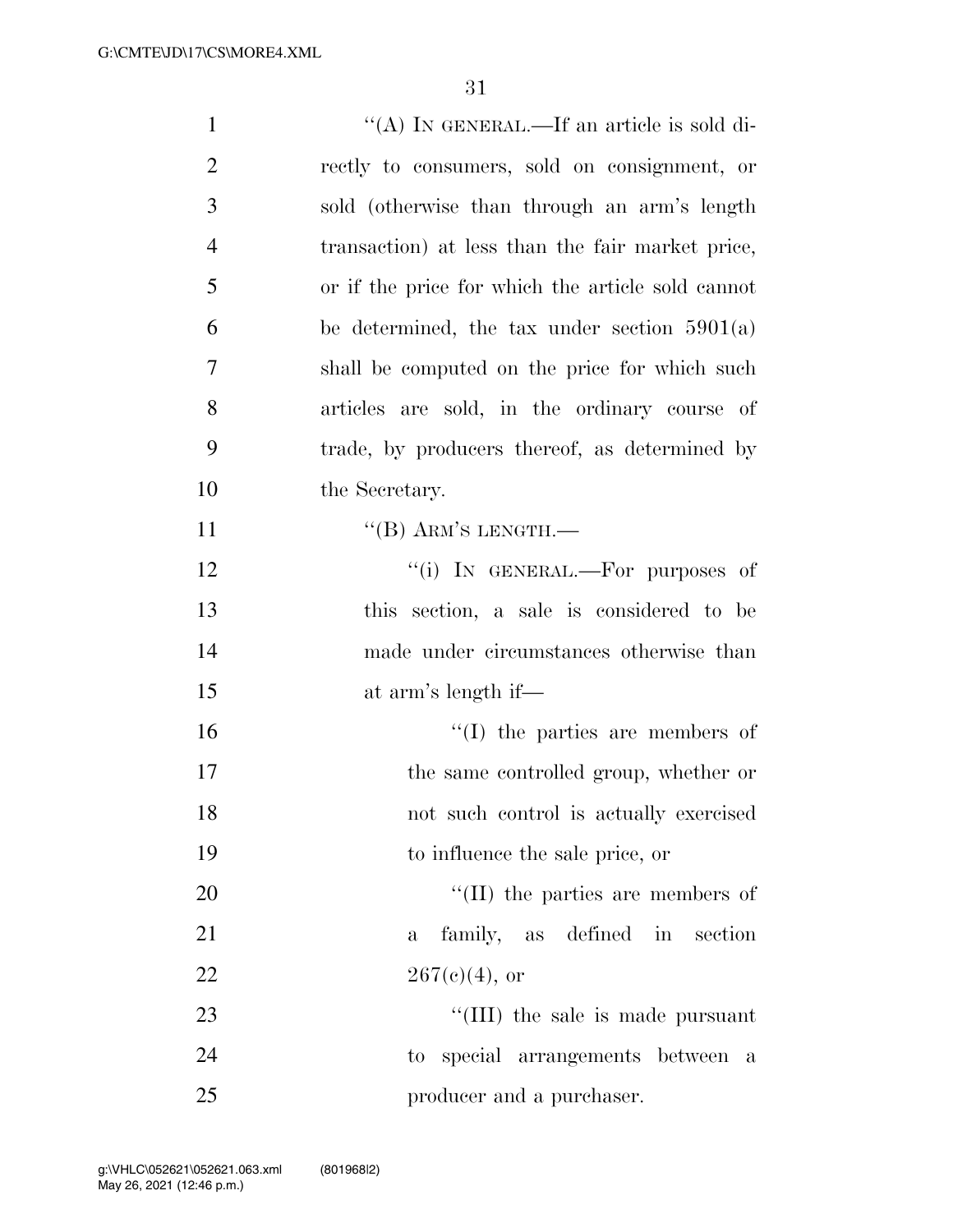"(A) IN GENERAL.—If an article is sold directly to consumers, sold on consignment, or sold (otherwise than through an arm's length transaction) at less than the fair market price, or if the price for which the article sold cannot be determined, the tax under section 5901(a) shall be computed on the price for which such articles are sold, in the ordinary course of trade, by producers thereof, as determined by the Secretary.

"(B) ARM'S LENGTH.—

"(i) IN GENERAL.—For purposes of this section, a sale is considered to be made under circumstances otherwise than at arm's length if—

"(I) the parties are members of the same controlled group, whether or not such control is actually exercised to influence the sale price, or

"(II) the parties are members of a family, as defined in section 267(c)(4), or

"(III) the sale is made pursuant to special arrangements between a producer and a purchaser.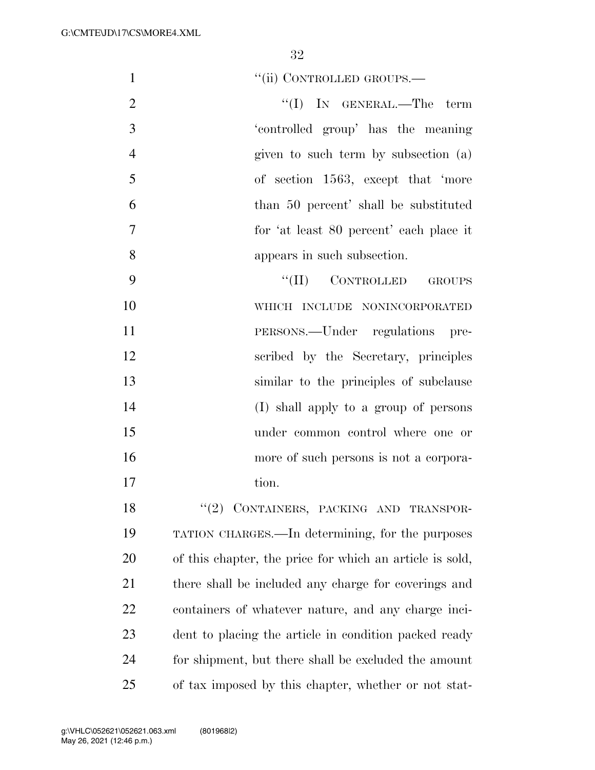"(ii) CONTROLLED GROUPS.—

"(I) IN GENERAL.—The term 'controlled group' has the meaning given to such term by subsection (a) of section 1563, except that 'more than 50 percent' shall be substituted for 'at least 80 percent' each place it appears in such subsection.

"(II) CONTROLLED GROUPS WHICH INCLUDE NONINCORPORATED PERSONS.—Under regulations prescribed by the Secretary, principles similar to the principles of subclause (I) shall apply to a group of persons under common control where one or more of such persons is not a corporation.

"(2) CONTAINERS, PACKING AND TRANSPORTATION CHARGES.—In determining, for the purposes of this chapter, the price for which an article is sold, there shall be included any charge for coverings and containers of whatever nature, and any charge incident to placing the article in condition packed ready for shipment, but there shall be excluded the amount of tax imposed by this chapter, whether or not stat-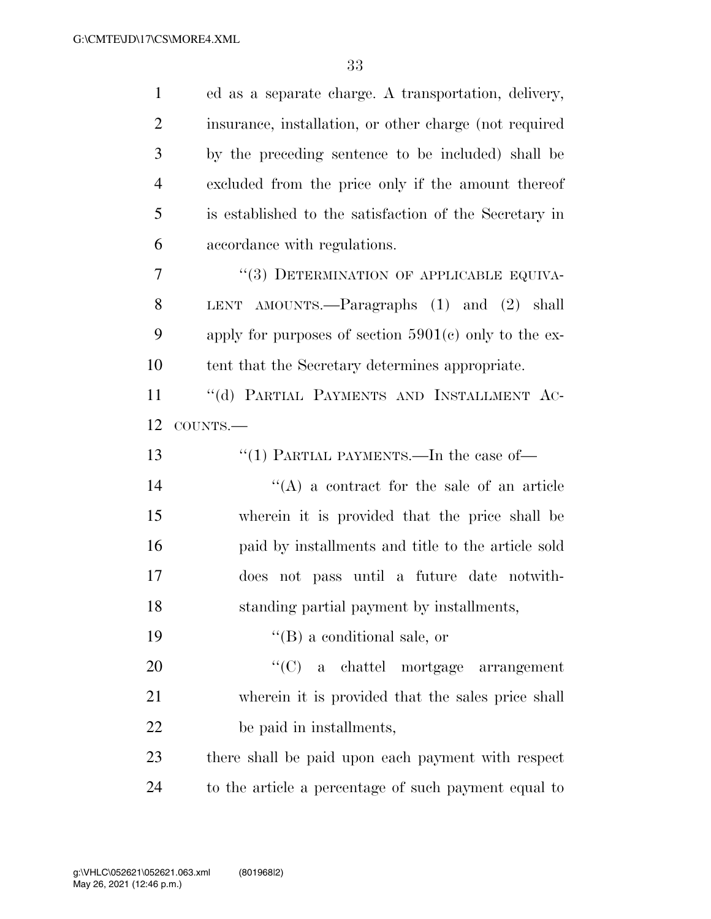ed as a separate charge. A transportation, delivery, insurance, installation, or other charge (not required by the preceding sentence to be included) shall be excluded from the price only if the amount thereof is established to the satisfaction of the Secretary in accordance with regulations.

"(3) DETERMINATION OF APPLICABLE EQUIVALENT AMOUNTS.—Paragraphs (1) and (2) shall apply for purposes of section 5901(c) only to the extent that the Secretary determines appropriate.

"(d) PARTIAL PAYMENTS AND INSTALLMENT ACCOUNTS.—

"(1) PARTIAL PAYMENTS.—In the case of—

"(A) a contract for the sale of an article wherein it is provided that the price shall be paid by installments and title to the article sold does not pass until a future date notwithstanding partial payment by installments,

"(B) a conditional sale, or

"(C) a chattel mortgage arrangement wherein it is provided that the sales price shall be paid in installments,

there shall be paid upon each payment with respect to the article a percentage of such payment equal to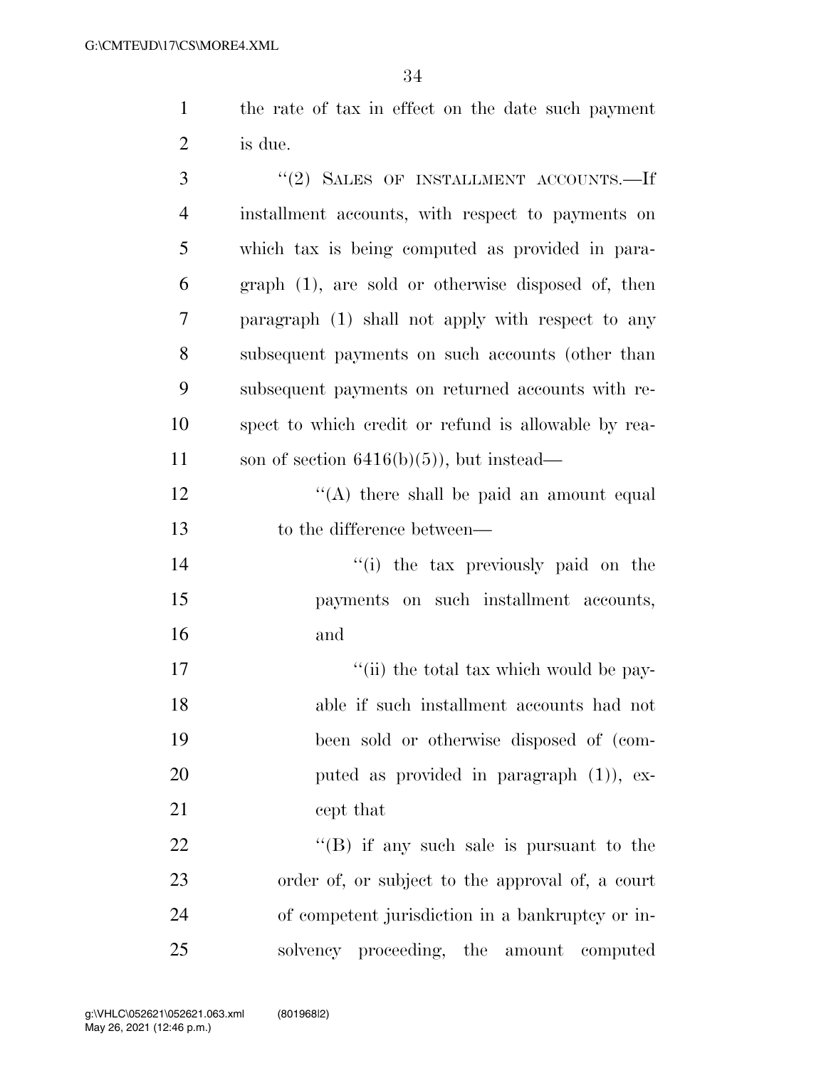the rate of tax in effect on the date such payment is due.

"(2) SALES OF INSTALLMENT ACCOUNTS.—If installment accounts, with respect to payments on which tax is being computed as provided in paragraph (1), are sold or otherwise disposed of, then paragraph (1) shall not apply with respect to any subsequent payments on such accounts (other than subsequent payments on returned accounts with respect to which credit or refund is allowable by reason of section 6416(b)(5)), but instead—

"(A) there shall be paid an amount equal to the difference between—

"(i) the tax previously paid on the payments on such installment accounts, and

"(ii) the total tax which would be payable if such installment accounts had not been sold or otherwise disposed of (computed as provided in paragraph (1)), except that

"(B) if any such sale is pursuant to the order of, or subject to the approval of, a court of competent jurisdiction in a bankruptcy or insolvency proceeding, the amount computed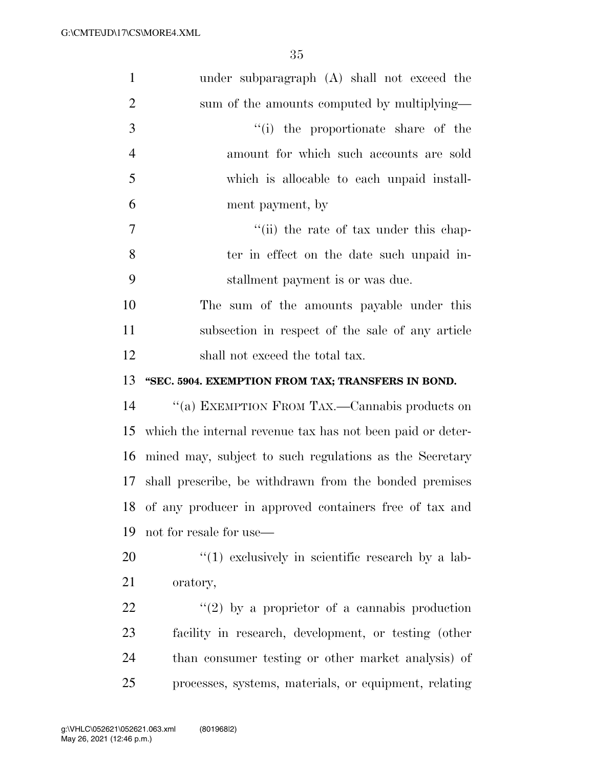under subparagraph (A) shall not exceed the sum of the amounts computed by multiplying—

"(i) the proportionate share of the amount for which such accounts are sold which is allocable to each unpaid installment payment, by

"(ii) the rate of tax under this chapter in effect on the date such unpaid installment payment is or was due.

The sum of the amounts payable under this subsection in respect of the sale of any article shall not exceed the total tax.

**"SEC. 5904. EXEMPTION FROM TAX; TRANSFERS IN BOND.**

"(a) EXEMPTION FROM TAX.—Cannabis products on which the internal revenue tax has not been paid or determined may, subject to such regulations as the Secretary shall prescribe, be withdrawn from the bonded premises of any producer in approved containers free of tax and not for resale for use—

"(1) exclusively in scientific research by a laboratory,

"(2) by a proprietor of a cannabis production facility in research, development, or testing (other than consumer testing or other market analysis) of processes, systems, materials, or equipment, relating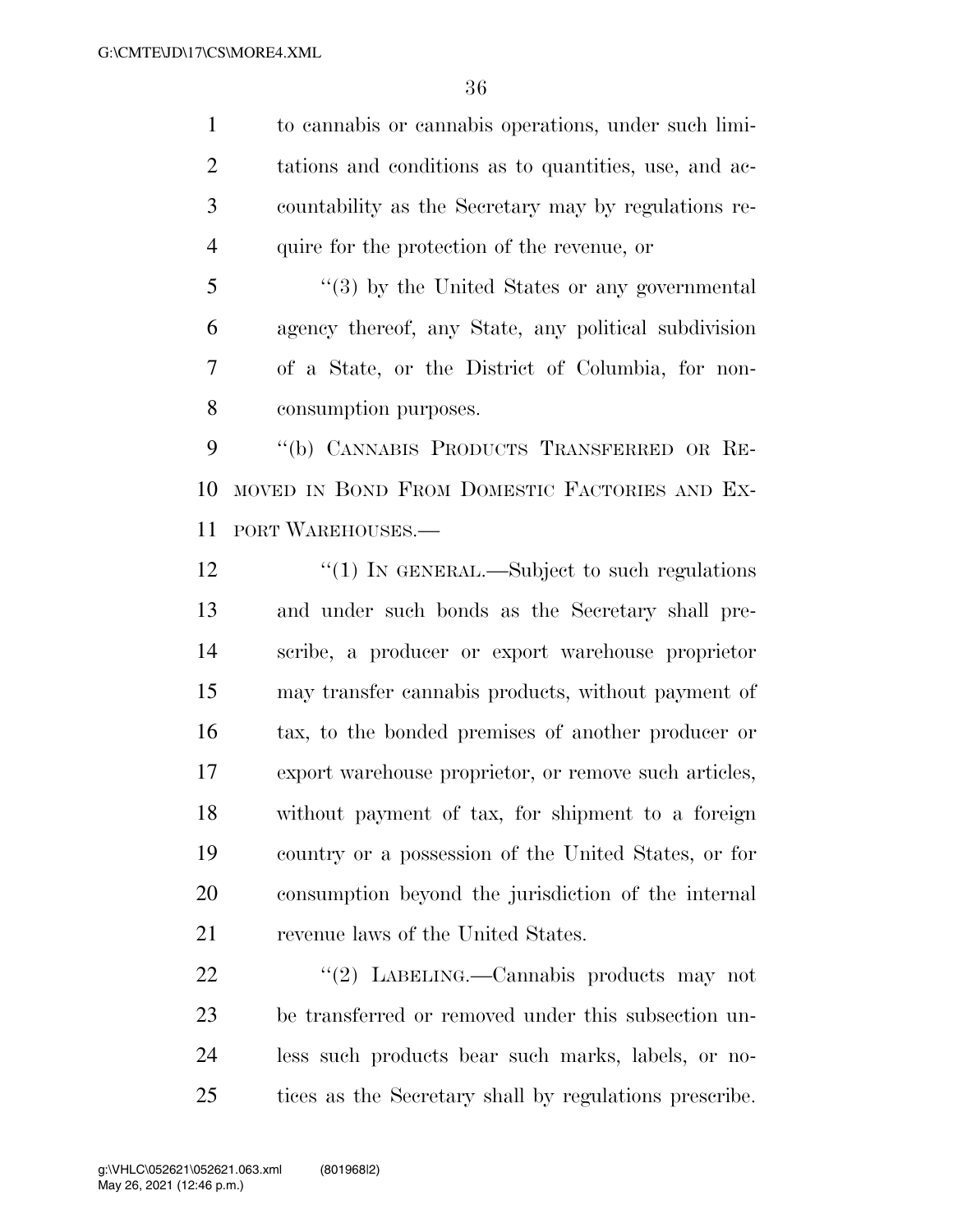to cannabis or cannabis operations, under such limitations and conditions as to quantities, use, and accountability as the Secretary may by regulations require for the protection of the revenue, or

"(3) by the United States or any governmental agency thereof, any State, any political subdivision of a State, or the District of Columbia, for nonconsumption purposes.

"(b) CANNABIS PRODUCTS TRANSFERRED OR REMOVED IN BOND FROM DOMESTIC FACTORIES AND EXPORT WAREHOUSES.—

"(1) IN GENERAL.—Subject to such regulations and under such bonds as the Secretary shall prescribe, a producer or export warehouse proprietor may transfer cannabis products, without payment of tax, to the bonded premises of another producer or export warehouse proprietor, or remove such articles, without payment of tax, for shipment to a foreign country or a possession of the United States, or for consumption beyond the jurisdiction of the internal revenue laws of the United States.

"(2) LABELING.—Cannabis products may not be transferred or removed under this subsection unless such products bear such marks, labels, or notices as the Secretary shall by regulations prescribe.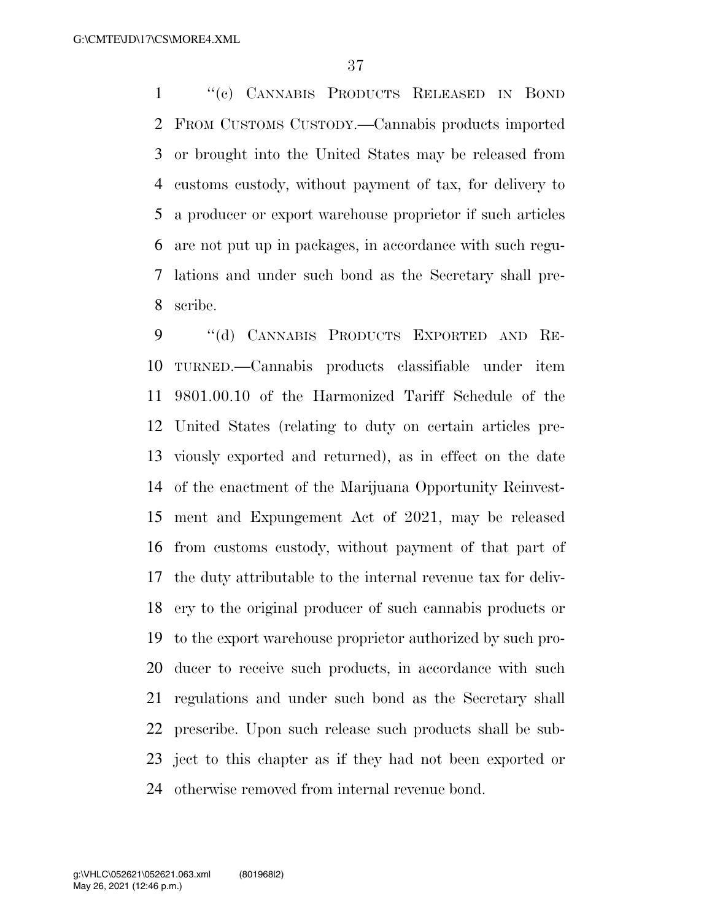"(c) CANNABIS PRODUCTS RELEASED IN BOND FROM CUSTOMS CUSTODY.—Cannabis products imported or brought into the United States may be released from customs custody, without payment of tax, for delivery to a producer or export warehouse proprietor if such articles are not put up in packages, in accordance with such regulations and under such bond as the Secretary shall prescribe.

"(d) CANNABIS PRODUCTS EXPORTED AND RETURNED.—Cannabis products classifiable under item 9801.00.10 of the Harmonized Tariff Schedule of the United States (relating to duty on certain articles previously exported and returned), as in effect on the date of the enactment of the Marijuana Opportunity Reinvestment and Expungement Act of 2021, may be released from customs custody, without payment of that part of the duty attributable to the internal revenue tax for delivery to the original producer of such cannabis products or to the export warehouse proprietor authorized by such producer to receive such products, in accordance with such regulations and under such bond as the Secretary shall prescribe. Upon such release such products shall be subject to this chapter as if they had not been exported or otherwise removed from internal revenue bond.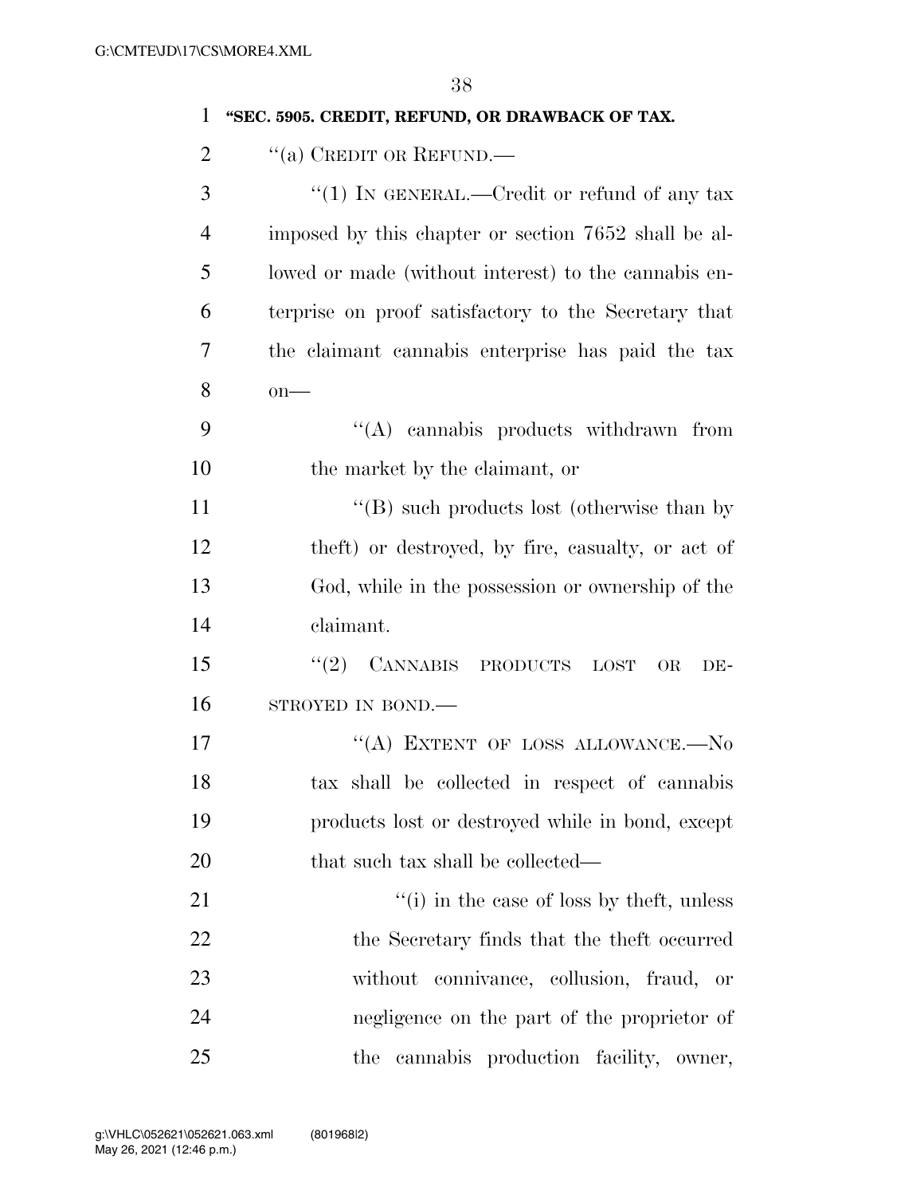**"SEC. 5905. CREDIT, REFUND, OR DRAWBACK OF TAX.**

"(a) CREDIT OR REFUND.—

"(1) IN GENERAL.—Credit or refund of any tax imposed by this chapter or section 7652 shall be allowed or made (without interest) to the cannabis enterprise on proof satisfactory to the Secretary that the claimant cannabis enterprise has paid the tax on—

"(A) cannabis products withdrawn from the market by the claimant, or

"(B) such products lost (otherwise than by theft) or destroyed, by fire, casualty, or act of God, while in the possession or ownership of the claimant.

"(2) CANNABIS PRODUCTS LOST OR DESTROYED IN BOND.—

"(A) EXTENT OF LOSS ALLOWANCE.—No tax shall be collected in respect of cannabis products lost or destroyed while in bond, except that such tax shall be collected—

"(i) in the case of loss by theft, unless the Secretary finds that the theft occurred without connivance, collusion, fraud, or negligence on the part of the proprietor of the cannabis production facility, owner,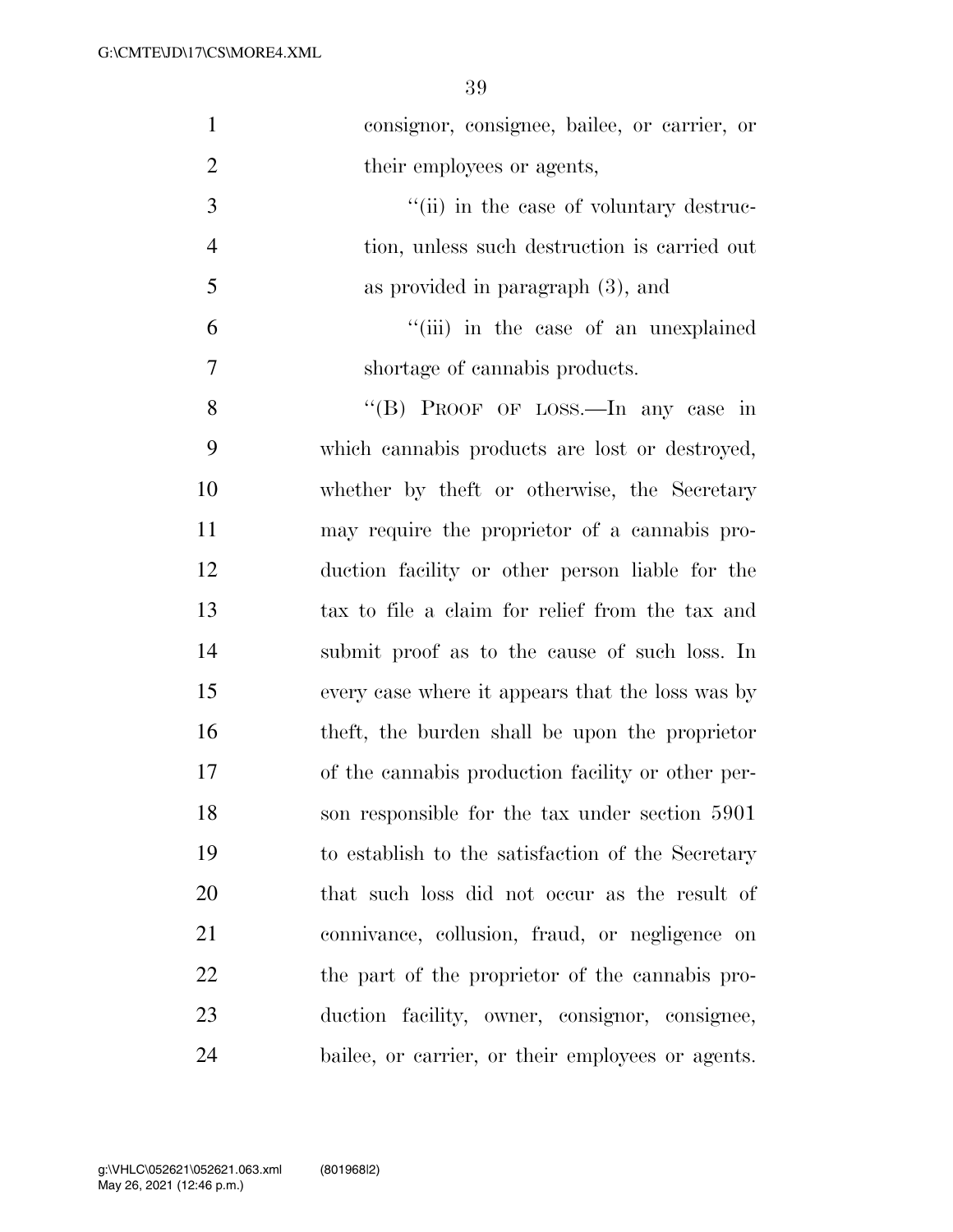consignor, consignee, bailee, or carrier, or their employees or agents,

"(ii) in the case of voluntary destruction, unless such destruction is carried out as provided in paragraph (3), and

"(iii) in the case of an unexplained shortage of cannabis products.

"(B) PROOF OF LOSS.—In any case in which cannabis products are lost or destroyed, whether by theft or otherwise, the Secretary may require the proprietor of a cannabis production facility or other person liable for the tax to file a claim for relief from the tax and submit proof as to the cause of such loss. In every case where it appears that the loss was by theft, the burden shall be upon the proprietor of the cannabis production facility or other person responsible for the tax under section 5901 to establish to the satisfaction of the Secretary that such loss did not occur as the result of connivance, collusion, fraud, or negligence on the part of the proprietor of the cannabis production facility, owner, consignor, consignee, bailee, or carrier, or their employees or agents.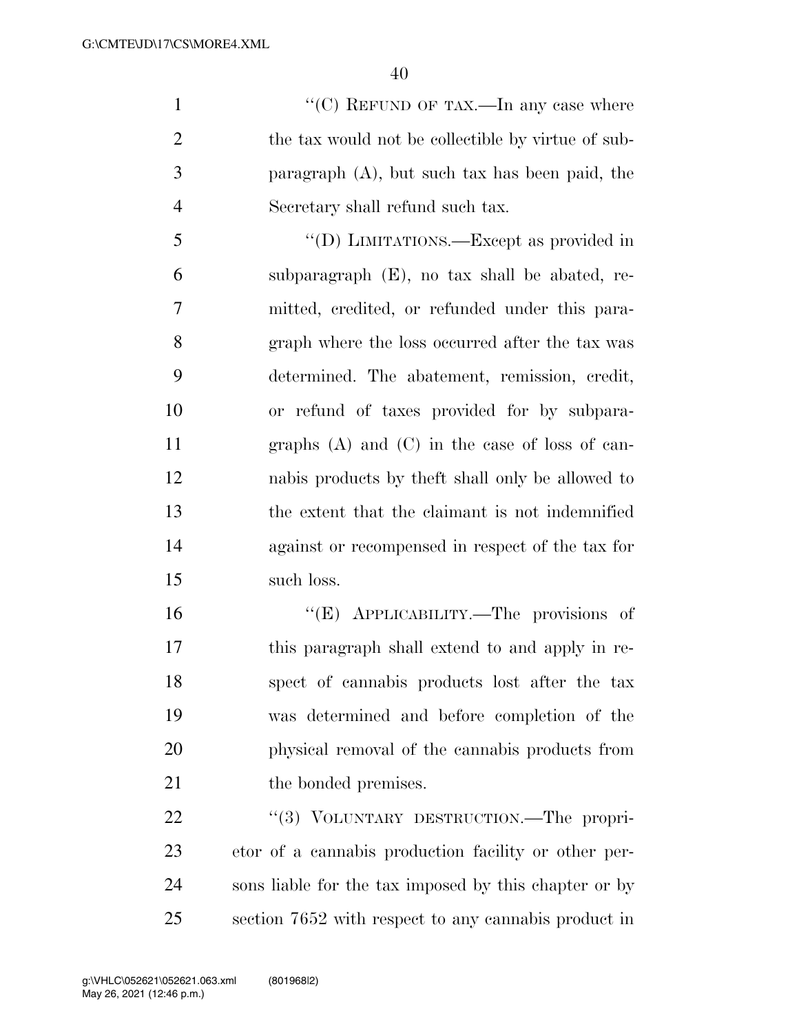"(C) REFUND OF TAX.—In any case where the tax would not be collectible by virtue of subparagraph (A), but such tax has been paid, the Secretary shall refund such tax.

"(D) LIMITATIONS.—Except as provided in subparagraph (E), no tax shall be abated, remitted, credited, or refunded under this paragraph where the loss occurred after the tax was determined. The abatement, remission, credit, or refund of taxes provided for by subparagraphs (A) and (C) in the case of loss of cannabis products by theft shall only be allowed to the extent that the claimant is not indemnified against or recompensed in respect of the tax for such loss.

"(E) APPLICABILITY.—The provisions of this paragraph shall extend to and apply in respect of cannabis products lost after the tax was determined and before completion of the physical removal of the cannabis products from the bonded premises.

"(3) VOLUNTARY DESTRUCTION.—The proprietor of a cannabis production facility or other persons liable for the tax imposed by this chapter or by section 7652 with respect to any cannabis product in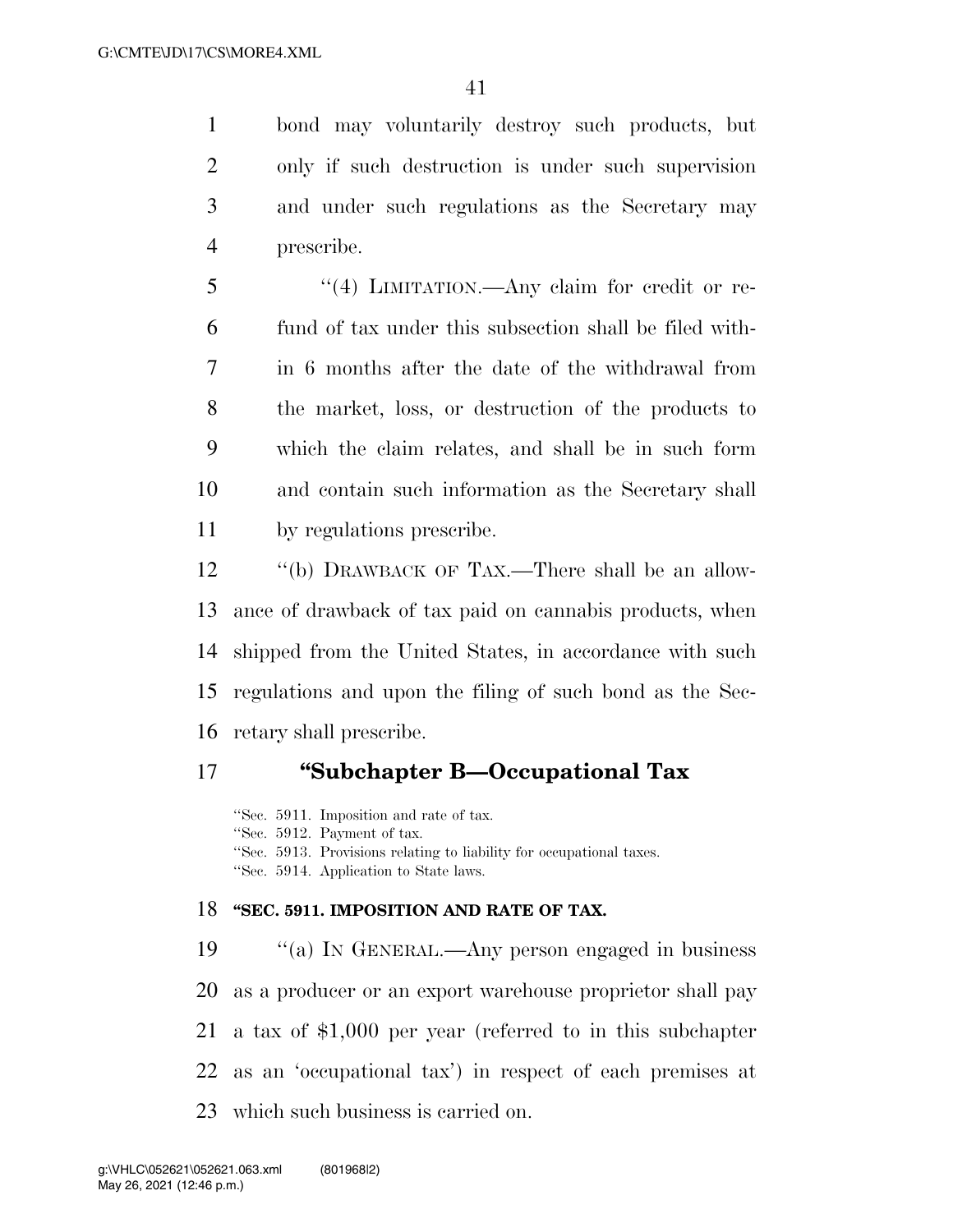bond may voluntarily destroy such products, but only if such destruction is under such supervision and under such regulations as the Secretary may prescribe.

"(4) LIMITATION.—Any claim for credit or refund of tax under this subsection shall be filed within 6 months after the date of the withdrawal from the market, loss, or destruction of the products to which the claim relates, and shall be in such form and contain such information as the Secretary shall by regulations prescribe.

"(b) DRAWBACK OF TAX.—There shall be an allowance of drawback of tax paid on cannabis products, when shipped from the United States, in accordance with such regulations and upon the filing of such bond as the Secretary shall prescribe.

## "Subchapter B—Occupational Tax

"Sec. 5911. Imposition and rate of tax.
"Sec. 5912. Payment of tax.
"Sec. 5913. Provisions relating to liability for occupational taxes.
"Sec. 5914. Application to State laws.

### "SEC. 5911. IMPOSITION AND RATE OF TAX.

"(a) IN GENERAL.—Any person engaged in business as a producer or an export warehouse proprietor shall pay a tax of $1,000 per year (referred to in this subchapter as an 'occupational tax') in respect of each premises at which such business is carried on.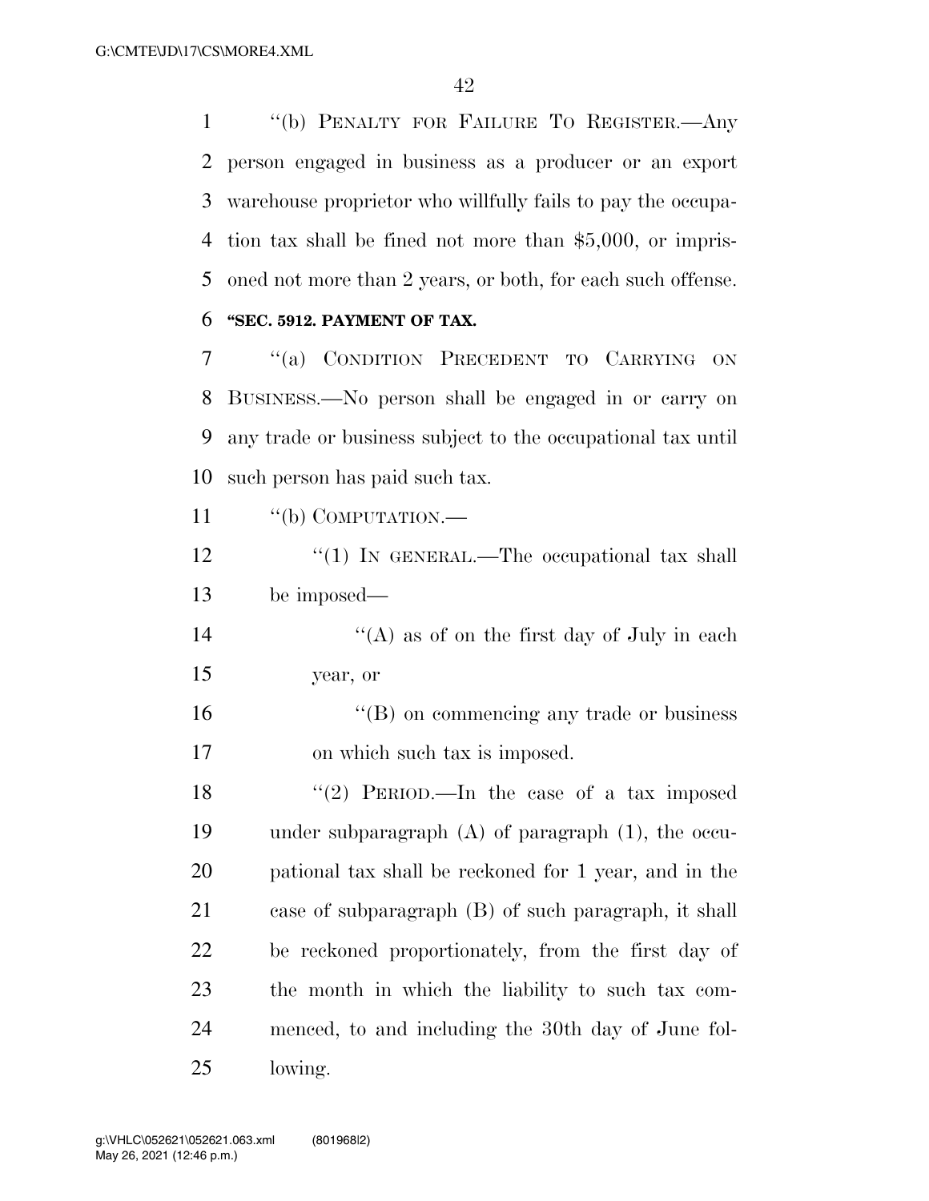''(b) PENALTY FOR FAILURE TO REGISTER.—Any person engaged in business as a producer or an export warehouse proprietor who willfully fails to pay the occupation tax shall be fined not more than $5,000, or imprisoned not more than 2 years, or both, for each such offense.

**''SEC. 5912. PAYMENT OF TAX.**

''(a) CONDITION PRECEDENT TO CARRYING ON BUSINESS.—No person shall be engaged in or carry on any trade or business subject to the occupational tax until such person has paid such tax.

''(b) COMPUTATION.—

''(1) IN GENERAL.—The occupational tax shall be imposed—

''(A) as of on the first day of July in each year, or

''(B) on commencing any trade or business on which such tax is imposed.

''(2) PERIOD.—In the case of a tax imposed under subparagraph (A) of paragraph (1), the occupational tax shall be reckoned for 1 year, and in the case of subparagraph (B) of such paragraph, it shall be reckoned proportionately, from the first day of the month in which the liability to such tax commenced, to and including the 30th day of June following.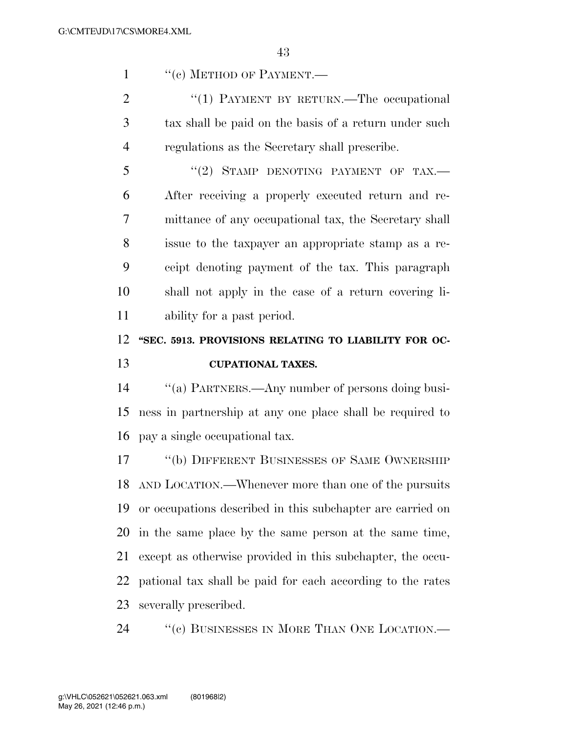"(c) METHOD OF PAYMENT.—

"(1) PAYMENT BY RETURN.—The occupational tax shall be paid on the basis of a return under such regulations as the Secretary shall prescribe.

"(2) STAMP DENOTING PAYMENT OF TAX.—After receiving a properly executed return and remittance of any occupational tax, the Secretary shall issue to the taxpayer an appropriate stamp as a receipt denoting payment of the tax. This paragraph shall not apply in the case of a return covering liability for a past period.

**"SEC. 5913. PROVISIONS RELATING TO LIABILITY FOR OCCUPATIONAL TAXES.**

"(a) PARTNERS.—Any number of persons doing business in partnership at any one place shall be required to pay a single occupational tax.

"(b) DIFFERENT BUSINESSES OF SAME OWNERSHIP AND LOCATION.—Whenever more than one of the pursuits or occupations described in this subchapter are carried on in the same place by the same person at the same time, except as otherwise provided in this subchapter, the occupational tax shall be paid for each according to the rates severally prescribed.

"(c) BUSINESSES IN MORE THAN ONE LOCATION.—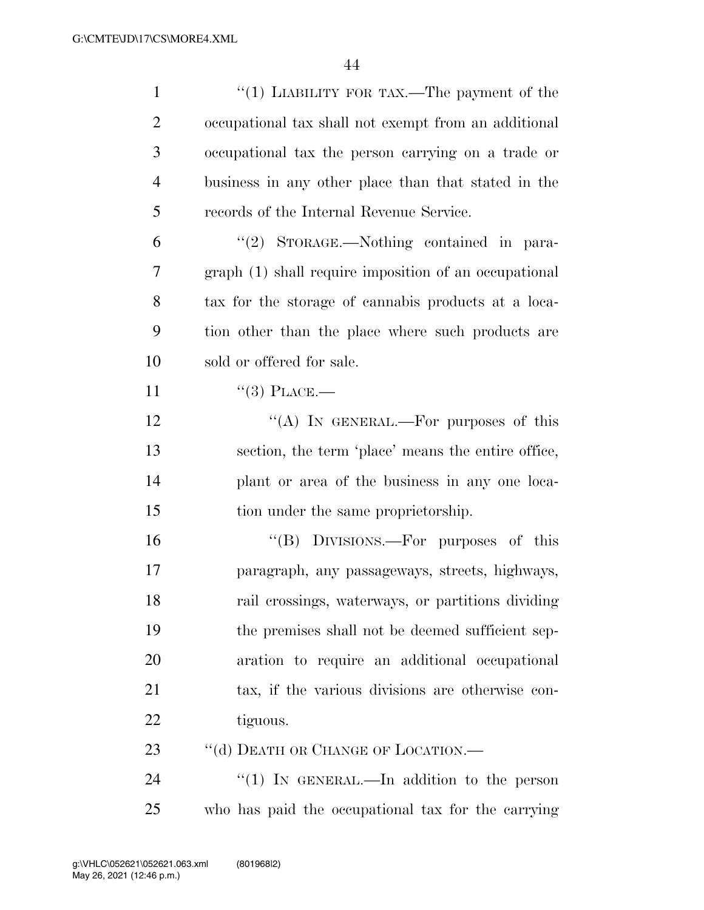"(1) LIABILITY FOR TAX.—The payment of the occupational tax shall not exempt from an additional occupational tax the person carrying on a trade or business in any other place than that stated in the records of the Internal Revenue Service.

"(2) STORAGE.—Nothing contained in paragraph (1) shall require imposition of an occupational tax for the storage of cannabis products at a location other than the place where such products are sold or offered for sale.

"(3) PLACE.—

"(A) IN GENERAL.—For purposes of this section, the term 'place' means the entire office, plant or area of the business in any one location under the same proprietorship.

"(B) DIVISIONS.—For purposes of this paragraph, any passageways, streets, highways, rail crossings, waterways, or partitions dividing the premises shall not be deemed sufficient separation to require an additional occupational tax, if the various divisions are otherwise contiguous.

"(d) DEATH OR CHANGE OF LOCATION.—

"(1) IN GENERAL.—In addition to the person who has paid the occupational tax for the carrying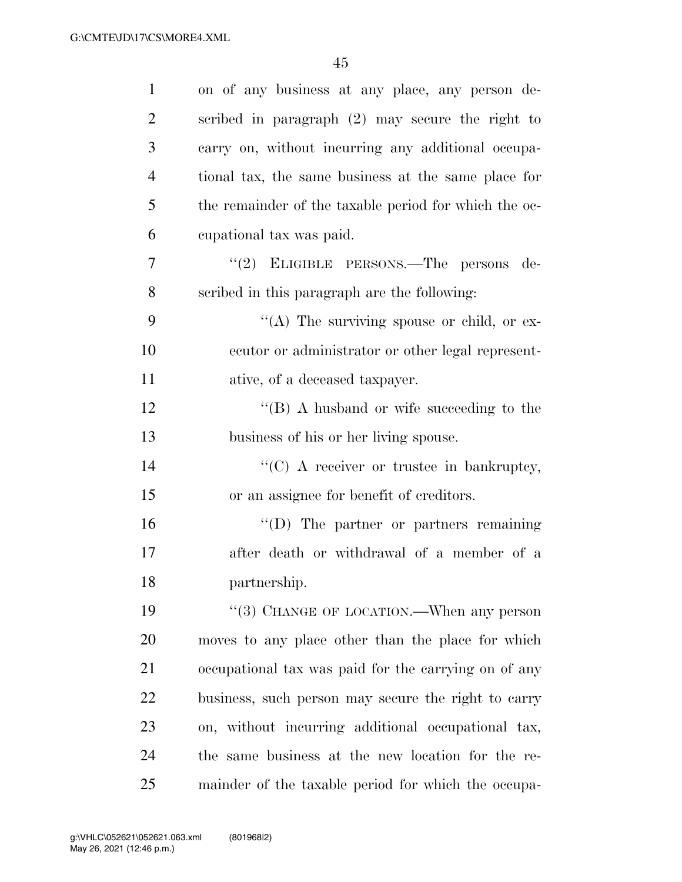on of any business at any place, any person described in paragraph (2) may secure the right to carry on, without incurring any additional occupational tax, the same business at the same place for the remainder of the taxable period for which the occupational tax was paid.

"(2) ELIGIBLE PERSONS.—The persons described in this paragraph are the following:

"(A) The surviving spouse or child, or executor or administrator or other legal representative, of a deceased taxpayer.

"(B) A husband or wife succeeding to the business of his or her living spouse.

"(C) A receiver or trustee in bankruptcy, or an assignee for benefit of creditors.

"(D) The partner or partners remaining after death or withdrawal of a member of a partnership.

"(3) CHANGE OF LOCATION.—When any person moves to any place other than the place for which occupational tax was paid for the carrying on of any business, such person may secure the right to carry on, without incurring additional occupational tax, the same business at the new location for the remainder of the taxable period for which the occupa-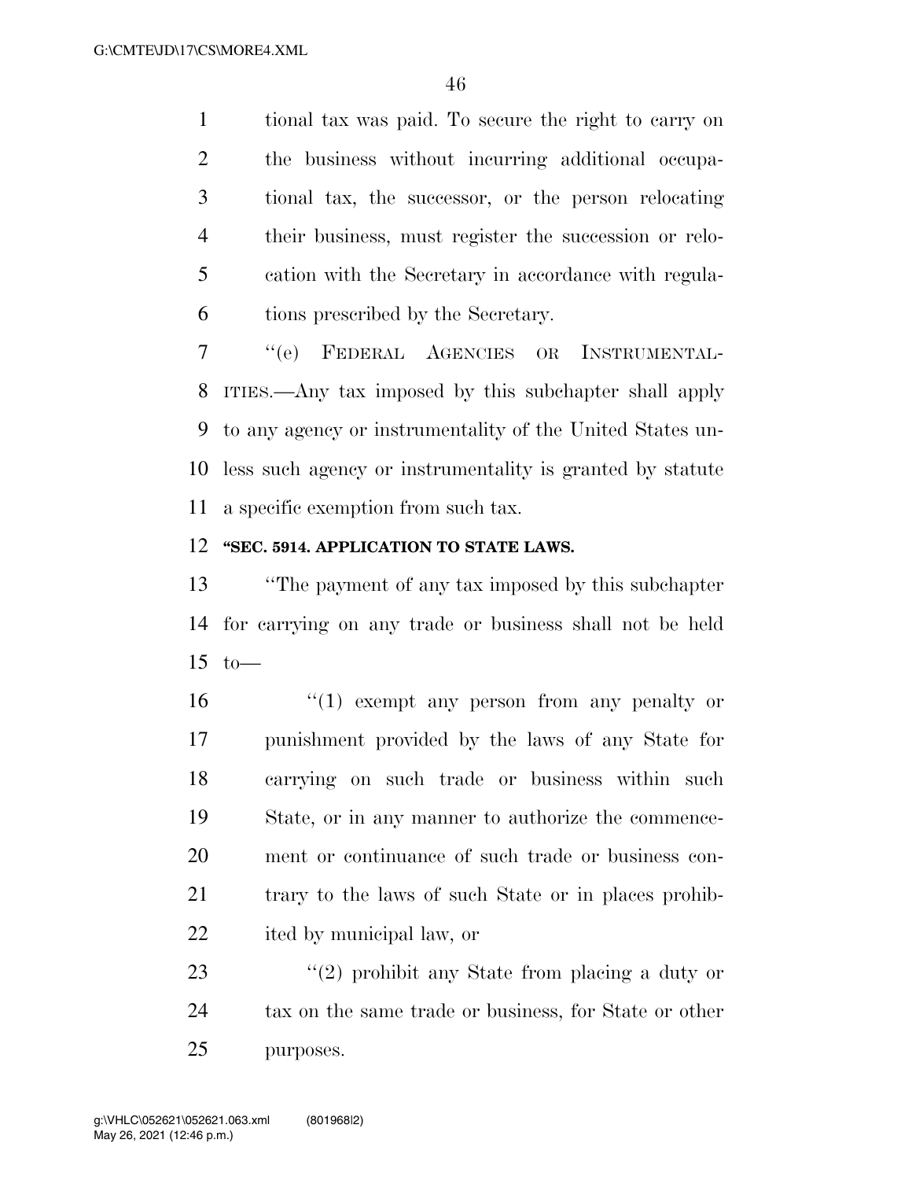tional tax was paid. To secure the right to carry on the business without incurring additional occupational tax, the successor, or the person relocating their business, must register the succession or relocation with the Secretary in accordance with regulations prescribed by the Secretary.

"(e) FEDERAL AGENCIES OR INSTRUMENTALITIES.—Any tax imposed by this subchapter shall apply to any agency or instrumentality of the United States unless such agency or instrumentality is granted by statute a specific exemption from such tax.

**"SEC. 5914. APPLICATION TO STATE LAWS.**

"The payment of any tax imposed by this subchapter for carrying on any trade or business shall not be held to—

"(1) exempt any person from any penalty or punishment provided by the laws of any State for carrying on such trade or business within such State, or in any manner to authorize the commencement or continuance of such trade or business contrary to the laws of such State or in places prohibited by municipal law, or

"(2) prohibit any State from placing a duty or tax on the same trade or business, for State or other purposes.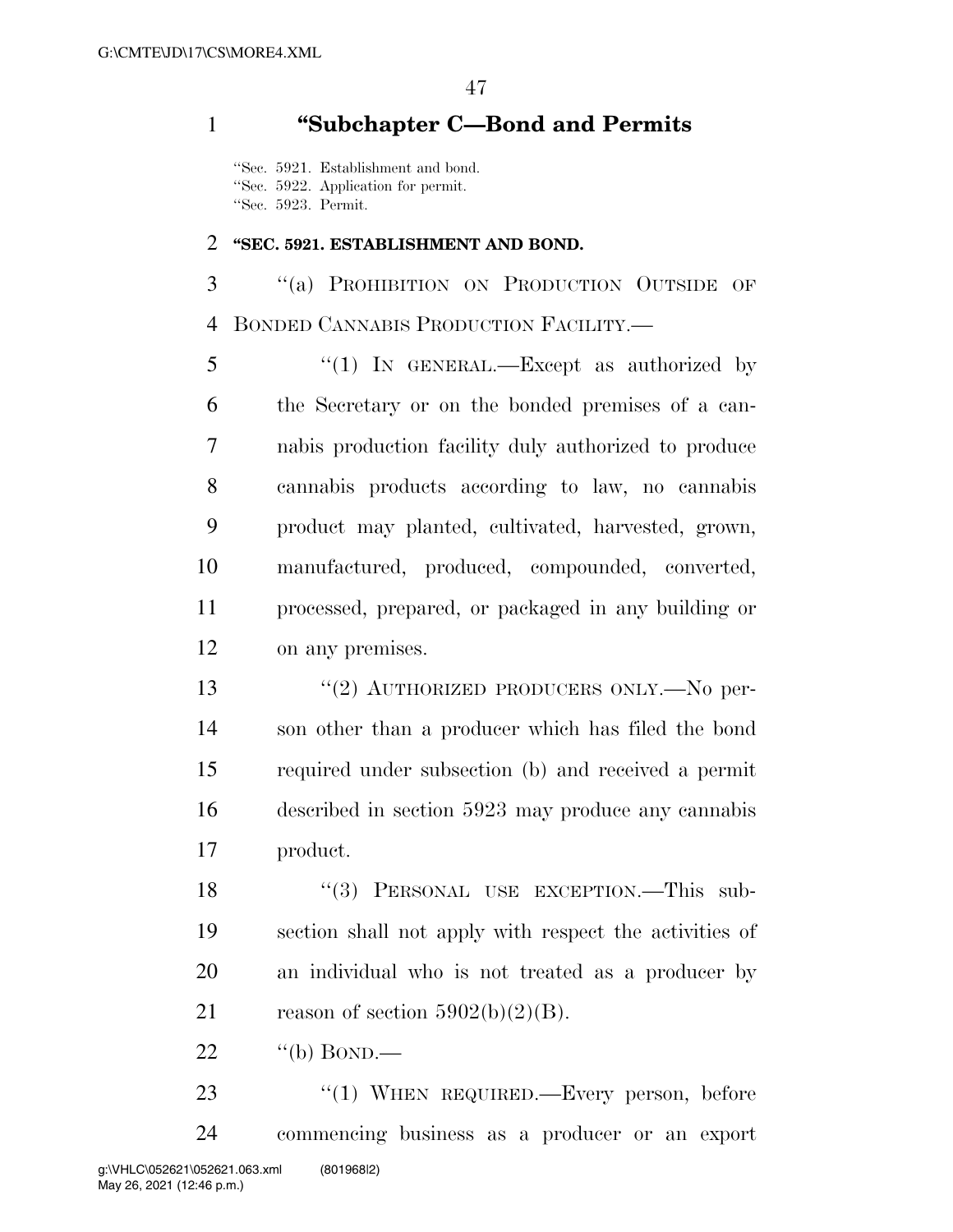## "Subchapter C—Bond and Permits

"Sec. 5921. Establishment and bond.
"Sec. 5922. Application for permit.
"Sec. 5923. Permit.

### "SEC. 5921. ESTABLISHMENT AND BOND.

"(a) PROHIBITION ON PRODUCTION OUTSIDE OF BONDED CANNABIS PRODUCTION FACILITY.—

"(1) IN GENERAL.—Except as authorized by the Secretary or on the bonded premises of a cannabis production facility duly authorized to produce cannabis products according to law, no cannabis product may planted, cultivated, harvested, grown, manufactured, produced, compounded, converted, processed, prepared, or packaged in any building or on any premises.

"(2) AUTHORIZED PRODUCERS ONLY.—No person other than a producer which has filed the bond required under subsection (b) and received a permit described in section 5923 may produce any cannabis product.

"(3) PERSONAL USE EXCEPTION.—This subsection shall not apply with respect the activities of an individual who is not treated as a producer by reason of section 5902(b)(2)(B).

"(b) BOND.—

"(1) WHEN REQUIRED.—Every person, before commencing business as a producer or an export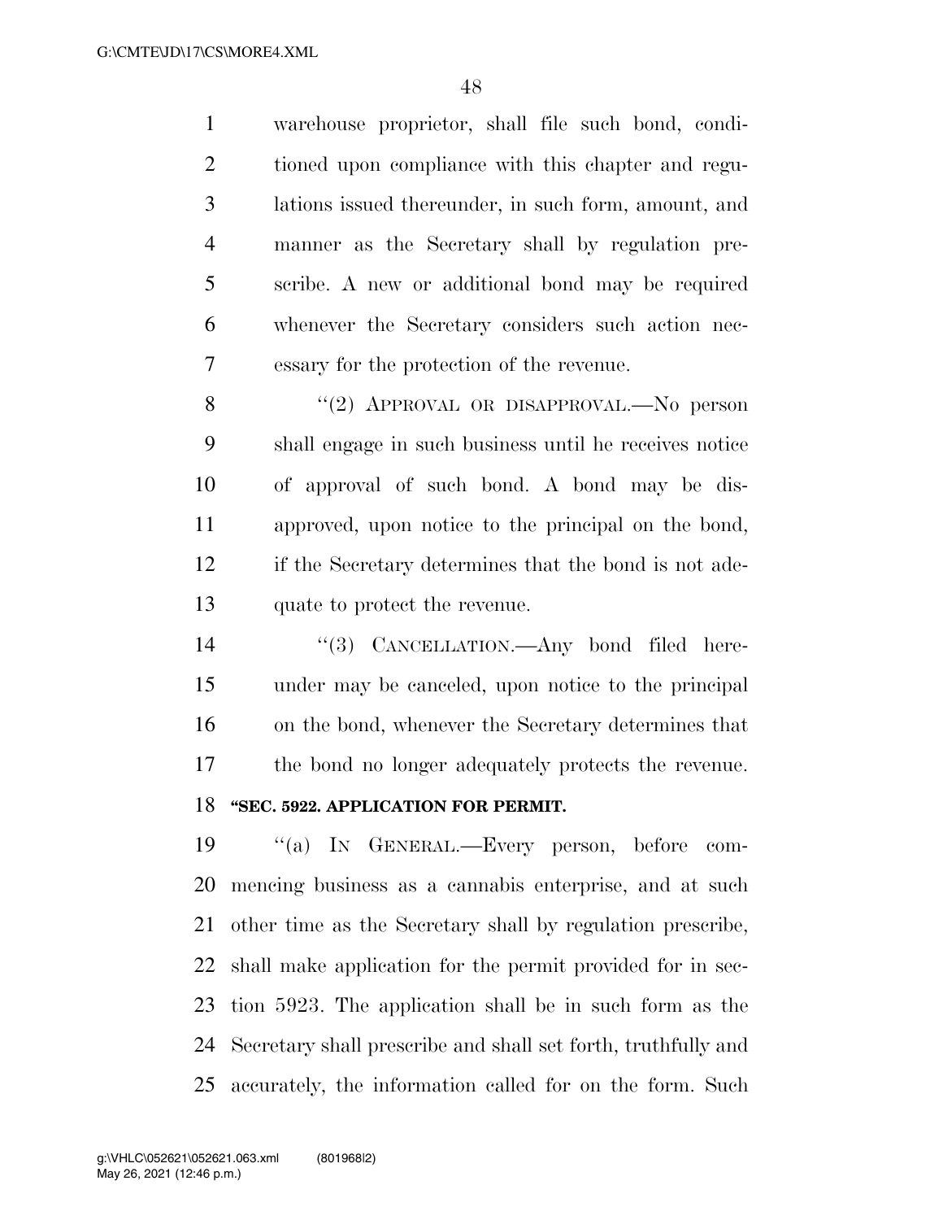warehouse proprietor, shall file such bond, conditioned upon compliance with this chapter and regulations issued thereunder, in such form, amount, and manner as the Secretary shall by regulation prescribe. A new or additional bond may be required whenever the Secretary considers such action necessary for the protection of the revenue.

"(2) APPROVAL OR DISAPPROVAL.—No person shall engage in such business until he receives notice of approval of such bond. A bond may be disapproved, upon notice to the principal on the bond, if the Secretary determines that the bond is not adequate to protect the revenue.

"(3) CANCELLATION.—Any bond filed hereunder may be canceled, upon notice to the principal on the bond, whenever the Secretary determines that the bond no longer adequately protects the revenue.

**"SEC. 5922. APPLICATION FOR PERMIT.**

"(a) IN GENERAL.—Every person, before commencing business as a cannabis enterprise, and at such other time as the Secretary shall by regulation prescribe, shall make application for the permit provided for in section 5923. The application shall be in such form as the Secretary shall prescribe and shall set forth, truthfully and accurately, the information called for on the form. Such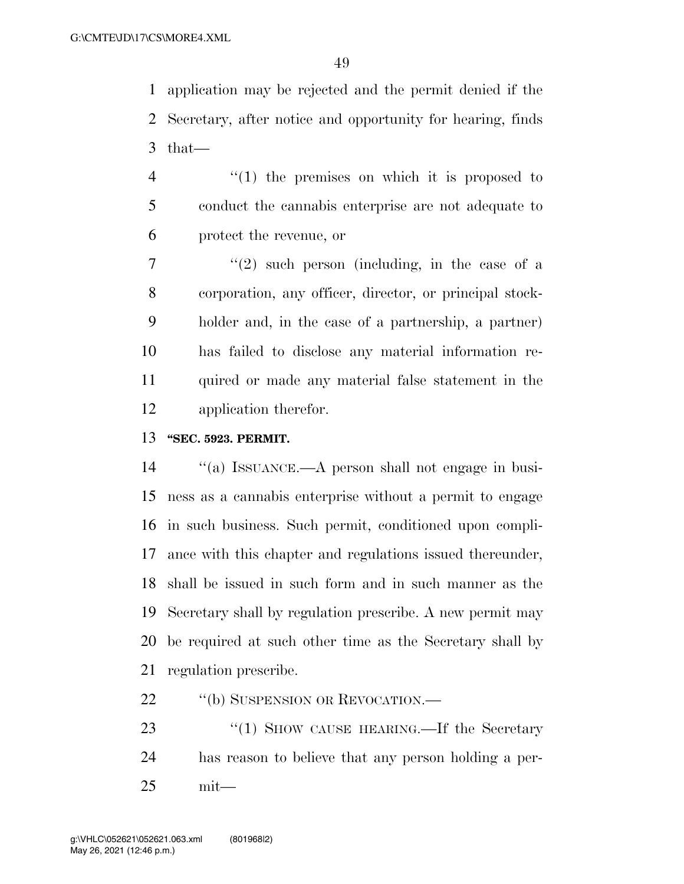application may be rejected and the permit denied if the Secretary, after notice and opportunity for hearing, finds that—

"(1) the premises on which it is proposed to conduct the cannabis enterprise are not adequate to protect the revenue, or

"(2) such person (including, in the case of a corporation, any officer, director, or principal stockholder and, in the case of a partnership, a partner) has failed to disclose any material information required or made any material false statement in the application therefor.

**"SEC. 5923. PERMIT.**

"(a) ISSUANCE.—A person shall not engage in business as a cannabis enterprise without a permit to engage in such business. Such permit, conditioned upon compliance with this chapter and regulations issued thereunder, shall be issued in such form and in such manner as the Secretary shall by regulation prescribe. A new permit may be required at such other time as the Secretary shall by regulation prescribe.

"(b) SUSPENSION OR REVOCATION.—

"(1) SHOW CAUSE HEARING.—If the Secretary has reason to believe that any person holding a permit—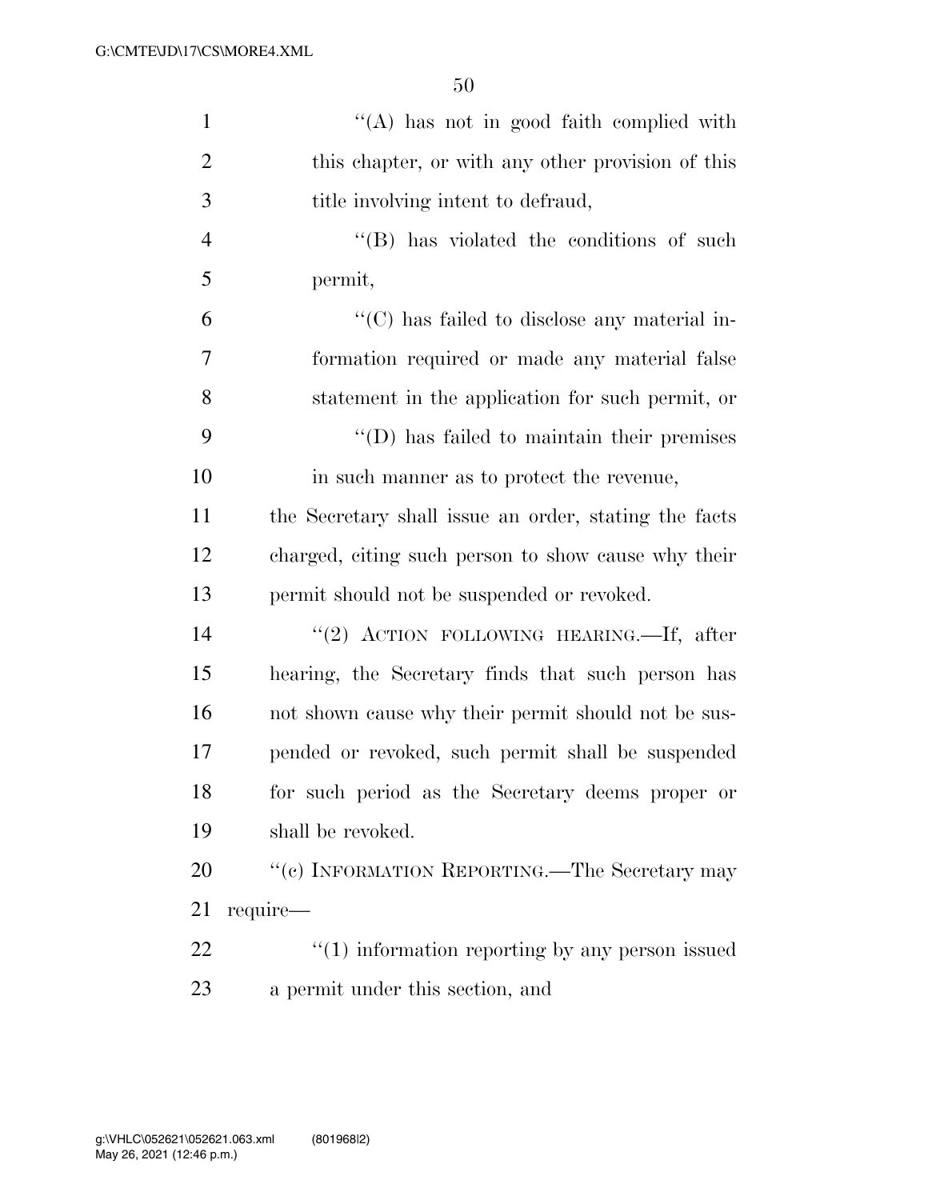''(A) has not in good faith complied with this chapter, or with any other provision of this title involving intent to defraud,

''(B) has violated the conditions of such permit,

''(C) has failed to disclose any material information required or made any material false statement in the application for such permit, or

''(D) has failed to maintain their premises in such manner as to protect the revenue,

the Secretary shall issue an order, stating the facts charged, citing such person to show cause why their permit should not be suspended or revoked.

''(2) ACTION FOLLOWING HEARING.—If, after hearing, the Secretary finds that such person has not shown cause why their permit should not be suspended or revoked, such permit shall be suspended for such period as the Secretary deems proper or shall be revoked.

''(c) INFORMATION REPORTING.—The Secretary may require—

''(1) information reporting by any person issued a permit under this section, and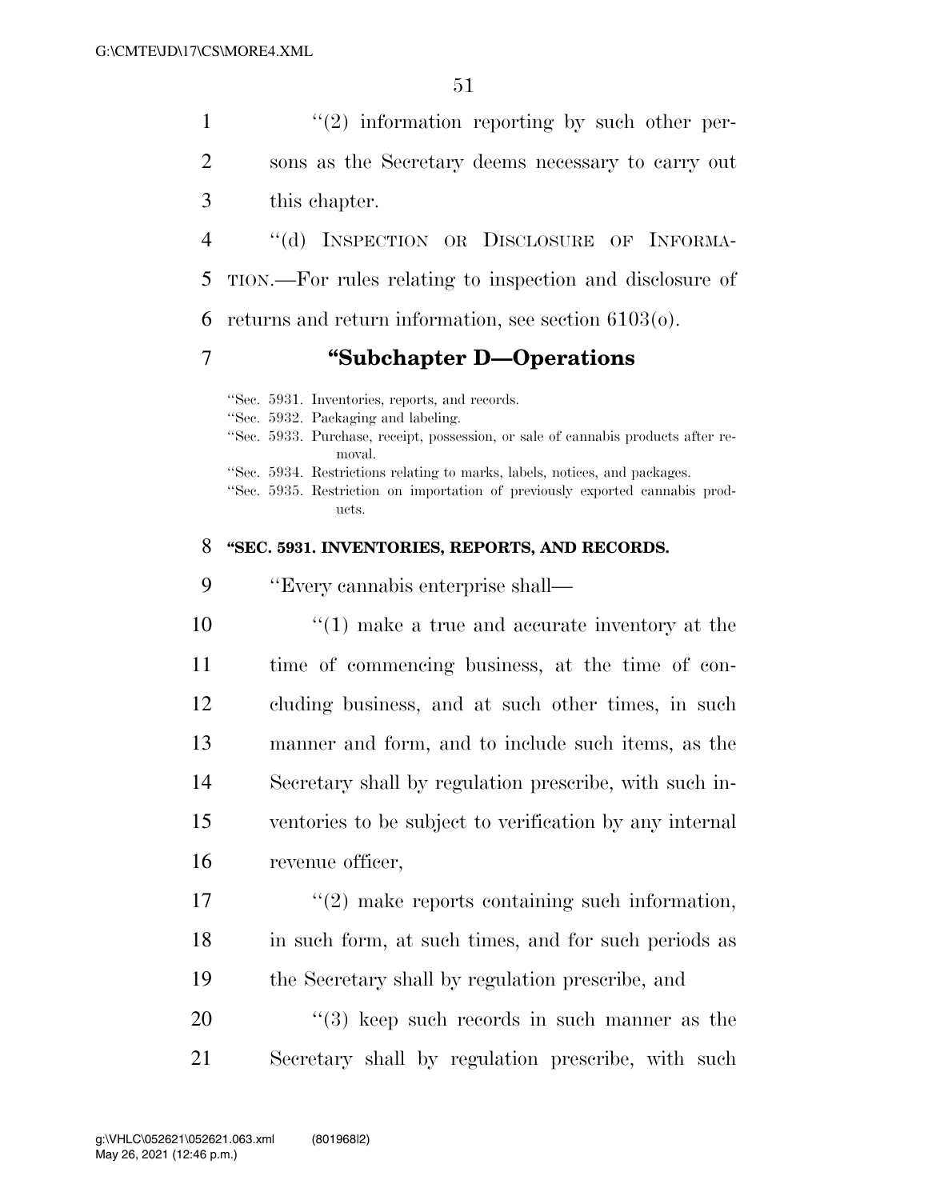''(2) information reporting by such other persons as the Secretary deems necessary to carry out this chapter.

''(d) INSPECTION OR DISCLOSURE OF INFORMATION.—For rules relating to inspection and disclosure of returns and return information, see section 6103(o).

## ''Subchapter D—Operations

''Sec. 5931. Inventories, reports, and records.
''Sec. 5932. Packaging and labeling.
''Sec. 5933. Purchase, receipt, possession, or sale of cannabis products after removal.
''Sec. 5934. Restrictions relating to marks, labels, notices, and packages.
''Sec. 5935. Restriction on importation of previously exported cannabis products.

### ''SEC. 5931. INVENTORIES, REPORTS, AND RECORDS.

''Every cannabis enterprise shall—

''(1) make a true and accurate inventory at the time of commencing business, at the time of concluding business, and at such other times, in such manner and form, and to include such items, as the Secretary shall by regulation prescribe, with such inventories to be subject to verification by any internal revenue officer,

''(2) make reports containing such information, in such form, at such times, and for such periods as the Secretary shall by regulation prescribe, and

''(3) keep such records in such manner as the Secretary shall by regulation prescribe, with such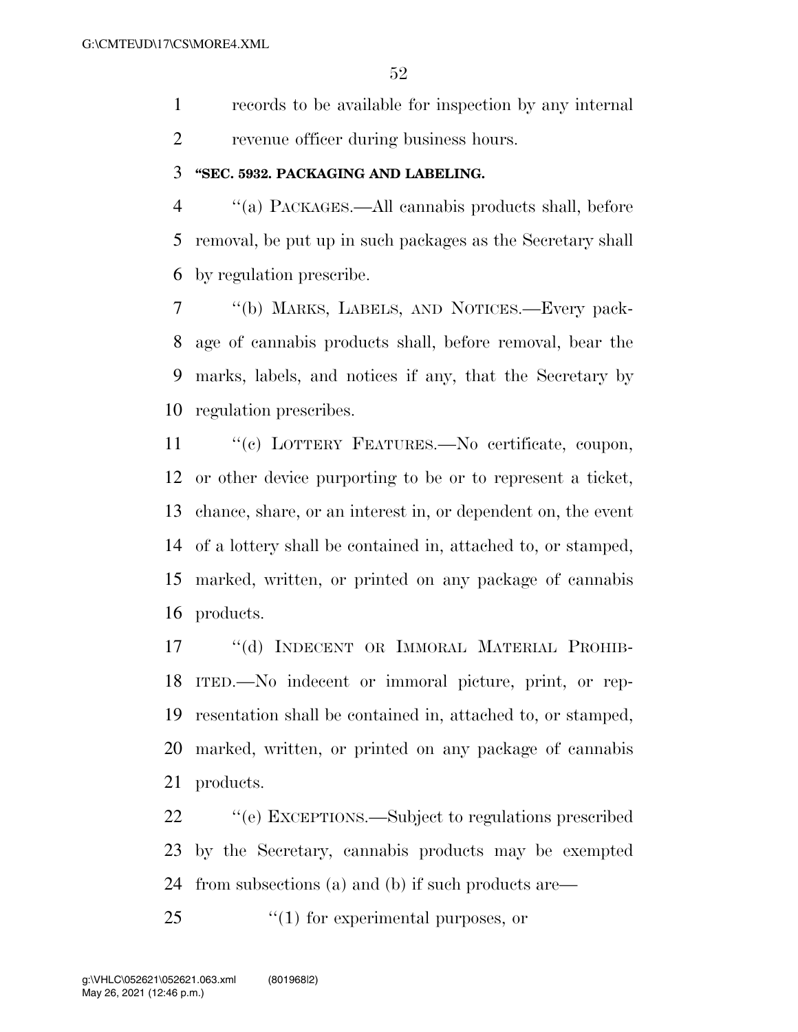records to be available for inspection by any internal revenue officer during business hours.

**"SEC. 5932. PACKAGING AND LABELING.**

"(a) PACKAGES.—All cannabis products shall, before removal, be put up in such packages as the Secretary shall by regulation prescribe.

"(b) MARKS, LABELS, AND NOTICES.—Every package of cannabis products shall, before removal, bear the marks, labels, and notices if any, that the Secretary by regulation prescribes.

"(c) LOTTERY FEATURES.—No certificate, coupon, or other device purporting to be or to represent a ticket, chance, share, or an interest in, or dependent on, the event of a lottery shall be contained in, attached to, or stamped, marked, written, or printed on any package of cannabis products.

"(d) INDECENT OR IMMORAL MATERIAL PROHIBITED.—No indecent or immoral picture, print, or representation shall be contained in, attached to, or stamped, marked, written, or printed on any package of cannabis products.

"(e) EXCEPTIONS.—Subject to regulations prescribed by the Secretary, cannabis products may be exempted from subsections (a) and (b) if such products are—

"(1) for experimental purposes, or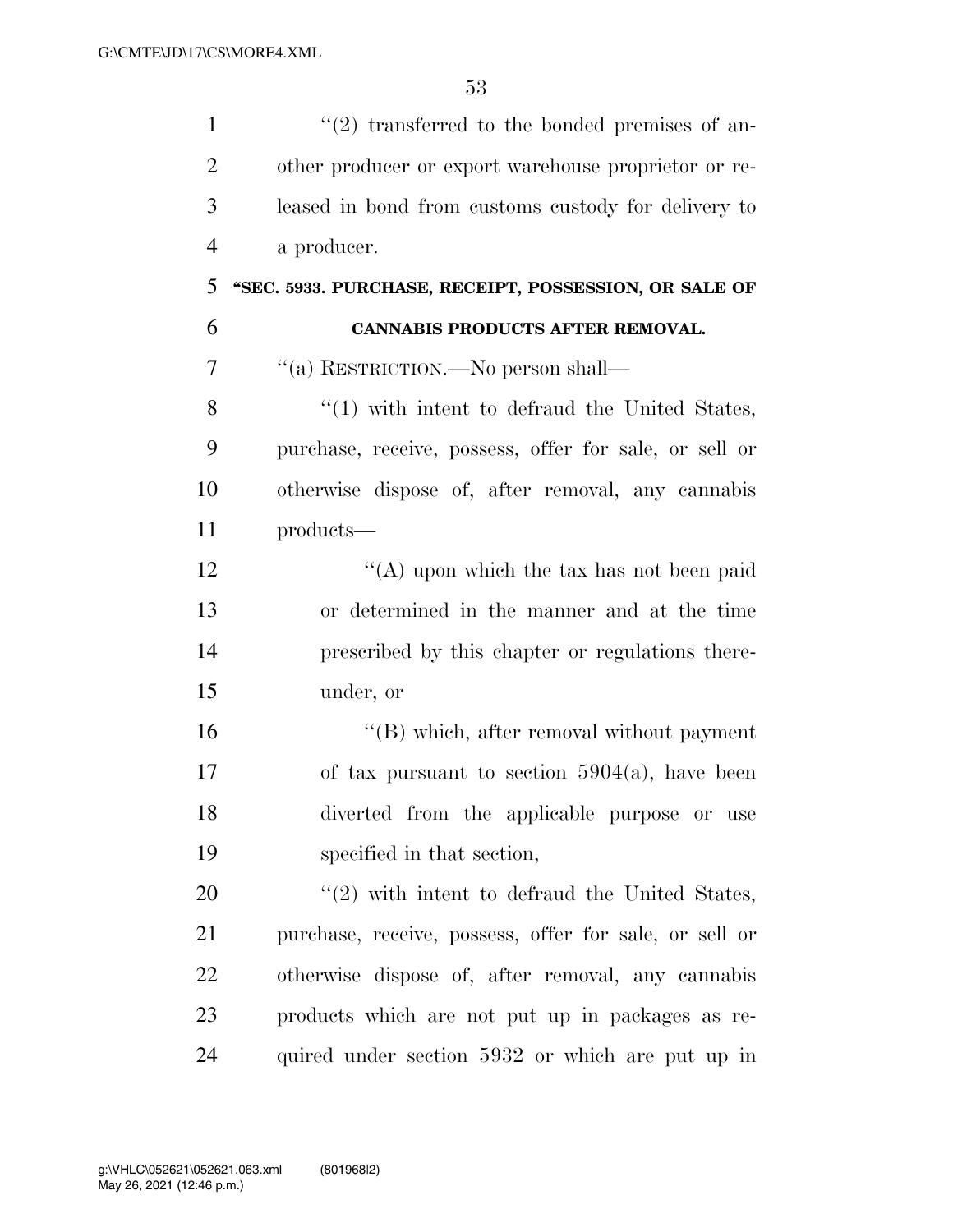''(2) transferred to the bonded premises of another producer or export warehouse proprietor or released in bond from customs custody for delivery to a producer.

**"SEC. 5933. PURCHASE, RECEIPT, POSSESSION, OR SALE OF CANNABIS PRODUCTS AFTER REMOVAL.**

''(a) RESTRICTION.—No person shall—

''(1) with intent to defraud the United States, purchase, receive, possess, offer for sale, or sell or otherwise dispose of, after removal, any cannabis products—

''(A) upon which the tax has not been paid or determined in the manner and at the time prescribed by this chapter or regulations thereunder, or

''(B) which, after removal without payment of tax pursuant to section 5904(a), have been diverted from the applicable purpose or use specified in that section,

''(2) with intent to defraud the United States, purchase, receive, possess, offer for sale, or sell or otherwise dispose of, after removal, any cannabis products which are not put up in packages as required under section 5932 or which are put up in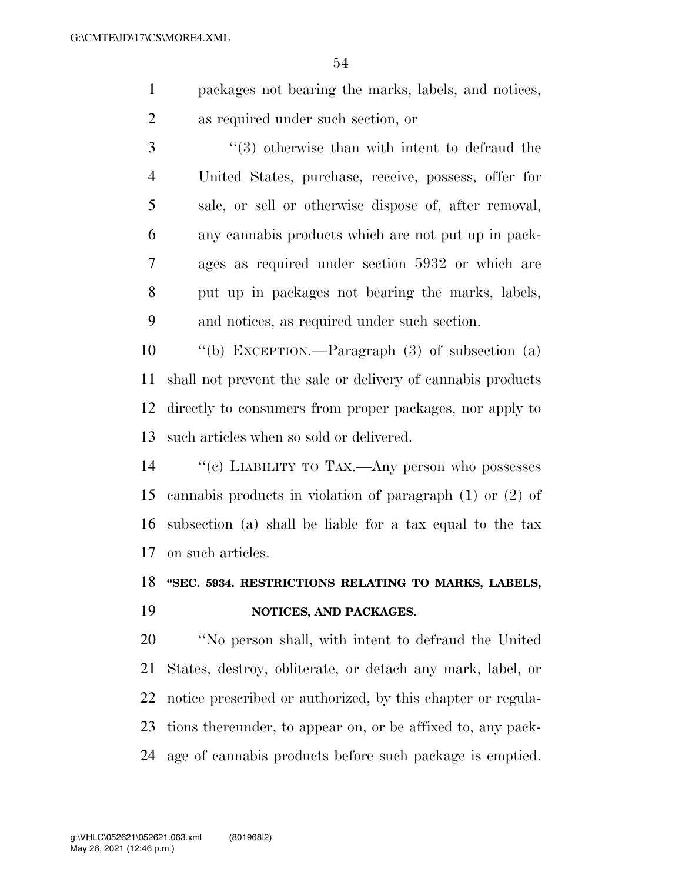packages not bearing the marks, labels, and notices, as required under such section, or

''(3) otherwise than with intent to defraud the United States, purchase, receive, possess, offer for sale, or sell or otherwise dispose of, after removal, any cannabis products which are not put up in packages as required under section 5932 or which are put up in packages not bearing the marks, labels, and notices, as required under such section.

''(b) EXCEPTION.—Paragraph (3) of subsection (a) shall not prevent the sale or delivery of cannabis products directly to consumers from proper packages, nor apply to such articles when so sold or delivered.

''(c) LIABILITY TO TAX.—Any person who possesses cannabis products in violation of paragraph (1) or (2) of subsection (a) shall be liable for a tax equal to the tax on such articles.

**''SEC. 5934. RESTRICTIONS RELATING TO MARKS, LABELS, NOTICES, AND PACKAGES.**

''No person shall, with intent to defraud the United States, destroy, obliterate, or detach any mark, label, or notice prescribed or authorized, by this chapter or regulations thereunder, to appear on, or be affixed to, any package of cannabis products before such package is emptied.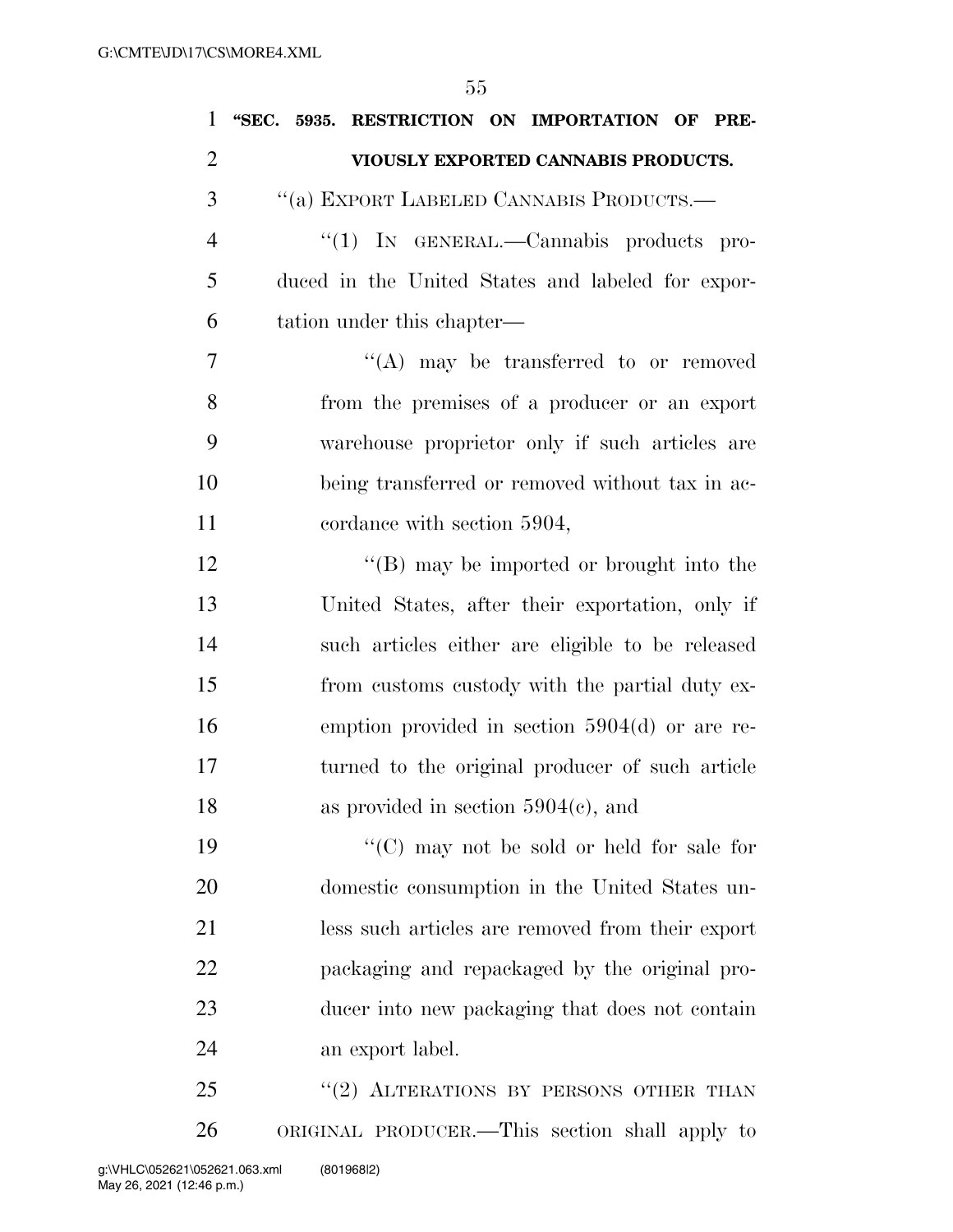**"SEC. 5935. RESTRICTION ON IMPORTATION OF PREVIOUSLY EXPORTED CANNABIS PRODUCTS.**

"(a) EXPORT LABELED CANNABIS PRODUCTS.—

"(1) IN GENERAL.—Cannabis products produced in the United States and labeled for exportation under this chapter—

"(A) may be transferred to or removed from the premises of a producer or an export warehouse proprietor only if such articles are being transferred or removed without tax in accordance with section 5904,

"(B) may be imported or brought into the United States, after their exportation, only if such articles either are eligible to be released from customs custody with the partial duty exemption provided in section 5904(d) or are returned to the original producer of such article as provided in section 5904(c), and

"(C) may not be sold or held for sale for domestic consumption in the United States unless such articles are removed from their export packaging and repackaged by the original producer into new packaging that does not contain an export label.

"(2) ALTERATIONS BY PERSONS OTHER THAN ORIGINAL PRODUCER.—This section shall apply to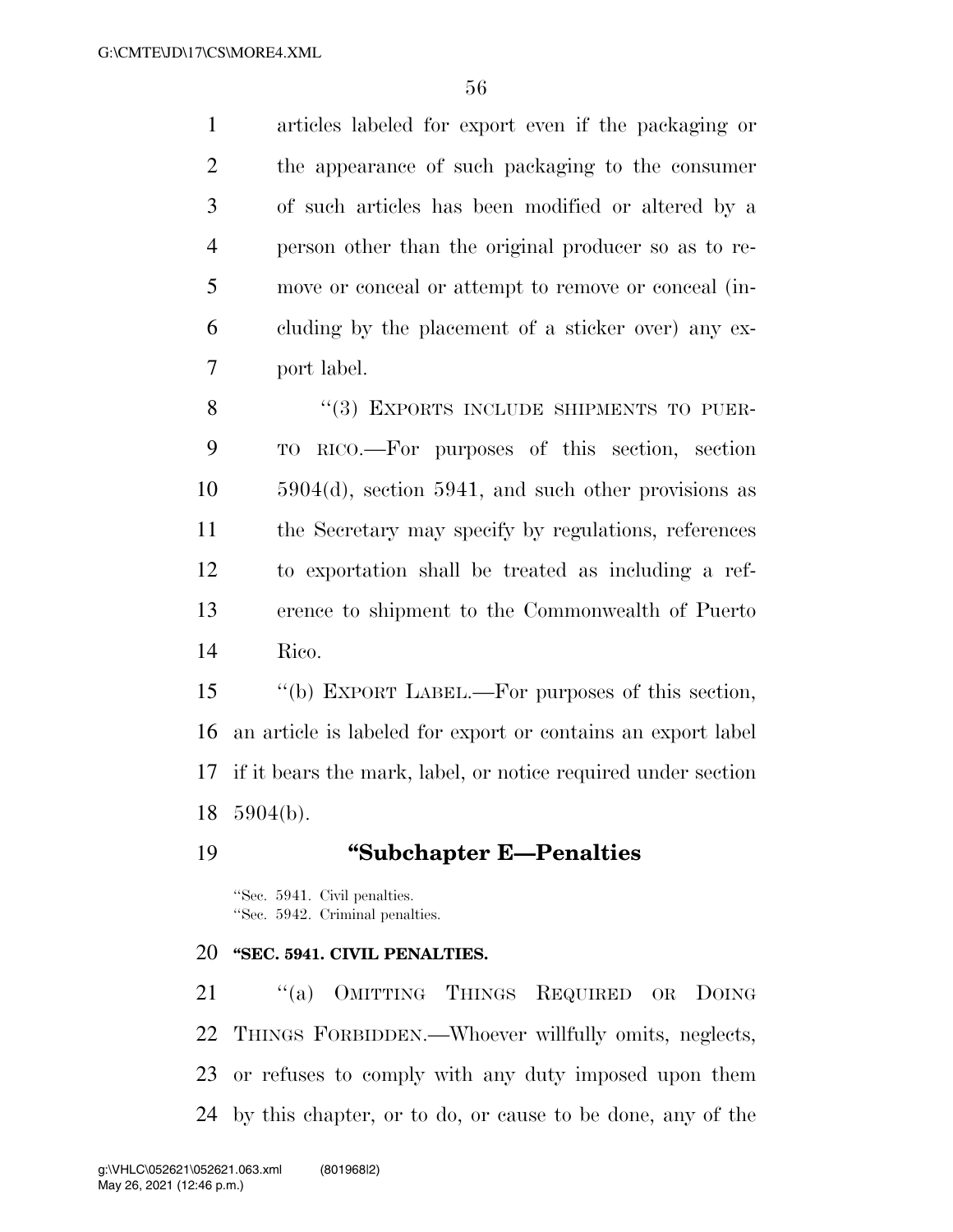articles labeled for export even if the packaging or the appearance of such packaging to the consumer of such articles has been modified or altered by a person other than the original producer so as to remove or conceal or attempt to remove or conceal (including by the placement of a sticker over) any export label.

"(3) EXPORTS INCLUDE SHIPMENTS TO PUERTO RICO.—For purposes of this section, section 5904(d), section 5941, and such other provisions as the Secretary may specify by regulations, references to exportation shall be treated as including a reference to shipment to the Commonwealth of Puerto Rico.

"(b) EXPORT LABEL.—For purposes of this section, an article is labeled for export or contains an export label if it bears the mark, label, or notice required under section 5904(b).

## "Subchapter E—Penalties

"Sec. 5941. Civil penalties.
"Sec. 5942. Criminal penalties.

### "SEC. 5941. CIVIL PENALTIES.

"(a) OMITTING THINGS REQUIRED OR DOING THINGS FORBIDDEN.—Whoever willfully omits, neglects, or refuses to comply with any duty imposed upon them by this chapter, or to do, or cause to be done, any of the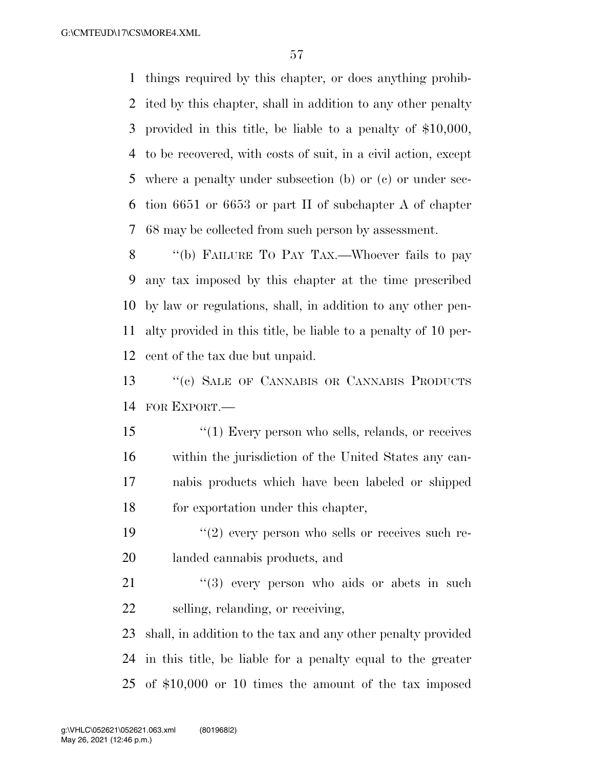things required by this chapter, or does anything prohibited by this chapter, shall in addition to any other penalty provided in this title, be liable to a penalty of $10,000, to be recovered, with costs of suit, in a civil action, except where a penalty under subsection (b) or (c) or under section 6651 or 6653 or part II of subchapter A of chapter 68 may be collected from such person by assessment.

''(b) FAILURE TO PAY TAX.—Whoever fails to pay any tax imposed by this chapter at the time prescribed by law or regulations, shall, in addition to any other penalty provided in this title, be liable to a penalty of 10 percent of the tax due but unpaid.

''(c) SALE OF CANNABIS OR CANNABIS PRODUCTS FOR EXPORT.—

''(1) Every person who sells, relands, or receives within the jurisdiction of the United States any cannabis products which have been labeled or shipped for exportation under this chapter,

''(2) every person who sells or receives such relanded cannabis products, and

''(3) every person who aids or abets in such selling, relanding, or receiving,

shall, in addition to the tax and any other penalty provided in this title, be liable for a penalty equal to the greater of $10,000 or 10 times the amount of the tax imposed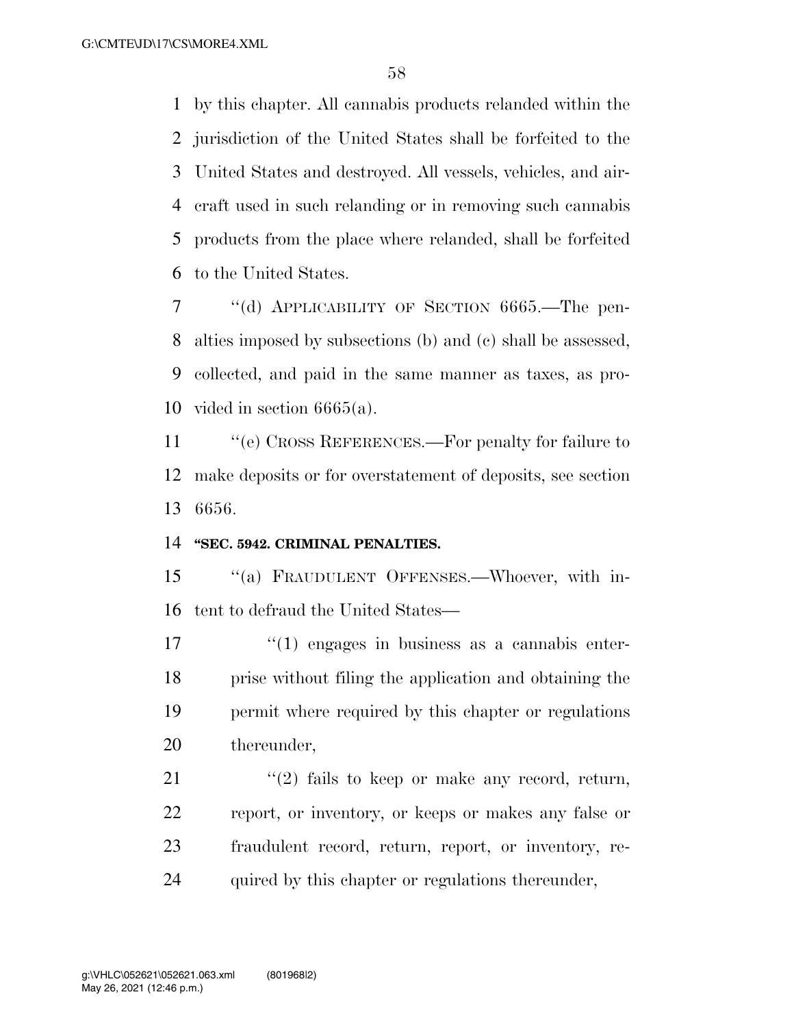by this chapter. All cannabis products relanded within the jurisdiction of the United States shall be forfeited to the United States and destroyed. All vessels, vehicles, and aircraft used in such relanding or in removing such cannabis products from the place where relanded, shall be forfeited to the United States.

''(d) APPLICABILITY OF SECTION 6665.—The penalties imposed by subsections (b) and (c) shall be assessed, collected, and paid in the same manner as taxes, as provided in section 6665(a).

''(e) CROSS REFERENCES.—For penalty for failure to make deposits or for overstatement of deposits, see section 6656.

**''SEC. 5942. CRIMINAL PENALTIES.**

''(a) FRAUDULENT OFFENSES.—Whoever, with intent to defraud the United States—

''(1) engages in business as a cannabis enterprise without filing the application and obtaining the permit where required by this chapter or regulations thereunder,

''(2) fails to keep or make any record, return, report, or inventory, or keeps or makes any false or fraudulent record, return, report, or inventory, required by this chapter or regulations thereunder,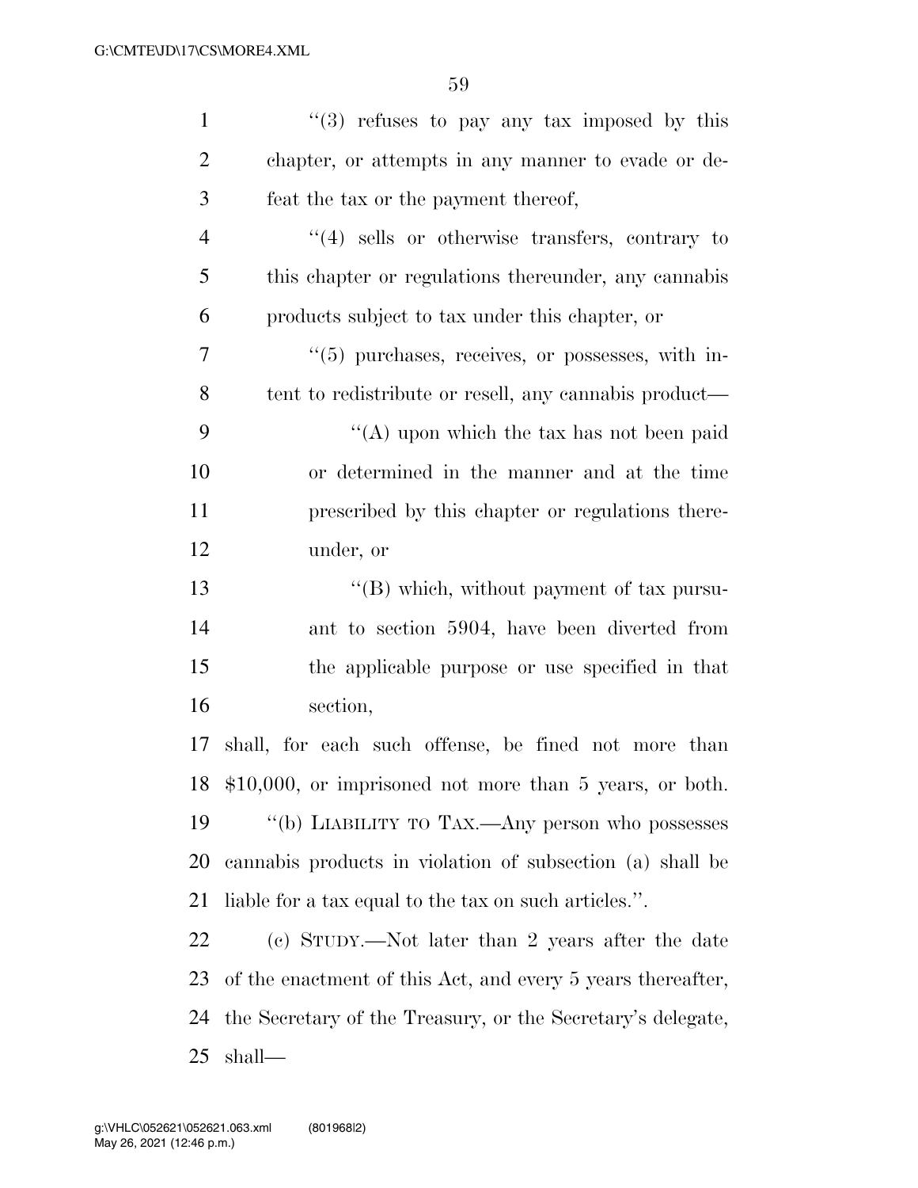''(3) refuses to pay any tax imposed by this chapter, or attempts in any manner to evade or defeat the tax or the payment thereof,

''(4) sells or otherwise transfers, contrary to this chapter or regulations thereunder, any cannabis products subject to tax under this chapter, or

''(5) purchases, receives, or possesses, with intent to redistribute or resell, any cannabis product—

''(A) upon which the tax has not been paid or determined in the manner and at the time prescribed by this chapter or regulations thereunder, or

''(B) which, without payment of tax pursuant to section 5904, have been diverted from the applicable purpose or use specified in that section,

shall, for each such offense, be fined not more than $10,000, or imprisoned not more than 5 years, or both.

''(b) LIABILITY TO TAX.—Any person who possesses cannabis products in violation of subsection (a) shall be liable for a tax equal to the tax on such articles.''.

(c) STUDY.—Not later than 2 years after the date of the enactment of this Act, and every 5 years thereafter, the Secretary of the Treasury, or the Secretary's delegate, shall—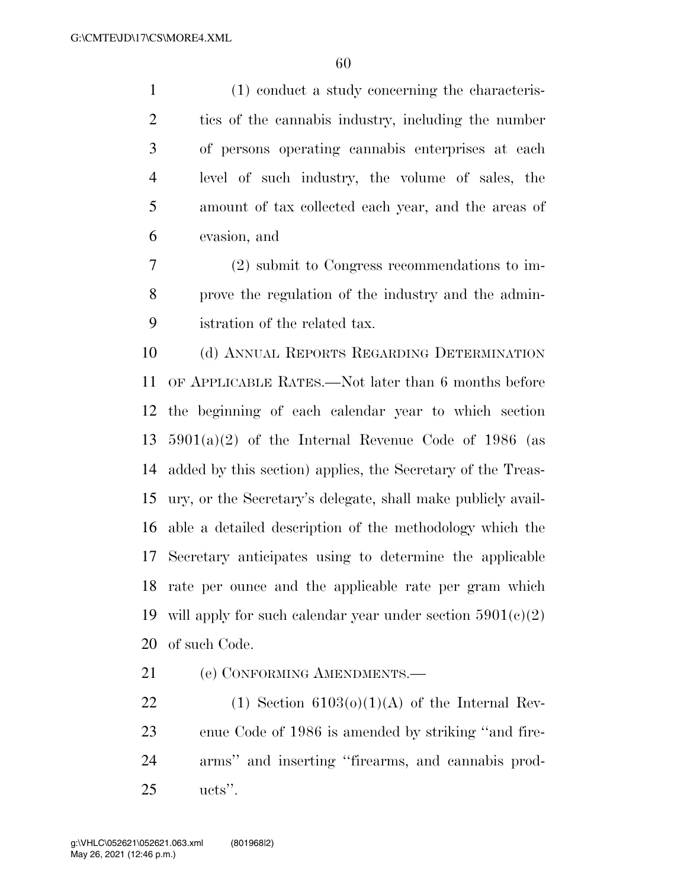(1) conduct a study concerning the characteristics of the cannabis industry, including the number of persons operating cannabis enterprises at each level of such industry, the volume of sales, the amount of tax collected each year, and the areas of evasion, and

(2) submit to Congress recommendations to improve the regulation of the industry and the administration of the related tax.

(d) ANNUAL REPORTS REGARDING DETERMINATION OF APPLICABLE RATES.—Not later than 6 months before the beginning of each calendar year to which section 5901(a)(2) of the Internal Revenue Code of 1986 (as added by this section) applies, the Secretary of the Treasury, or the Secretary's delegate, shall make publicly available a detailed description of the methodology which the Secretary anticipates using to determine the applicable rate per ounce and the applicable rate per gram which will apply for such calendar year under section 5901(c)(2) of such Code.

(e) CONFORMING AMENDMENTS.—

(1) Section 6103(o)(1)(A) of the Internal Revenue Code of 1986 is amended by striking ''and firearms'' and inserting ''firearms, and cannabis products''.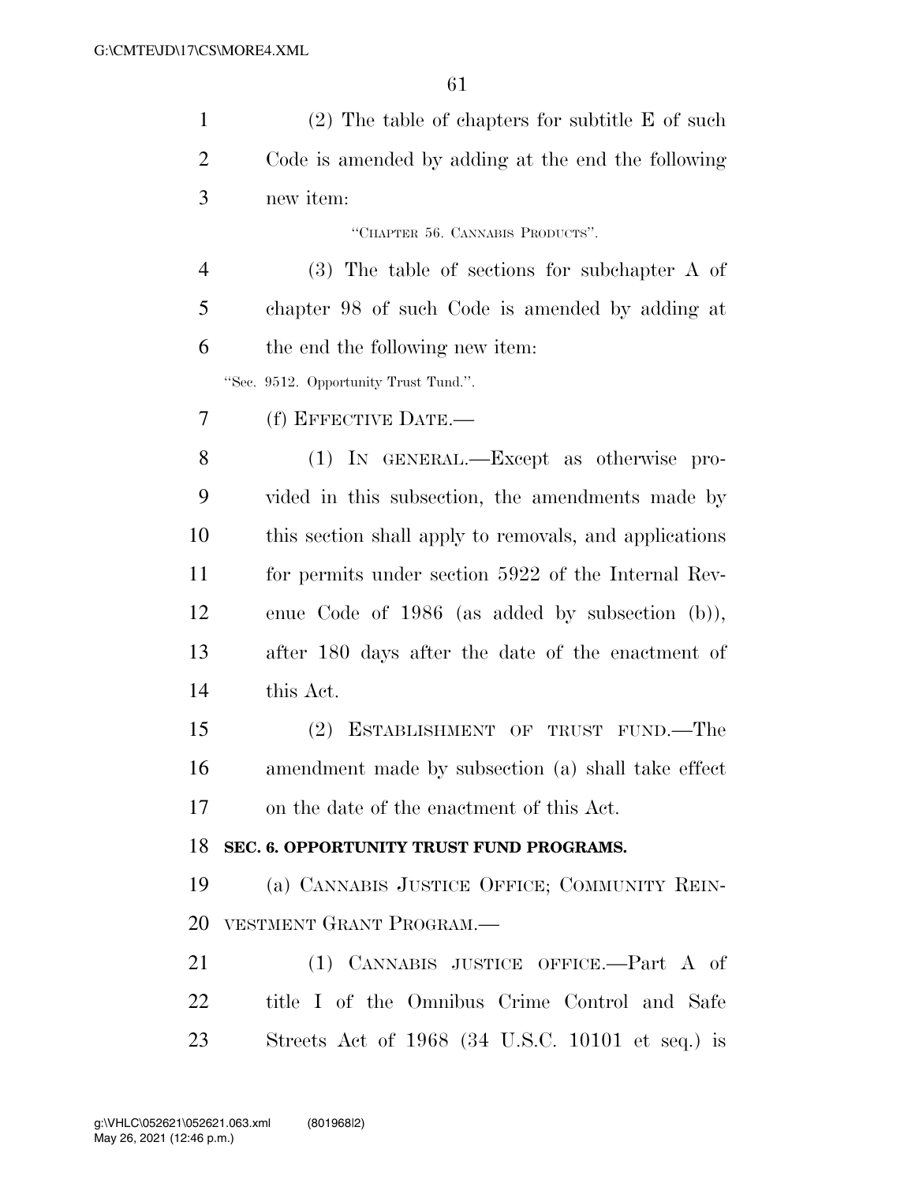(2) The table of chapters for subtitle E of such Code is amended by adding at the end the following new item:

"CHAPTER 56. CANNABIS PRODUCTS".

(3) The table of sections for subchapter A of chapter 98 of such Code is amended by adding at the end the following new item:

"Sec. 9512. Opportunity Trust Fund.".

(f) EFFECTIVE DATE.—

(1) IN GENERAL.—Except as otherwise provided in this subsection, the amendments made by this section shall apply to removals, and applications for permits under section 5922 of the Internal Revenue Code of 1986 (as added by subsection (b)), after 180 days after the date of the enactment of this Act.

(2) ESTABLISHMENT OF TRUST FUND.—The amendment made by subsection (a) shall take effect on the date of the enactment of this Act.

**SEC. 6. OPPORTUNITY TRUST FUND PROGRAMS.**

(a) CANNABIS JUSTICE OFFICE; COMMUNITY REINVESTMENT GRANT PROGRAM.—

(1) CANNABIS JUSTICE OFFICE.—Part A of title I of the Omnibus Crime Control and Safe Streets Act of 1968 (34 U.S.C. 10101 et seq.) is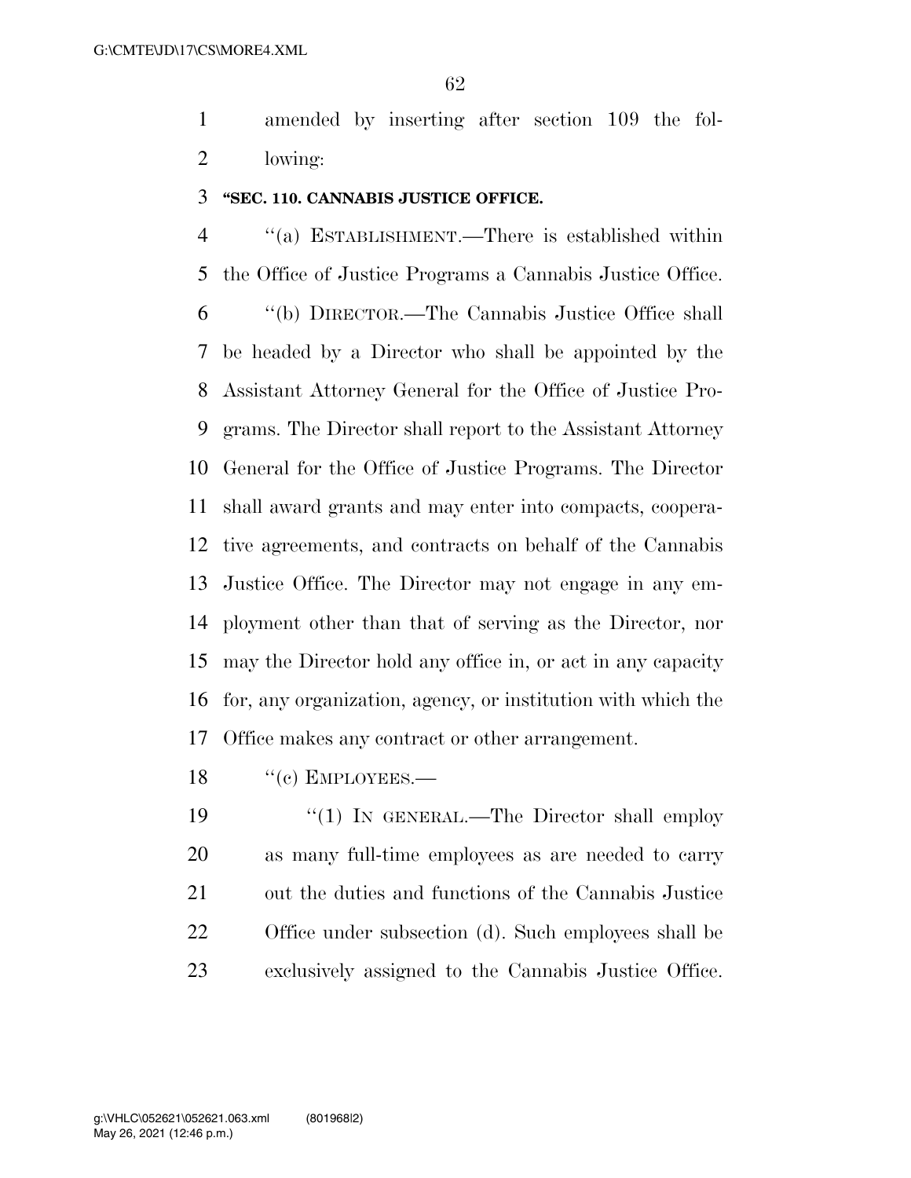amended by inserting after section 109 the following:

**"SEC. 110. CANNABIS JUSTICE OFFICE.**

"(a) ESTABLISHMENT.—There is established within the Office of Justice Programs a Cannabis Justice Office.

"(b) DIRECTOR.—The Cannabis Justice Office shall be headed by a Director who shall be appointed by the Assistant Attorney General for the Office of Justice Programs. The Director shall report to the Assistant Attorney General for the Office of Justice Programs. The Director shall award grants and may enter into compacts, cooperative agreements, and contracts on behalf of the Cannabis Justice Office. The Director may not engage in any employment other than that of serving as the Director, nor may the Director hold any office in, or act in any capacity for, any organization, agency, or institution with which the Office makes any contract or other arrangement.

"(c) EMPLOYEES.—

"(1) IN GENERAL.—The Director shall employ as many full-time employees as are needed to carry out the duties and functions of the Cannabis Justice Office under subsection (d). Such employees shall be exclusively assigned to the Cannabis Justice Office.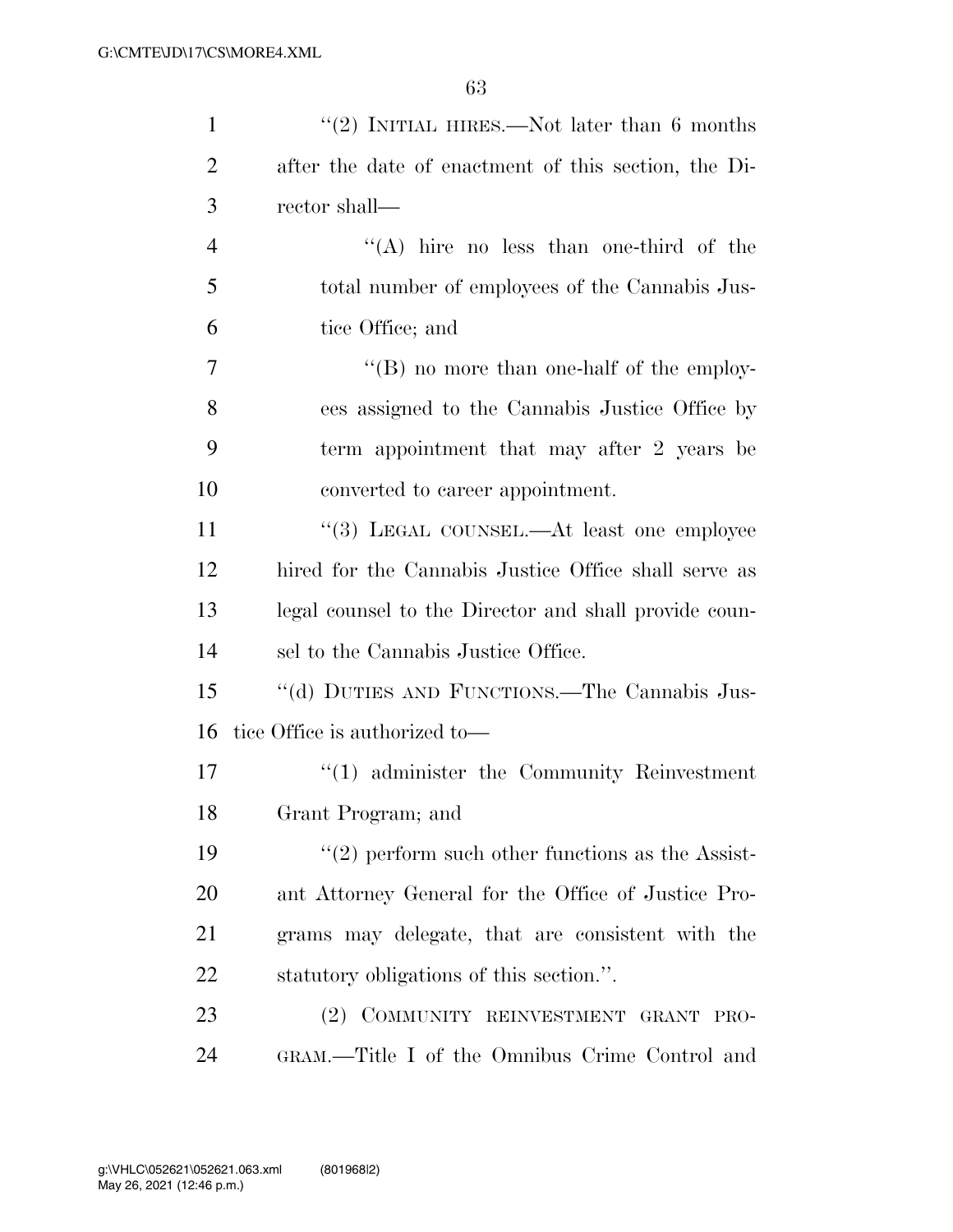"(2) INITIAL HIRES.—Not later than 6 months after the date of enactment of this section, the Director shall—

"(A) hire no less than one-third of the total number of employees of the Cannabis Justice Office; and

"(B) no more than one-half of the employees assigned to the Cannabis Justice Office by term appointment that may after 2 years be converted to career appointment.

"(3) LEGAL COUNSEL.—At least one employee hired for the Cannabis Justice Office shall serve as legal counsel to the Director and shall provide counsel to the Cannabis Justice Office.

"(d) DUTIES AND FUNCTIONS.—The Cannabis Justice Office is authorized to—

"(1) administer the Community Reinvestment Grant Program; and

"(2) perform such other functions as the Assistant Attorney General for the Office of Justice Programs may delegate, that are consistent with the statutory obligations of this section.".

(2) COMMUNITY REINVESTMENT GRANT PROGRAM.—Title I of the Omnibus Crime Control and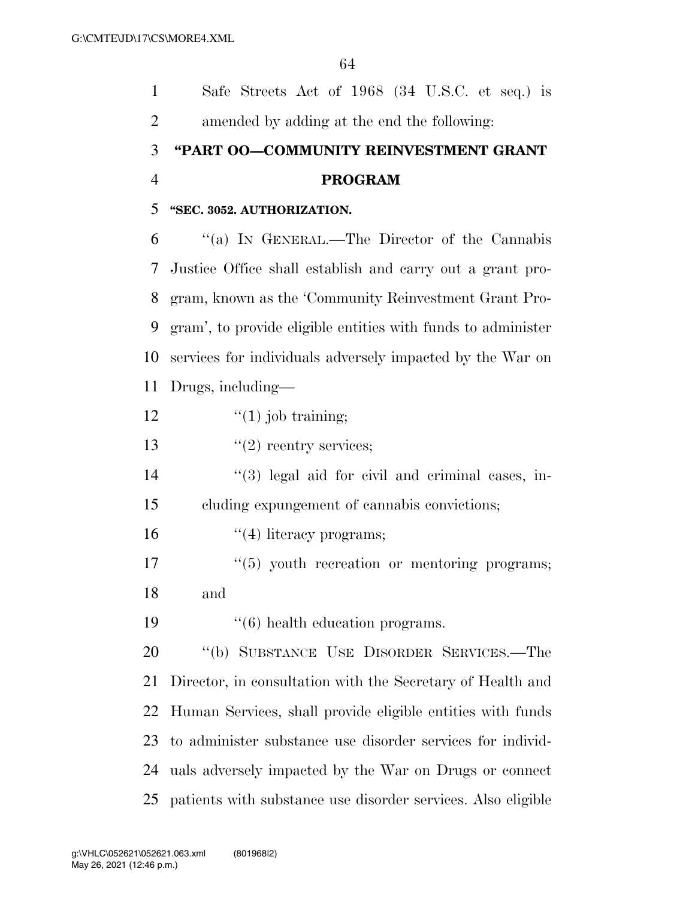Safe Streets Act of 1968 (34 U.S.C. et seq.) is amended by adding at the end the following:

### "PART OO—COMMUNITY REINVESTMENT GRANT PROGRAM

**"SEC. 3052. AUTHORIZATION.**

"(a) IN GENERAL.—The Director of the Cannabis Justice Office shall establish and carry out a grant program, known as the 'Community Reinvestment Grant Program', to provide eligible entities with funds to administer services for individuals adversely impacted by the War on Drugs, including—

"(1) job training;

"(2) reentry services;

"(3) legal aid for civil and criminal cases, including expungement of cannabis convictions;

"(4) literacy programs;

"(5) youth recreation or mentoring programs; and

"(6) health education programs.

"(b) SUBSTANCE USE DISORDER SERVICES.—The Director, in consultation with the Secretary of Health and Human Services, shall provide eligible entities with funds to administer substance use disorder services for individuals adversely impacted by the War on Drugs or connect patients with substance use disorder services. Also eligible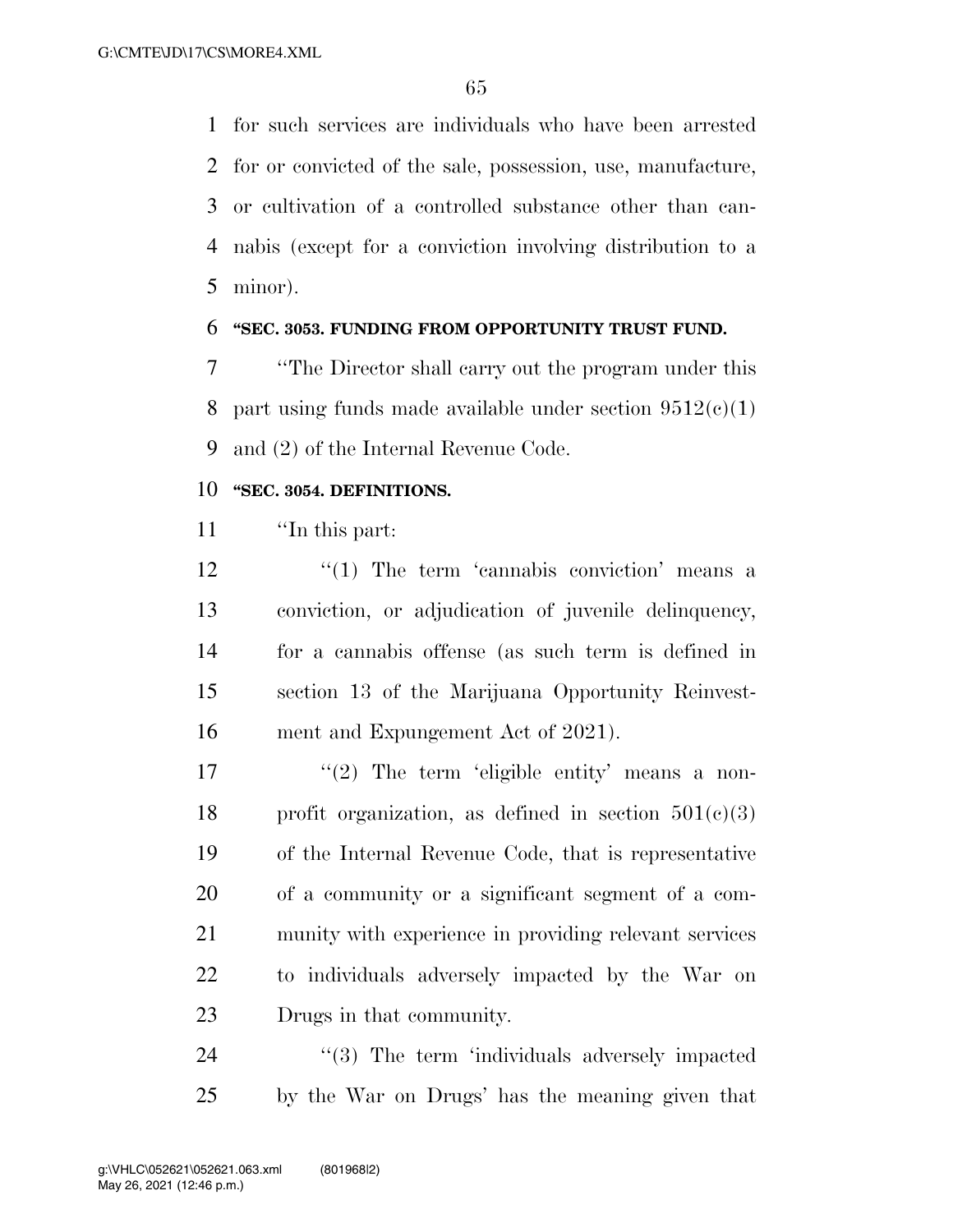for such services are individuals who have been arrested for or convicted of the sale, possession, use, manufacture, or cultivation of a controlled substance other than cannabis (except for a conviction involving distribution to a minor).

**"SEC. 3053. FUNDING FROM OPPORTUNITY TRUST FUND.**

"The Director shall carry out the program under this part using funds made available under section 9512(c)(1) and (2) of the Internal Revenue Code.

**"SEC. 3054. DEFINITIONS.**

"In this part:

"(1) The term 'cannabis conviction' means a conviction, or adjudication of juvenile delinquency, for a cannabis offense (as such term is defined in section 13 of the Marijuana Opportunity Reinvestment and Expungement Act of 2021).

"(2) The term 'eligible entity' means a nonprofit organization, as defined in section 501(c)(3) of the Internal Revenue Code, that is representative of a community or a significant segment of a community with experience in providing relevant services to individuals adversely impacted by the War on Drugs in that community.

"(3) The term 'individuals adversely impacted by the War on Drugs' has the meaning given that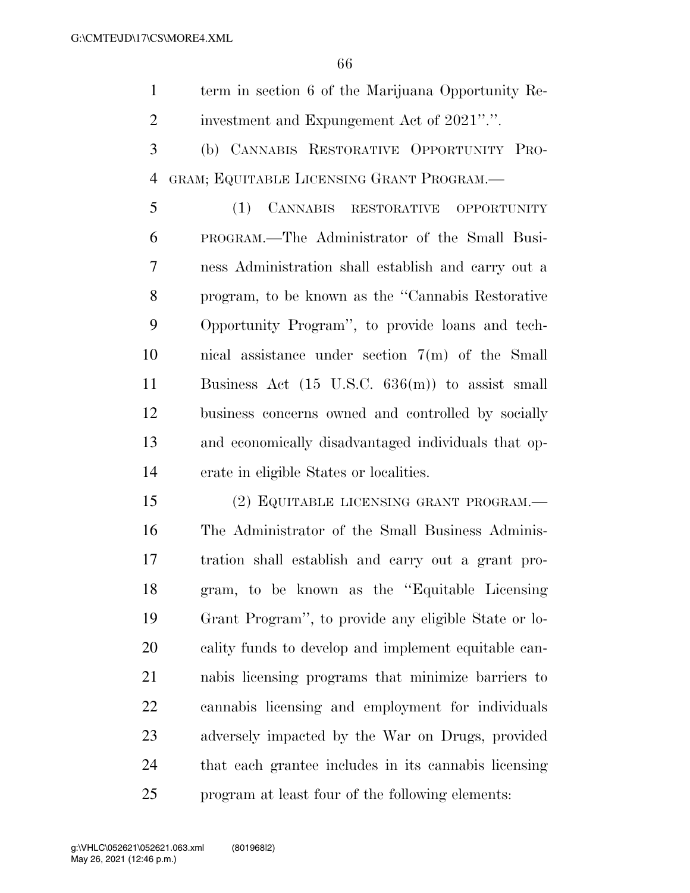term in section 6 of the Marijuana Opportunity Reinvestment and Expungement Act of 2021''.''.

(b) CANNABIS RESTORATIVE OPPORTUNITY PROGRAM; EQUITABLE LICENSING GRANT PROGRAM.—

(1) CANNABIS RESTORATIVE OPPORTUNITY PROGRAM.—The Administrator of the Small Business Administration shall establish and carry out a program, to be known as the ''Cannabis Restorative Opportunity Program'', to provide loans and technical assistance under section 7(m) of the Small Business Act (15 U.S.C. 636(m)) to assist small business concerns owned and controlled by socially and economically disadvantaged individuals that operate in eligible States or localities.

(2) EQUITABLE LICENSING GRANT PROGRAM.—The Administrator of the Small Business Administration shall establish and carry out a grant program, to be known as the ''Equitable Licensing Grant Program'', to provide any eligible State or locality funds to develop and implement equitable cannabis licensing programs that minimize barriers to cannabis licensing and employment for individuals adversely impacted by the War on Drugs, provided that each grantee includes in its cannabis licensing program at least four of the following elements: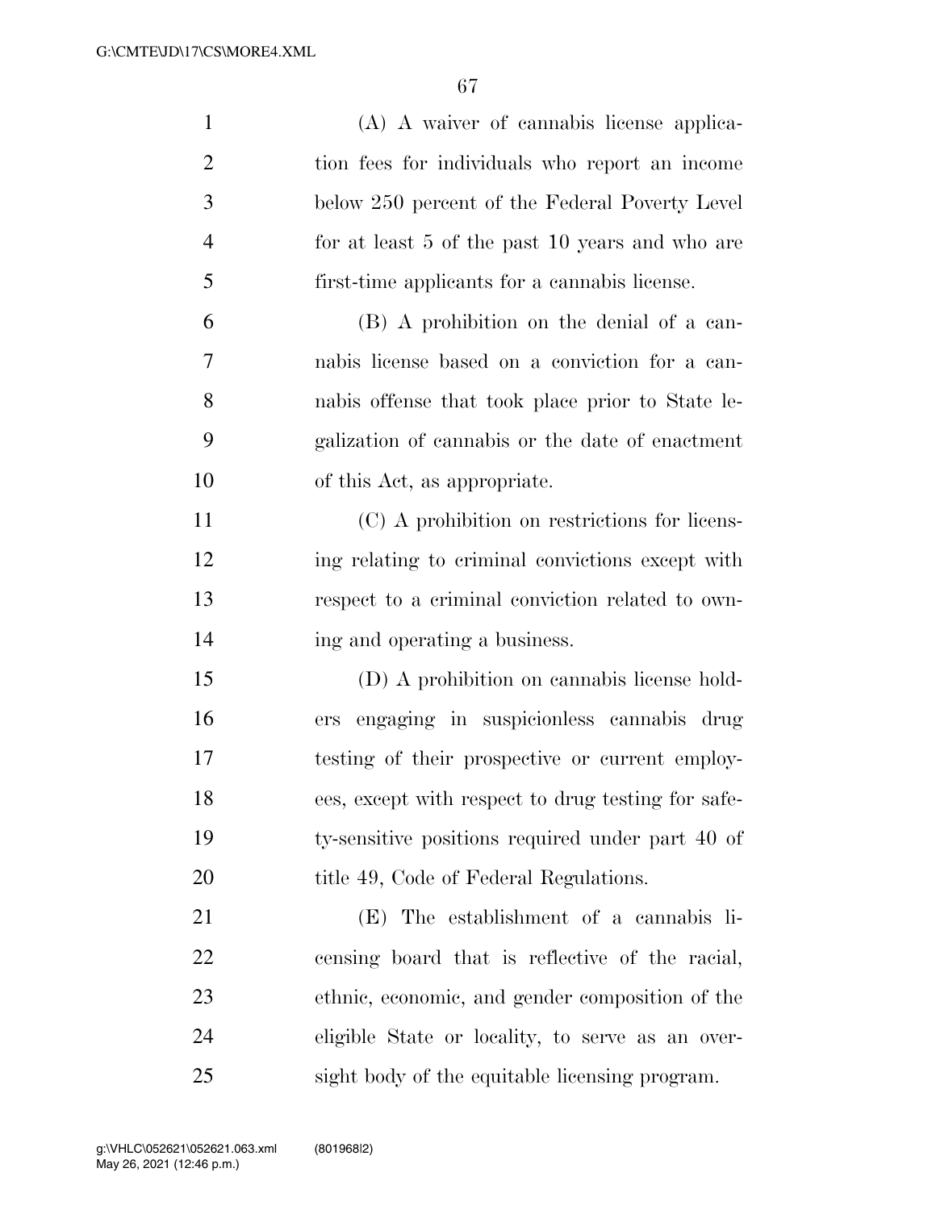(A) A waiver of cannabis license application fees for individuals who report an income below 250 percent of the Federal Poverty Level for at least 5 of the past 10 years and who are first-time applicants for a cannabis license.

(B) A prohibition on the denial of a cannabis license based on a conviction for a cannabis offense that took place prior to State legalization of cannabis or the date of enactment of this Act, as appropriate.

(C) A prohibition on restrictions for licensing relating to criminal convictions except with respect to a criminal conviction related to owning and operating a business.

(D) A prohibition on cannabis license holders engaging in suspicionless cannabis drug testing of their prospective or current employees, except with respect to drug testing for safety-sensitive positions required under part 40 of title 49, Code of Federal Regulations.

(E) The establishment of a cannabis licensing board that is reflective of the racial, ethnic, economic, and gender composition of the eligible State or locality, to serve as an oversight body of the equitable licensing program.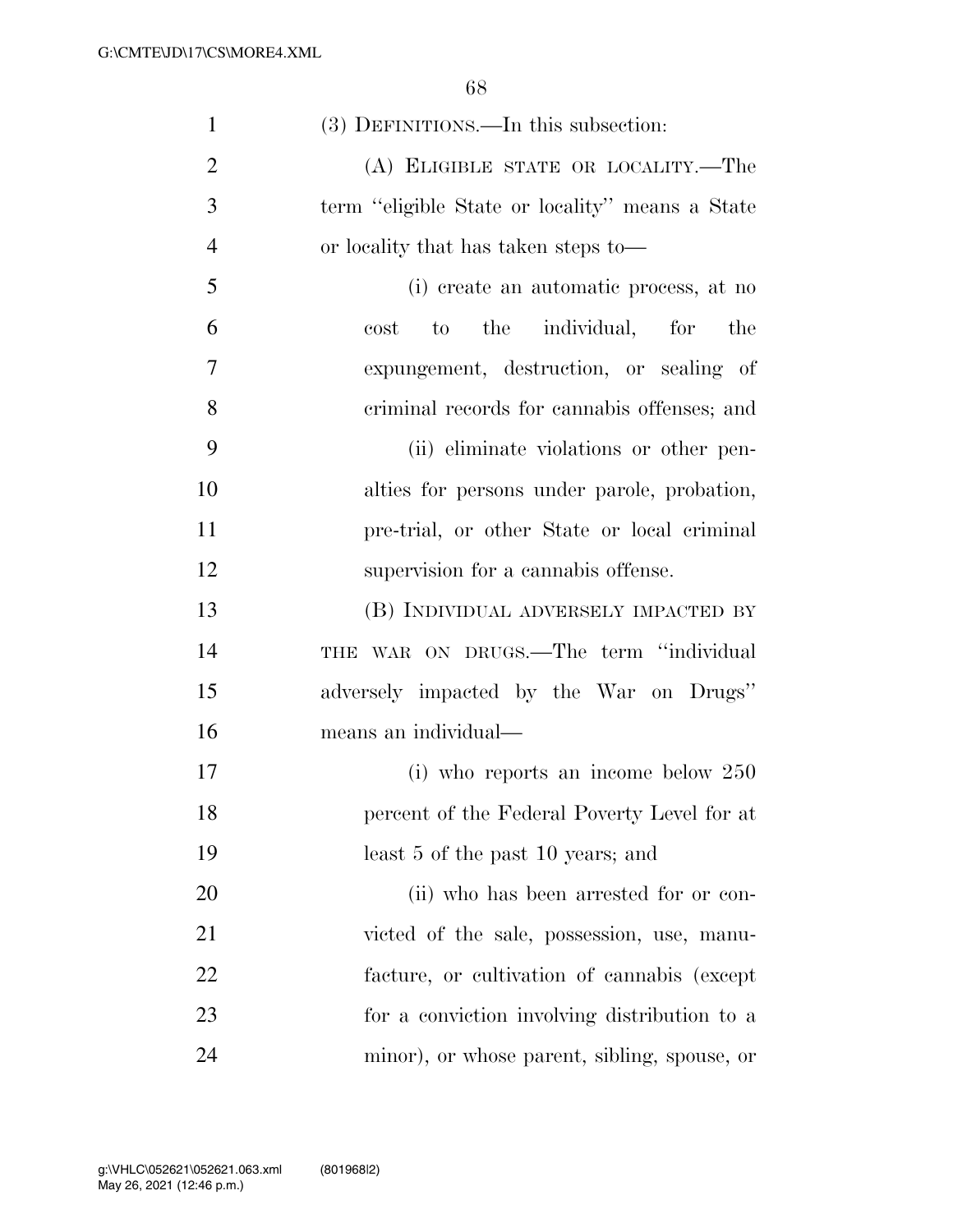(3) DEFINITIONS.—In this subsection:

(A) ELIGIBLE STATE OR LOCALITY.—The term "eligible State or locality" means a State or locality that has taken steps to—

(i) create an automatic process, at no cost to the individual, for the expungement, destruction, or sealing of criminal records for cannabis offenses; and

(ii) eliminate violations or other penalties for persons under parole, probation, pre-trial, or other State or local criminal supervision for a cannabis offense.

(B) INDIVIDUAL ADVERSELY IMPACTED BY THE WAR ON DRUGS.—The term "individual adversely impacted by the War on Drugs" means an individual—

(i) who reports an income below 250 percent of the Federal Poverty Level for at least 5 of the past 10 years; and

(ii) who has been arrested for or convicted of the sale, possession, use, manufacture, or cultivation of cannabis (except for a conviction involving distribution to a minor), or whose parent, sibling, spouse, or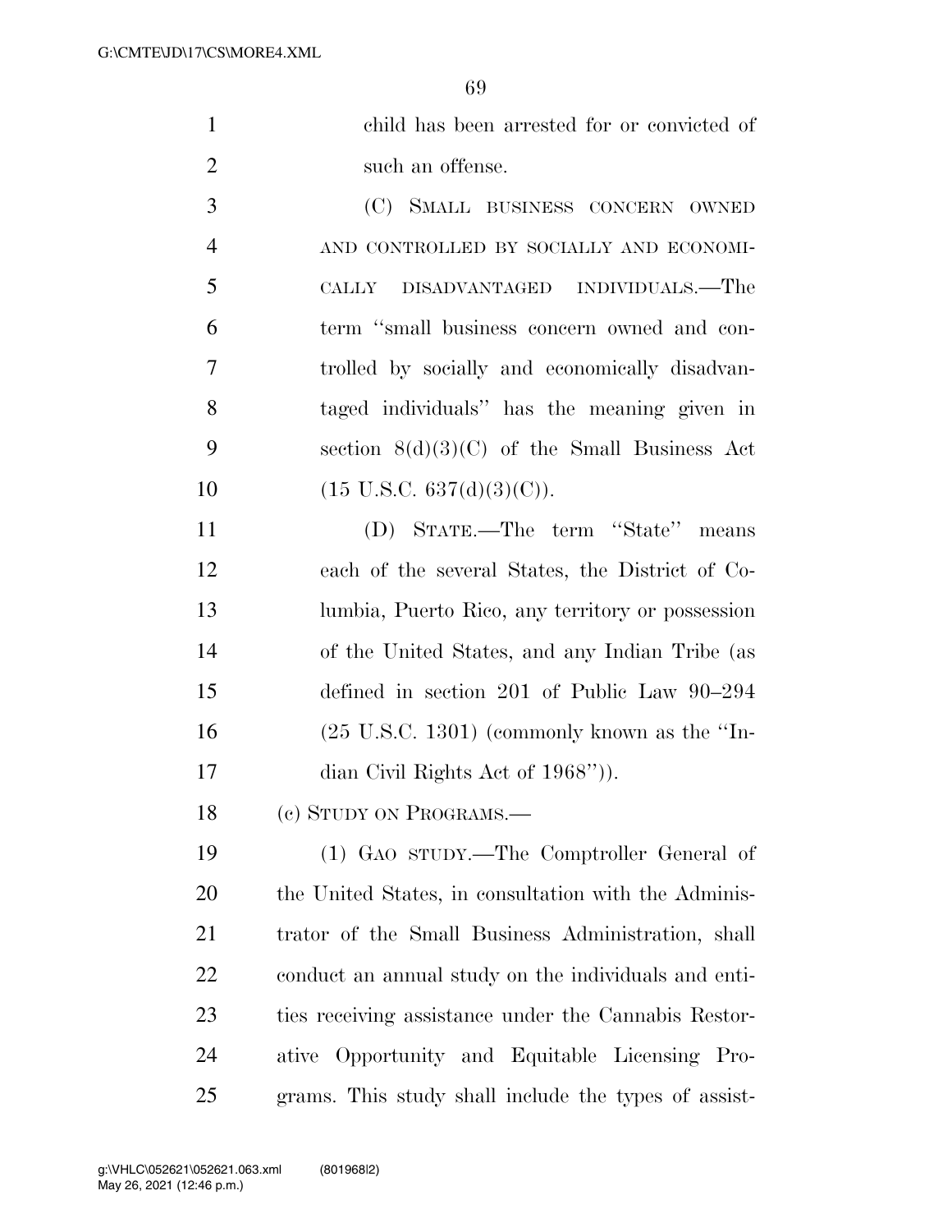child has been arrested for or convicted of such an offense.

(C) SMALL BUSINESS CONCERN OWNED AND CONTROLLED BY SOCIALLY AND ECONOMICALLY DISADVANTAGED INDIVIDUALS.—The term ''small business concern owned and controlled by socially and economically disadvantaged individuals'' has the meaning given in section 8(d)(3)(C) of the Small Business Act (15 U.S.C. 637(d)(3)(C)).

(D) STATE.—The term ''State'' means each of the several States, the District of Columbia, Puerto Rico, any territory or possession of the United States, and any Indian Tribe (as defined in section 201 of Public Law 90–294 (25 U.S.C. 1301) (commonly known as the ''Indian Civil Rights Act of 1968'')).

(c) STUDY ON PROGRAMS.—

(1) GAO STUDY.—The Comptroller General of the United States, in consultation with the Administrator of the Small Business Administration, shall conduct an annual study on the individuals and entities receiving assistance under the Cannabis Restorative Opportunity and Equitable Licensing Programs. This study shall include the types of assist-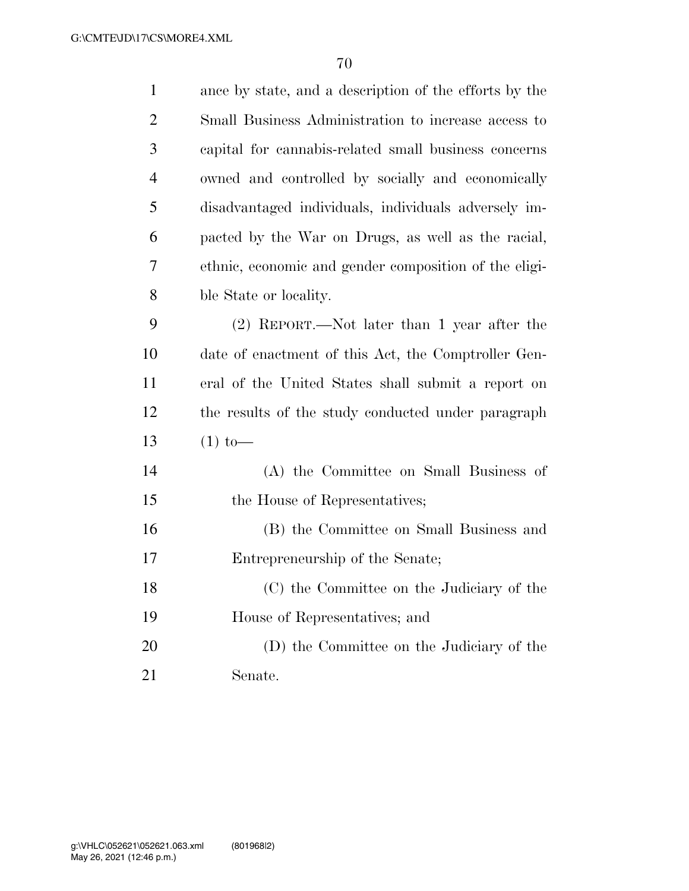ance by state, and a description of the efforts by the Small Business Administration to increase access to capital for cannabis-related small business concerns owned and controlled by socially and economically disadvantaged individuals, individuals adversely impacted by the War on Drugs, as well as the racial, ethnic, economic and gender composition of the eligible State or locality.

(2) REPORT.—Not later than 1 year after the date of enactment of this Act, the Comptroller General of the United States shall submit a report on the results of the study conducted under paragraph (1) to—

(A) the Committee on Small Business of the House of Representatives;

(B) the Committee on Small Business and Entrepreneurship of the Senate;

(C) the Committee on the Judiciary of the House of Representatives; and

(D) the Committee on the Judiciary of the Senate.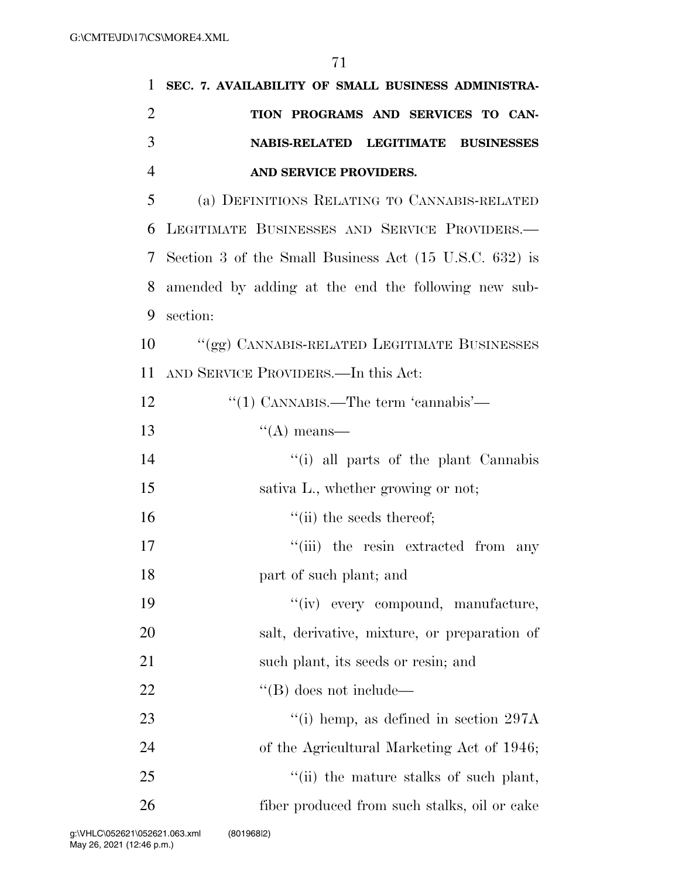**SEC. 7. AVAILABILITY OF SMALL BUSINESS ADMINISTRATION PROGRAMS AND SERVICES TO CANNABIS-RELATED LEGITIMATE BUSINESSES AND SERVICE PROVIDERS.**

(a) DEFINITIONS RELATING TO CANNABIS-RELATED LEGITIMATE BUSINESSES AND SERVICE PROVIDERS.—Section 3 of the Small Business Act (15 U.S.C. 632) is amended by adding at the end the following new subsection:

"(gg) CANNABIS-RELATED LEGITIMATE BUSINESSES AND SERVICE PROVIDERS.—In this Act:

"(1) CANNABIS.—The term 'cannabis'—

"(A) means—

"(i) all parts of the plant Cannabis sativa L., whether growing or not;

"(ii) the seeds thereof;

"(iii) the resin extracted from any part of such plant; and

"(iv) every compound, manufacture, salt, derivative, mixture, or preparation of such plant, its seeds or resin; and

"(B) does not include—

"(i) hemp, as defined in section 297A of the Agricultural Marketing Act of 1946;

"(ii) the mature stalks of such plant, fiber produced from such stalks, oil or cake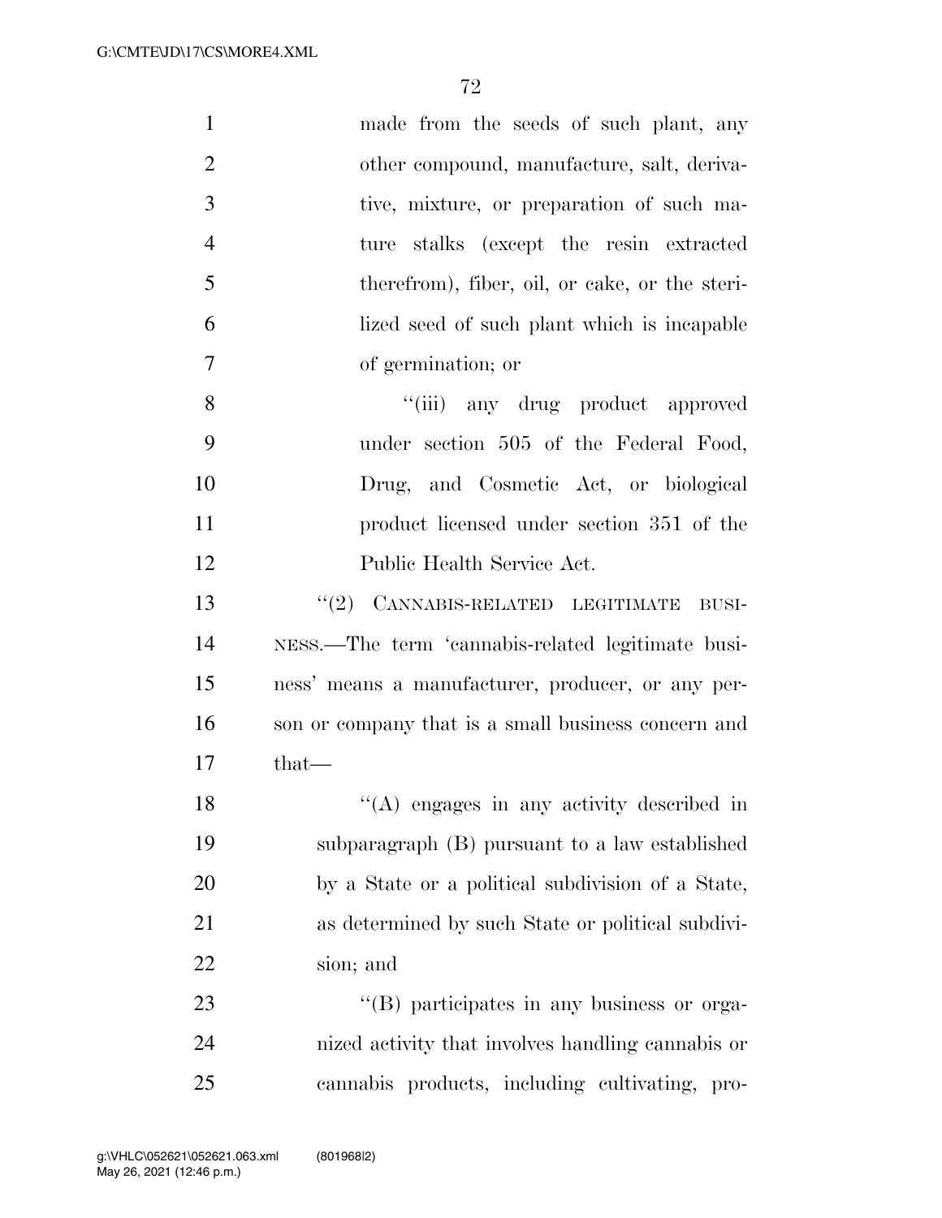made from the seeds of such plant, any other compound, manufacture, salt, derivative, mixture, or preparation of such mature stalks (except the resin extracted therefrom), fiber, oil, or cake, or the sterilized seed of such plant which is incapable of germination; or

''(iii) any drug product approved under section 505 of the Federal Food, Drug, and Cosmetic Act, or biological product licensed under section 351 of the Public Health Service Act.

''(2) CANNABIS-RELATED LEGITIMATE BUSINESS.—The term 'cannabis-related legitimate business' means a manufacturer, producer, or any person or company that is a small business concern and that—

''(A) engages in any activity described in subparagraph (B) pursuant to a law established by a State or a political subdivision of a State, as determined by such State or political subdivision; and

''(B) participates in any business or organized activity that involves handling cannabis or cannabis products, including cultivating, pro-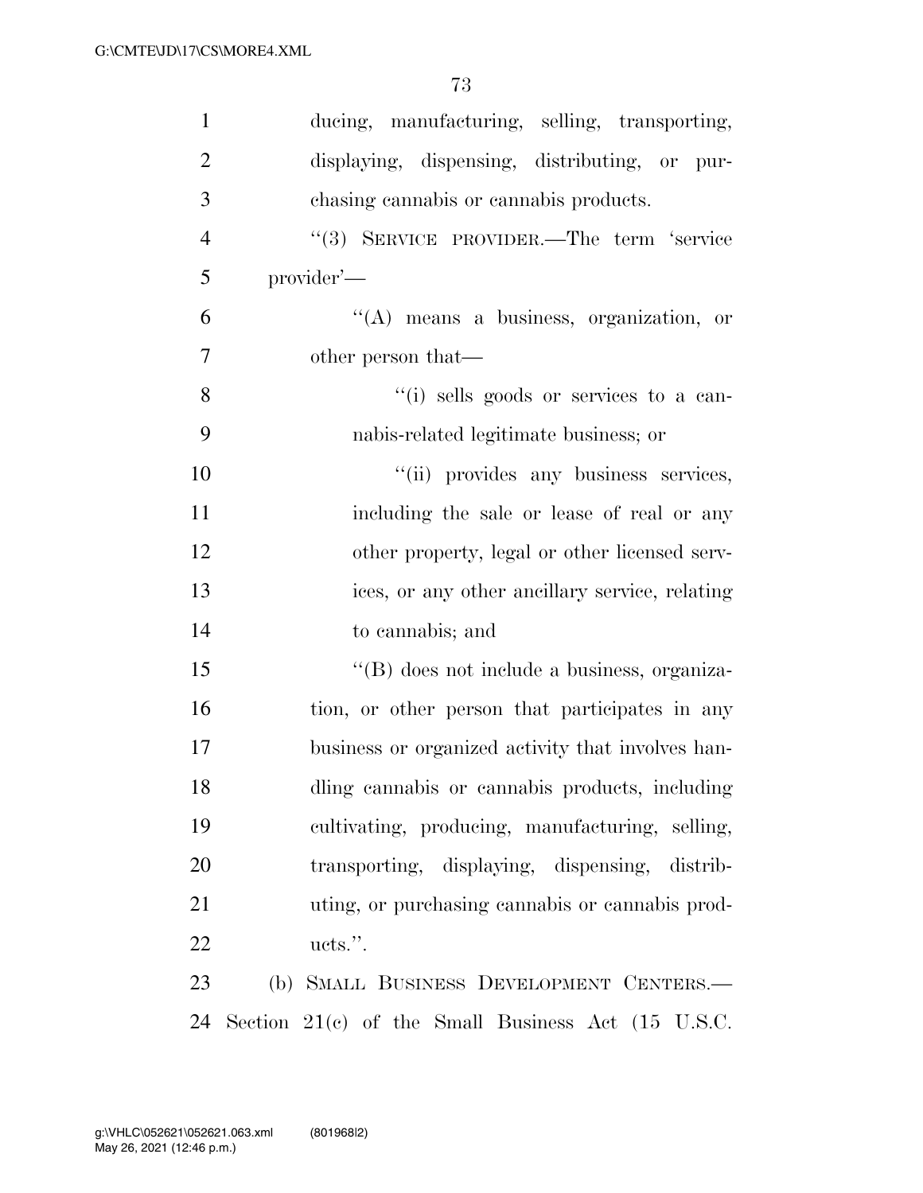ducing, manufacturing, selling, transporting, displaying, dispensing, distributing, or purchasing cannabis or cannabis products.

''(3) SERVICE PROVIDER.—The term 'service provider'—

''(A) means a business, organization, or other person that—

''(i) sells goods or services to a cannabis-related legitimate business; or

''(ii) provides any business services, including the sale or lease of real or any other property, legal or other licensed services, or any other ancillary service, relating to cannabis; and

''(B) does not include a business, organization, or other person that participates in any business or organized activity that involves handling cannabis or cannabis products, including cultivating, producing, manufacturing, selling, transporting, displaying, dispensing, distributing, or purchasing cannabis or cannabis products.''.

(b) SMALL BUSINESS DEVELOPMENT CENTERS.—Section 21(c) of the Small Business Act (15 U.S.C.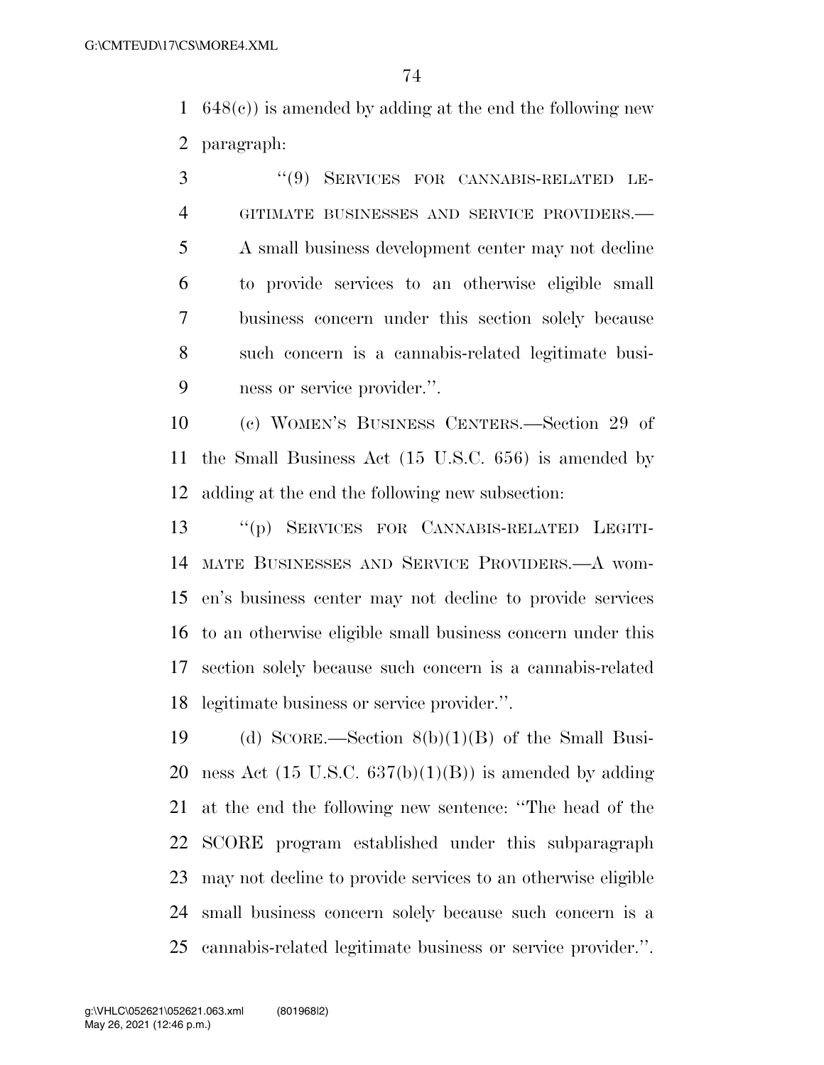648(c)) is amended by adding at the end the following new paragraph:

"(9) SERVICES FOR CANNABIS-RELATED LEGITIMATE BUSINESSES AND SERVICE PROVIDERS.—A small business development center may not decline to provide services to an otherwise eligible small business concern under this section solely because such concern is a cannabis-related legitimate business or service provider.".

(c) WOMEN'S BUSINESS CENTERS.—Section 29 of the Small Business Act (15 U.S.C. 656) is amended by adding at the end the following new subsection:

"(p) SERVICES FOR CANNABIS-RELATED LEGITIMATE BUSINESSES AND SERVICE PROVIDERS.—A women's business center may not decline to provide services to an otherwise eligible small business concern under this section solely because such concern is a cannabis-related legitimate business or service provider.".

(d) SCORE.—Section 8(b)(1)(B) of the Small Business Act (15 U.S.C. 637(b)(1)(B)) is amended by adding at the end the following new sentence: "The head of the SCORE program established under this subparagraph may not decline to provide services to an otherwise eligible small business concern solely because such concern is a cannabis-related legitimate business or service provider.".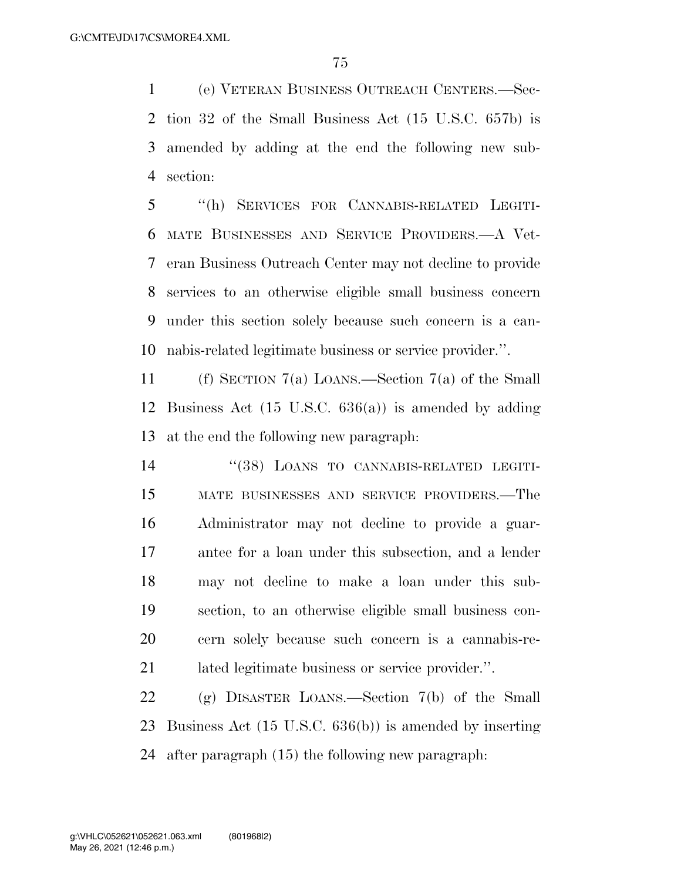(e) VETERAN BUSINESS OUTREACH CENTERS.—Section 32 of the Small Business Act (15 U.S.C. 657b) is amended by adding at the end the following new subsection:

"(h) SERVICES FOR CANNABIS-RELATED LEGITIMATE BUSINESSES AND SERVICE PROVIDERS.—A Veteran Business Outreach Center may not decline to provide services to an otherwise eligible small business concern under this section solely because such concern is a cannabis-related legitimate business or service provider.".

(f) SECTION 7(a) LOANS.—Section 7(a) of the Small Business Act (15 U.S.C. 636(a)) is amended by adding at the end the following new paragraph:

"(38) LOANS TO CANNABIS-RELATED LEGITIMATE BUSINESSES AND SERVICE PROVIDERS.—The Administrator may not decline to provide a guarantee for a loan under this subsection, and a lender may not decline to make a loan under this subsection, to an otherwise eligible small business concern solely because such concern is a cannabis-related legitimate business or service provider.".

(g) DISASTER LOANS.—Section 7(b) of the Small Business Act (15 U.S.C. 636(b)) is amended by inserting after paragraph (15) the following new paragraph: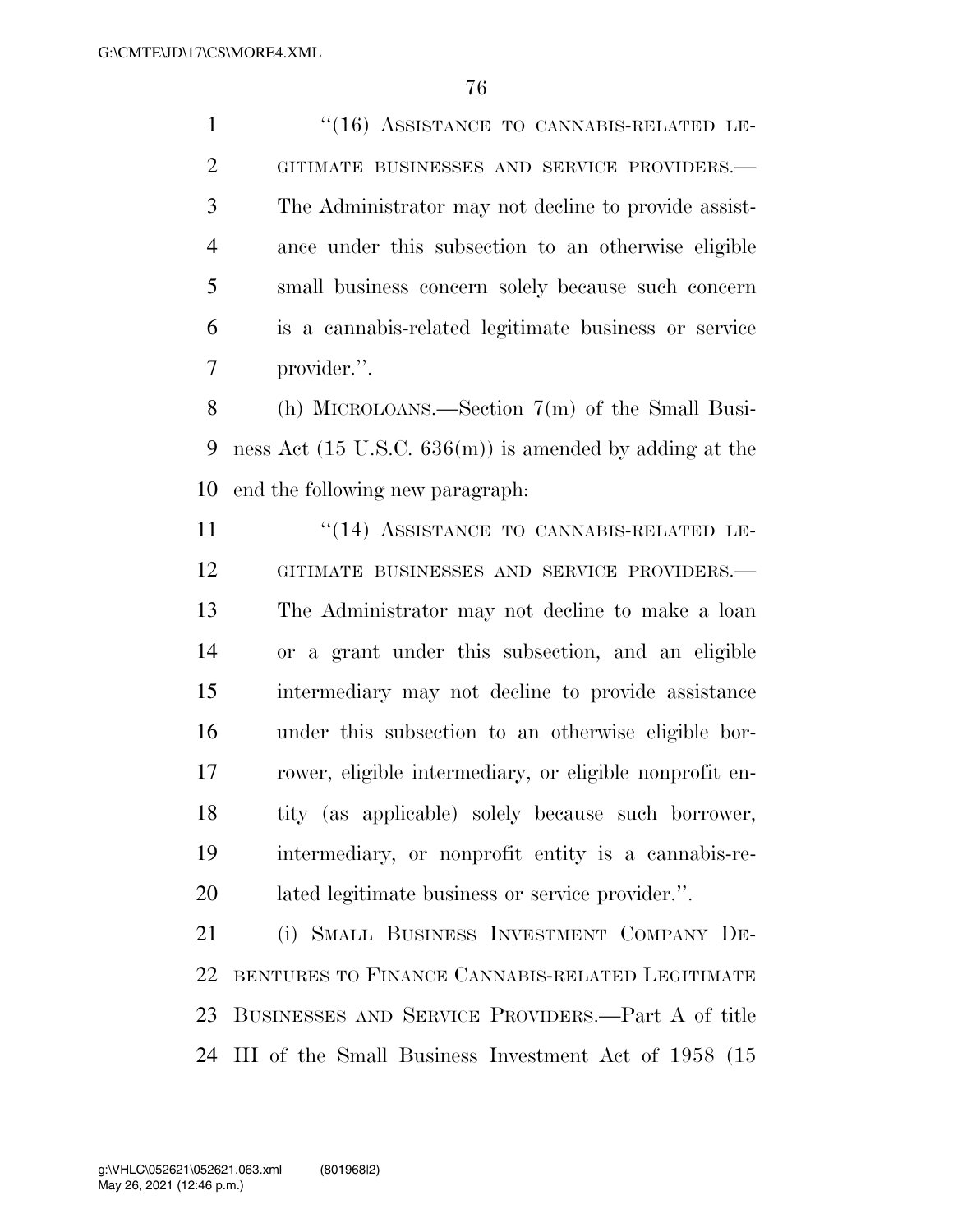"(16) ASSISTANCE TO CANNABIS-RELATED LEGITIMATE BUSINESSES AND SERVICE PROVIDERS.—The Administrator may not decline to provide assistance under this subsection to an otherwise eligible small business concern solely because such concern is a cannabis-related legitimate business or service provider.".

(h) MICROLOANS.—Section 7(m) of the Small Business Act (15 U.S.C. 636(m)) is amended by adding at the end the following new paragraph:

"(14) ASSISTANCE TO CANNABIS-RELATED LEGITIMATE BUSINESSES AND SERVICE PROVIDERS.—The Administrator may not decline to make a loan or a grant under this subsection, and an eligible intermediary may not decline to provide assistance under this subsection to an otherwise eligible borrower, eligible intermediary, or eligible nonprofit entity (as applicable) solely because such borrower, intermediary, or nonprofit entity is a cannabis-related legitimate business or service provider.".

(i) SMALL BUSINESS INVESTMENT COMPANY DEBENTURES TO FINANCE CANNABIS-RELATED LEGITIMATE BUSINESSES AND SERVICE PROVIDERS.—Part A of title III of the Small Business Investment Act of 1958 (15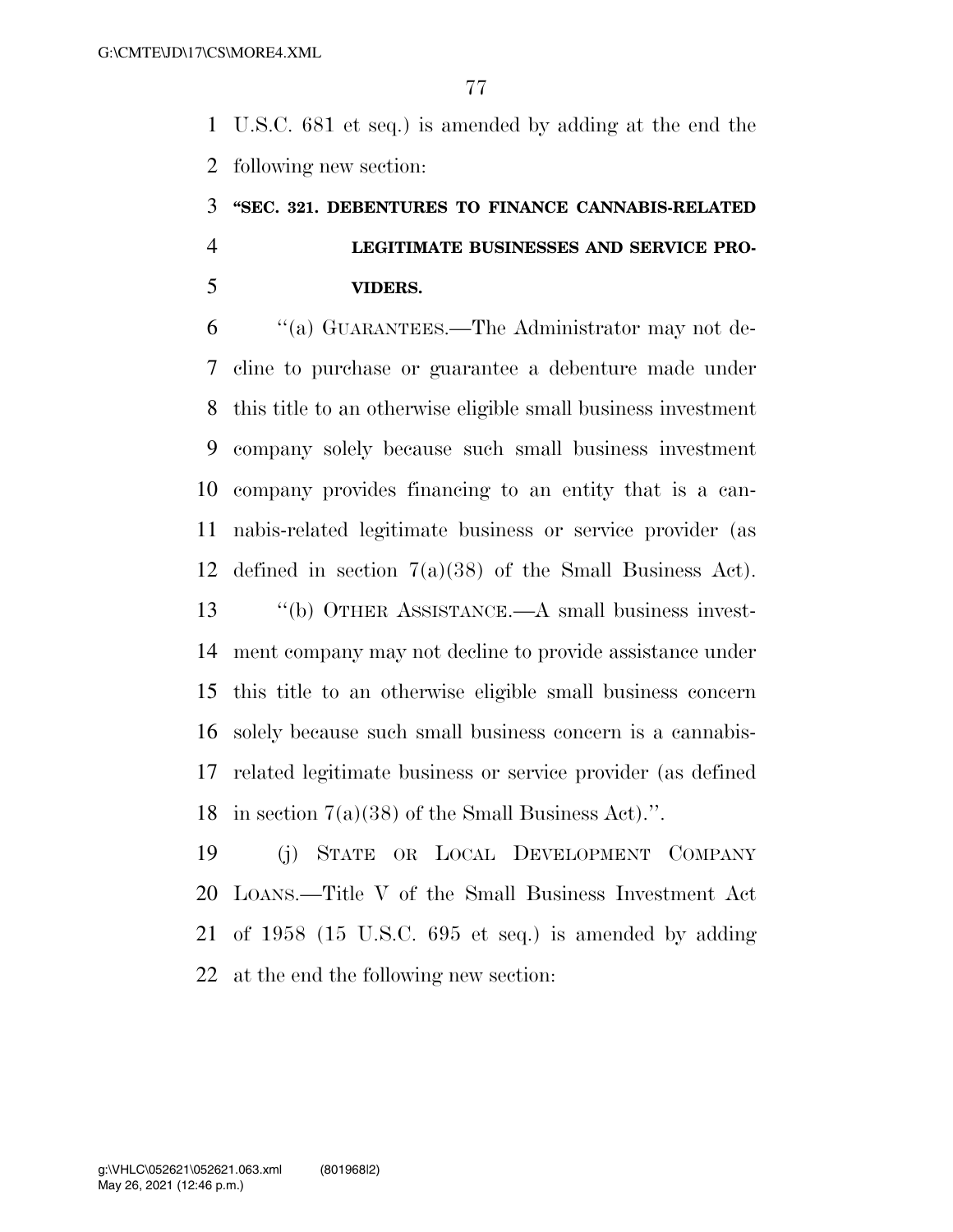U.S.C. 681 et seq.) is amended by adding at the end the following new section:

**"SEC. 321. DEBENTURES TO FINANCE CANNABIS-RELATED LEGITIMATE BUSINESSES AND SERVICE PROVIDERS.**

"(a) GUARANTEES.—The Administrator may not decline to purchase or guarantee a debenture made under this title to an otherwise eligible small business investment company solely because such small business investment company provides financing to an entity that is a cannabis-related legitimate business or service provider (as defined in section 7(a)(38) of the Small Business Act).

"(b) OTHER ASSISTANCE.—A small business investment company may not decline to provide assistance under this title to an otherwise eligible small business concern solely because such small business concern is a cannabis-related legitimate business or service provider (as defined in section 7(a)(38) of the Small Business Act).".

(j) STATE OR LOCAL DEVELOPMENT COMPANY LOANS.—Title V of the Small Business Investment Act of 1958 (15 U.S.C. 695 et seq.) is amended by adding at the end the following new section: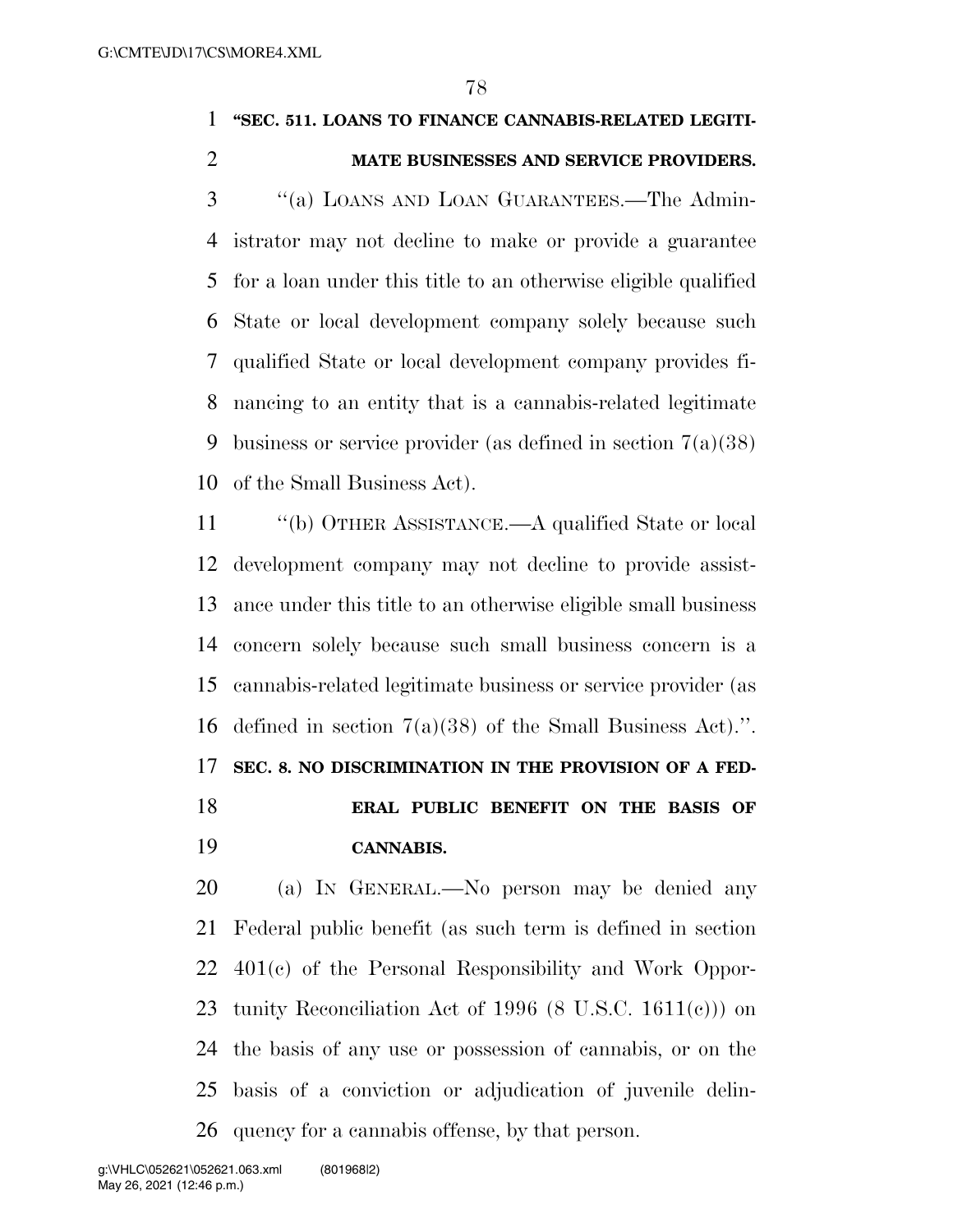**"SEC. 511. LOANS TO FINANCE CANNABIS-RELATED LEGITIMATE BUSINESSES AND SERVICE PROVIDERS.**

"(a) LOANS AND LOAN GUARANTEES.—The Administrator may not decline to make or provide a guarantee for a loan under this title to an otherwise eligible qualified State or local development company solely because such qualified State or local development company provides financing to an entity that is a cannabis-related legitimate business or service provider (as defined in section 7(a)(38) of the Small Business Act).

"(b) OTHER ASSISTANCE.—A qualified State or local development company may not decline to provide assistance under this title to an otherwise eligible small business concern solely because such small business concern is a cannabis-related legitimate business or service provider (as defined in section 7(a)(38) of the Small Business Act).".

**SEC. 8. NO DISCRIMINATION IN THE PROVISION OF A FEDERAL PUBLIC BENEFIT ON THE BASIS OF CANNABIS.**

(a) IN GENERAL.—No person may be denied any Federal public benefit (as such term is defined in section 401(c) of the Personal Responsibility and Work Opportunity Reconciliation Act of 1996 (8 U.S.C. 1611(c))) on the basis of any use or possession of cannabis, or on the basis of a conviction or adjudication of juvenile delinquency for a cannabis offense, by that person.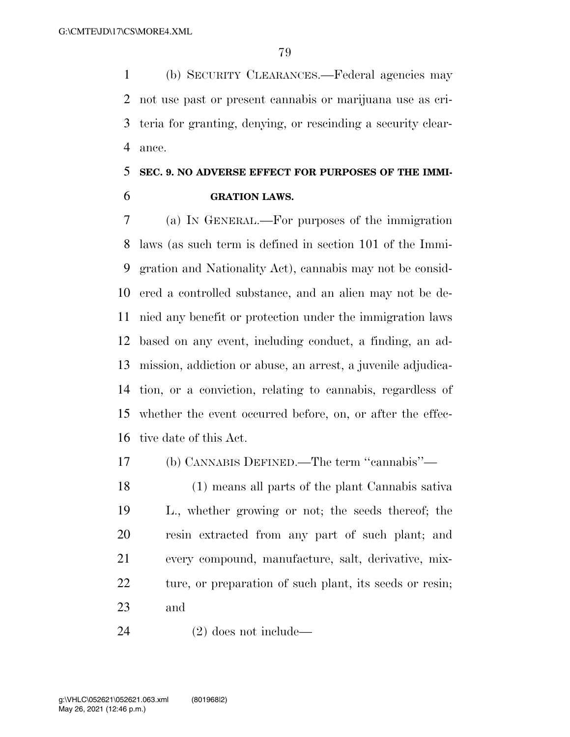(b) SECURITY CLEARANCES.—Federal agencies may not use past or present cannabis or marijuana use as criteria for granting, denying, or rescinding a security clearance.

### SEC. 9. NO ADVERSE EFFECT FOR PURPOSES OF THE IMMIGRATION LAWS.

(a) IN GENERAL.—For purposes of the immigration laws (as such term is defined in section 101 of the Immigration and Nationality Act), cannabis may not be considered a controlled substance, and an alien may not be denied any benefit or protection under the immigration laws based on any event, including conduct, a finding, an admission, addiction or abuse, an arrest, a juvenile adjudication, or a conviction, relating to cannabis, regardless of whether the event occurred before, on, or after the effective date of this Act.

(b) CANNABIS DEFINED.—The term "cannabis"—

(1) means all parts of the plant Cannabis sativa L., whether growing or not; the seeds thereof; the resin extracted from any part of such plant; and every compound, manufacture, salt, derivative, mixture, or preparation of such plant, its seeds or resin; and

(2) does not include—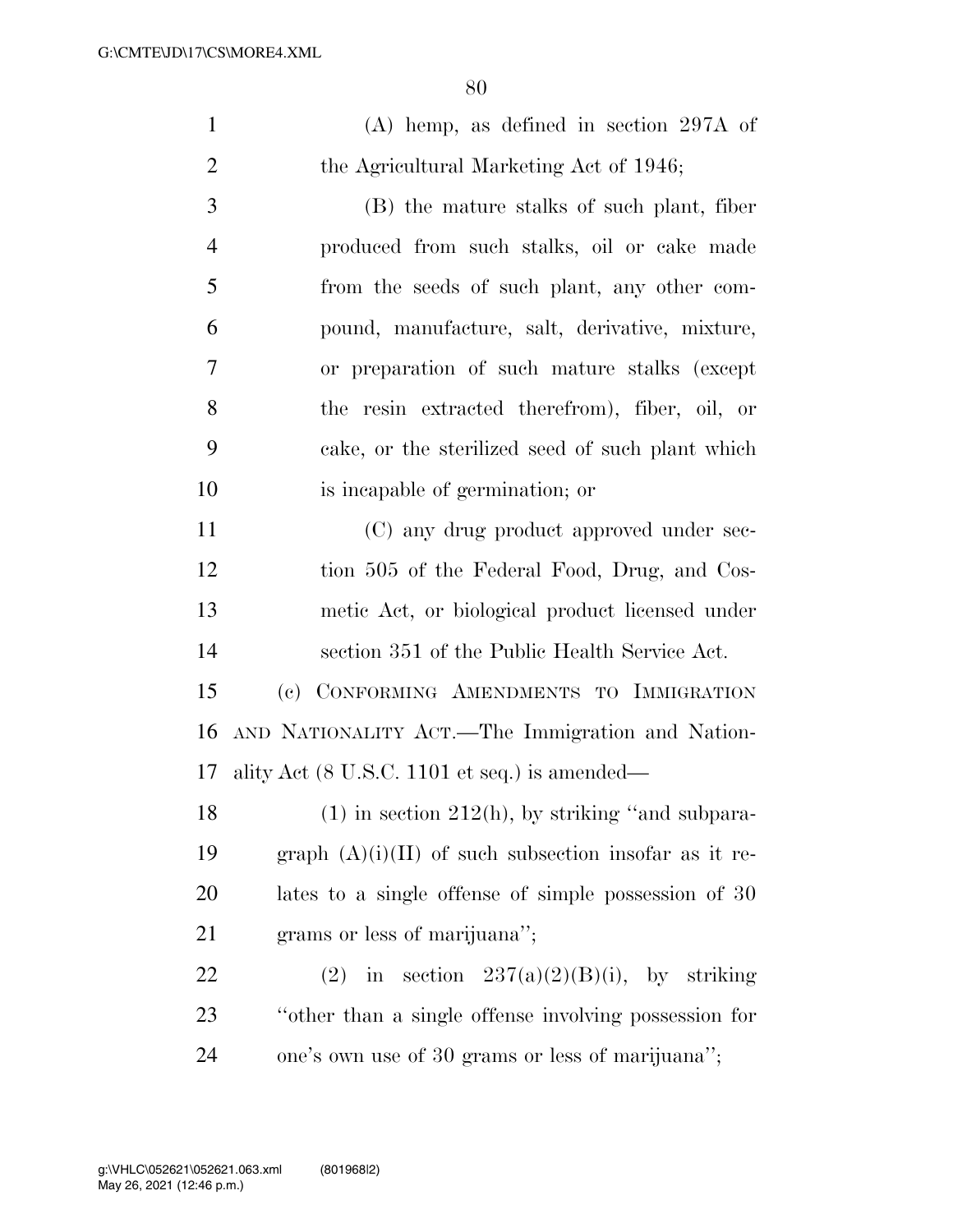(A) hemp, as defined in section 297A of the Agricultural Marketing Act of 1946;

(B) the mature stalks of such plant, fiber produced from such stalks, oil or cake made from the seeds of such plant, any other compound, manufacture, salt, derivative, mixture, or preparation of such mature stalks (except the resin extracted therefrom), fiber, oil, or cake, or the sterilized seed of such plant which is incapable of germination; or

(C) any drug product approved under section 505 of the Federal Food, Drug, and Cosmetic Act, or biological product licensed under section 351 of the Public Health Service Act.

(c) CONFORMING AMENDMENTS TO IMMIGRATION AND NATIONALITY ACT.—The Immigration and Nationality Act (8 U.S.C. 1101 et seq.) is amended—

(1) in section 212(h), by striking "and subparagraph (A)(i)(II) of such subsection insofar as it relates to a single offense of simple possession of 30 grams or less of marijuana";

(2) in section 237(a)(2)(B)(i), by striking "other than a single offense involving possession for one's own use of 30 grams or less of marijuana";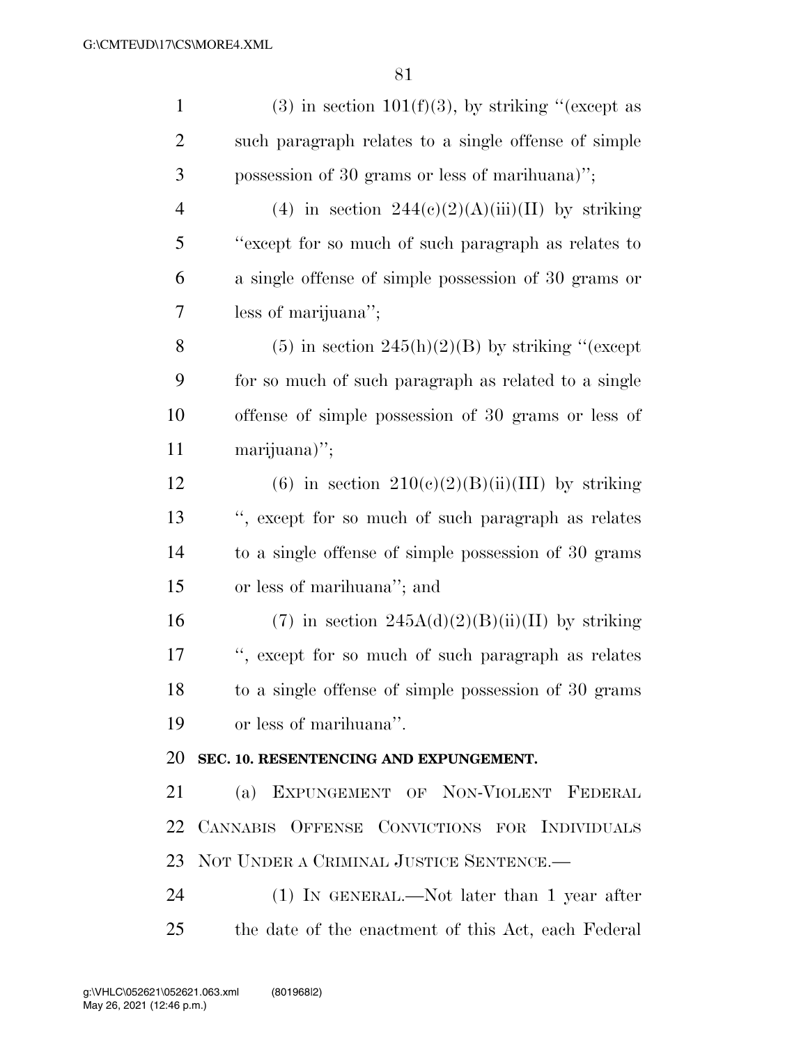(3) in section 101(f)(3), by striking "(except as such paragraph relates to a single offense of simple possession of 30 grams or less of marihuana)";

(4) in section 244(c)(2)(A)(iii)(II) by striking "except for so much of such paragraph as relates to a single offense of simple possession of 30 grams or less of marijuana";

(5) in section 245(h)(2)(B) by striking "(except for so much of such paragraph as related to a single offense of simple possession of 30 grams or less of marijuana)";

(6) in section 210(c)(2)(B)(ii)(III) by striking ", except for so much of such paragraph as relates to a single offense of simple possession of 30 grams or less of marihuana"; and

(7) in section 245A(d)(2)(B)(ii)(II) by striking ", except for so much of such paragraph as relates to a single offense of simple possession of 30 grams or less of marihuana".

**SEC. 10. RESENTENCING AND EXPUNGEMENT.**

(a) EXPUNGEMENT OF NON-VIOLENT FEDERAL CANNABIS OFFENSE CONVICTIONS FOR INDIVIDUALS NOT UNDER A CRIMINAL JUSTICE SENTENCE.—

(1) IN GENERAL.—Not later than 1 year after the date of the enactment of this Act, each Federal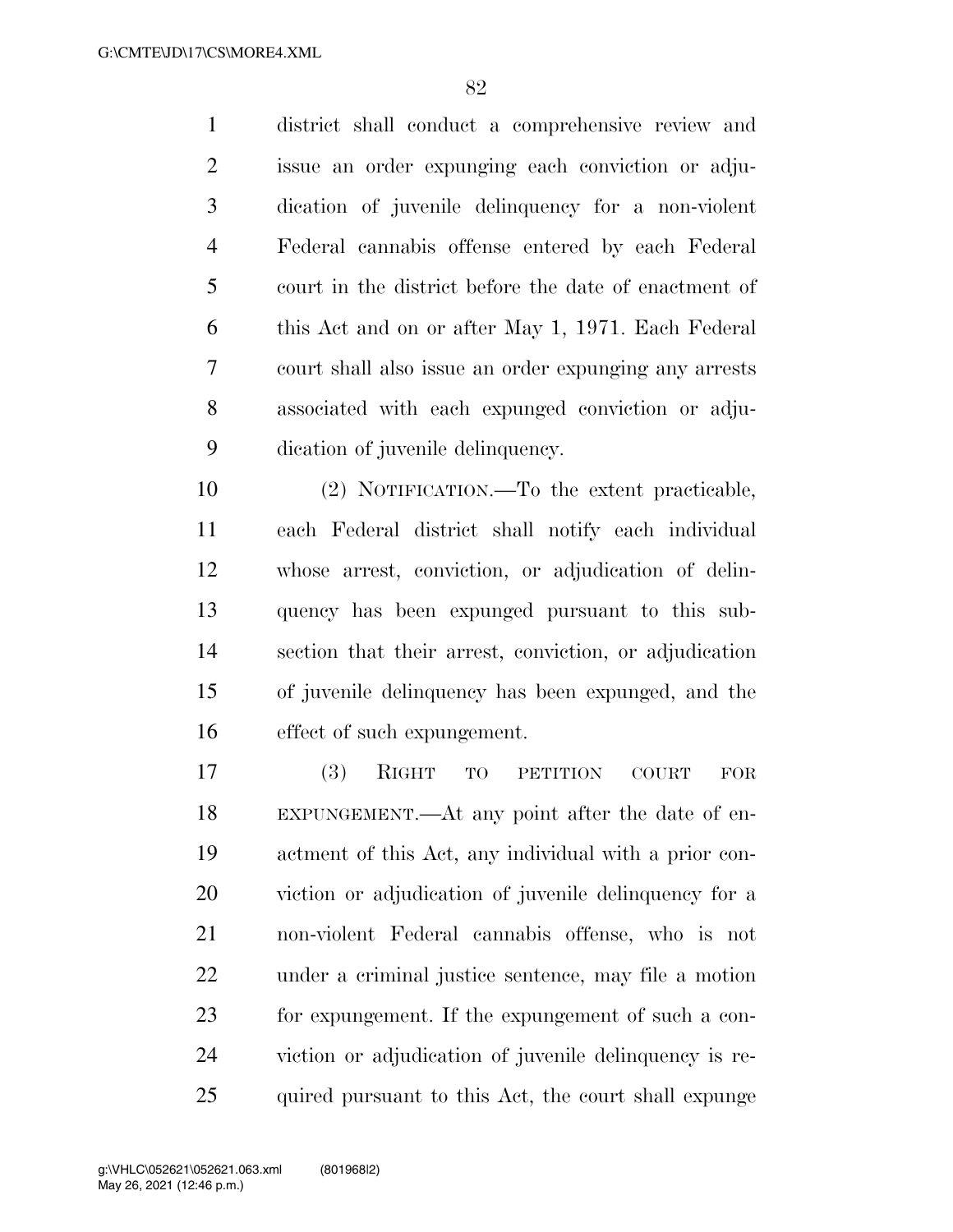district shall conduct a comprehensive review and issue an order expunging each conviction or adjudication of juvenile delinquency for a non-violent Federal cannabis offense entered by each Federal court in the district before the date of enactment of this Act and on or after May 1, 1971. Each Federal court shall also issue an order expunging any arrests associated with each expunged conviction or adjudication of juvenile delinquency.

(2) NOTIFICATION.—To the extent practicable, each Federal district shall notify each individual whose arrest, conviction, or adjudication of delinquency has been expunged pursuant to this subsection that their arrest, conviction, or adjudication of juvenile delinquency has been expunged, and the effect of such expungement.

(3) RIGHT TO PETITION COURT FOR EXPUNGEMENT.—At any point after the date of enactment of this Act, any individual with a prior conviction or adjudication of juvenile delinquency for a non-violent Federal cannabis offense, who is not under a criminal justice sentence, may file a motion for expungement. If the expungement of such a conviction or adjudication of juvenile delinquency is required pursuant to this Act, the court shall expunge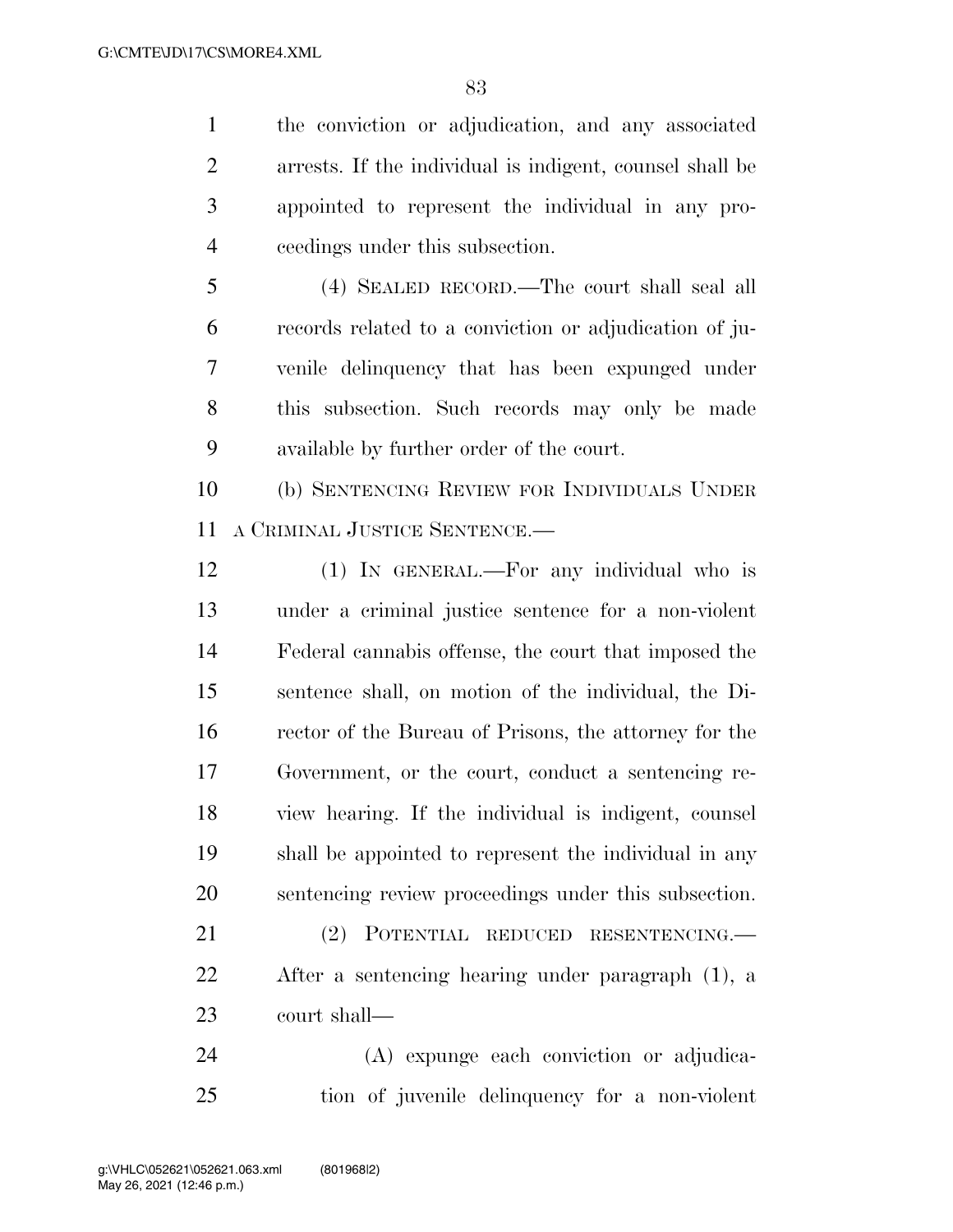the conviction or adjudication, and any associated arrests. If the individual is indigent, counsel shall be appointed to represent the individual in any proceedings under this subsection.

(4) SEALED RECORD.—The court shall seal all records related to a conviction or adjudication of juvenile delinquency that has been expunged under this subsection. Such records may only be made available by further order of the court.

(b) SENTENCING REVIEW FOR INDIVIDUALS UNDER A CRIMINAL JUSTICE SENTENCE.—

(1) IN GENERAL.—For any individual who is under a criminal justice sentence for a non-violent Federal cannabis offense, the court that imposed the sentence shall, on motion of the individual, the Director of the Bureau of Prisons, the attorney for the Government, or the court, conduct a sentencing review hearing. If the individual is indigent, counsel shall be appointed to represent the individual in any sentencing review proceedings under this subsection.

(2) POTENTIAL REDUCED RESENTENCING.—After a sentencing hearing under paragraph (1), a court shall—

(A) expunge each conviction or adjudication of juvenile delinquency for a non-violent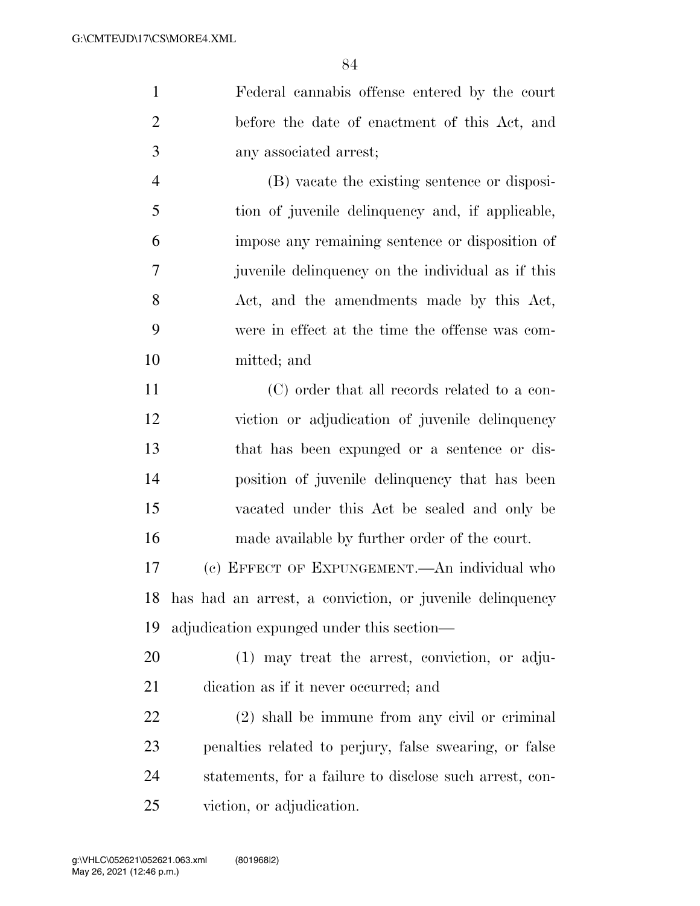Federal cannabis offense entered by the court before the date of enactment of this Act, and any associated arrest;

(B) vacate the existing sentence or disposition of juvenile delinquency and, if applicable, impose any remaining sentence or disposition of juvenile delinquency on the individual as if this Act, and the amendments made by this Act, were in effect at the time the offense was committed; and

(C) order that all records related to a conviction or adjudication of juvenile delinquency that has been expunged or a sentence or disposition of juvenile delinquency that has been vacated under this Act be sealed and only be made available by further order of the court.

(c) EFFECT OF EXPUNGEMENT.—An individual who has had an arrest, a conviction, or juvenile delinquency adjudication expunged under this section—

(1) may treat the arrest, conviction, or adjudication as if it never occurred; and

(2) shall be immune from any civil or criminal penalties related to perjury, false swearing, or false statements, for a failure to disclose such arrest, conviction, or adjudication.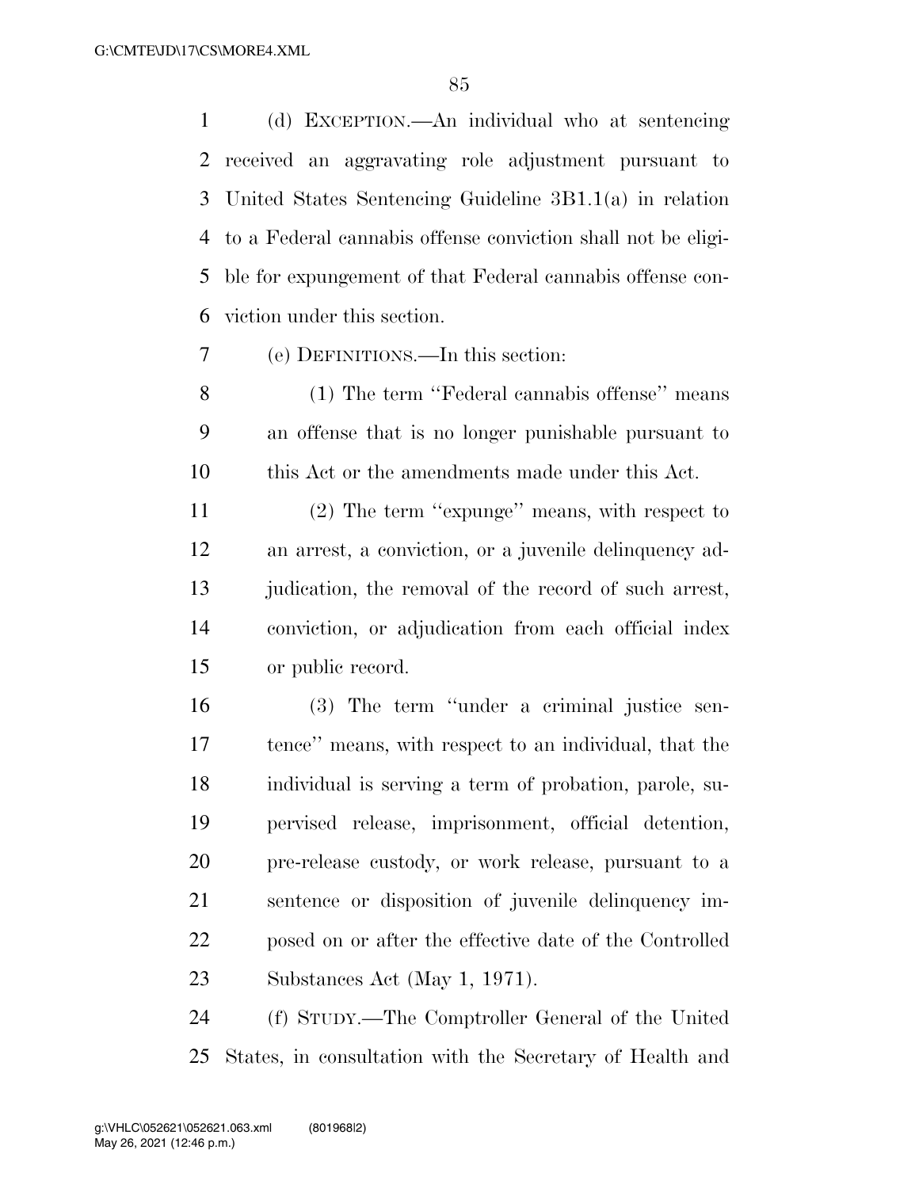(d) EXCEPTION.—An individual who at sentencing received an aggravating role adjustment pursuant to United States Sentencing Guideline 3B1.1(a) in relation to a Federal cannabis offense conviction shall not be eligible for expungement of that Federal cannabis offense conviction under this section.

(e) DEFINITIONS.—In this section:

(1) The term ''Federal cannabis offense'' means an offense that is no longer punishable pursuant to this Act or the amendments made under this Act.

(2) The term ''expunge'' means, with respect to an arrest, a conviction, or a juvenile delinquency adjudication, the removal of the record of such arrest, conviction, or adjudication from each official index or public record.

(3) The term ''under a criminal justice sentence'' means, with respect to an individual, that the individual is serving a term of probation, parole, supervised release, imprisonment, official detention, pre-release custody, or work release, pursuant to a sentence or disposition of juvenile delinquency imposed on or after the effective date of the Controlled Substances Act (May 1, 1971).

(f) STUDY.—The Comptroller General of the United States, in consultation with the Secretary of Health and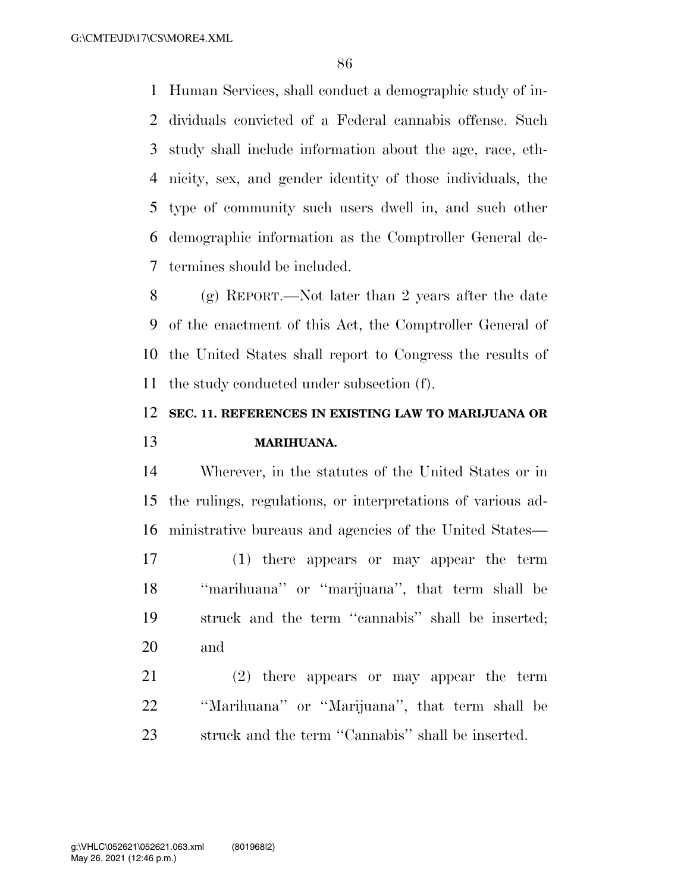Human Services, shall conduct a demographic study of individuals convicted of a Federal cannabis offense. Such study shall include information about the age, race, ethnicity, sex, and gender identity of those individuals, the type of community such users dwell in, and such other demographic information as the Comptroller General determines should be included.

(g) REPORT.—Not later than 2 years after the date of the enactment of this Act, the Comptroller General of the United States shall report to Congress the results of the study conducted under subsection (f).

## SEC. 11. REFERENCES IN EXISTING LAW TO MARIJUANA OR MARIHUANA.

Wherever, in the statutes of the United States or in the rulings, regulations, or interpretations of various administrative bureaus and agencies of the United States—

(1) there appears or may appear the term ''marihuana'' or ''marijuana'', that term shall be struck and the term ''cannabis'' shall be inserted; and

(2) there appears or may appear the term ''Marihuana'' or ''Marijuana'', that term shall be struck and the term ''Cannabis'' shall be inserted.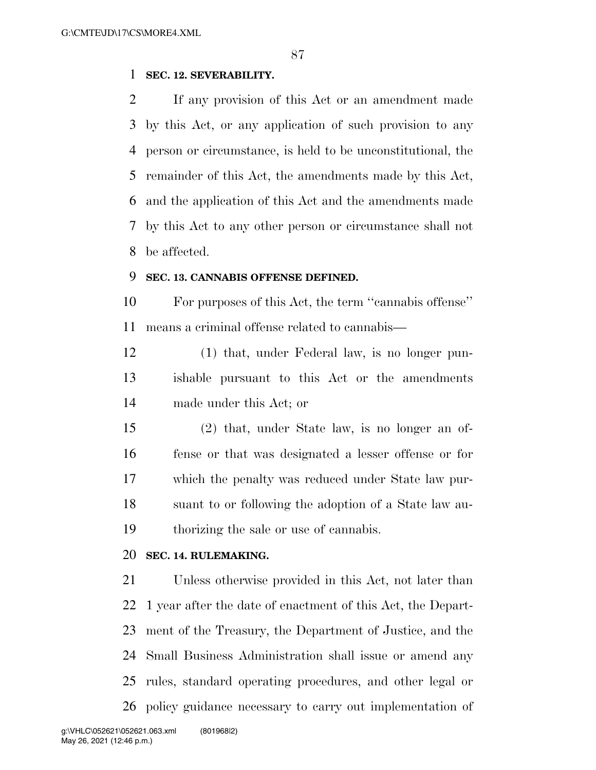**SEC. 12. SEVERABILITY.**

If any provision of this Act or an amendment made by this Act, or any application of such provision to any person or circumstance, is held to be unconstitutional, the remainder of this Act, the amendments made by this Act, and the application of this Act and the amendments made by this Act to any other person or circumstance shall not be affected.

**SEC. 13. CANNABIS OFFENSE DEFINED.**

For purposes of this Act, the term ''cannabis offense'' means a criminal offense related to cannabis—

(1) that, under Federal law, is no longer punishable pursuant to this Act or the amendments made under this Act; or

(2) that, under State law, is no longer an offense or that was designated a lesser offense or for which the penalty was reduced under State law pursuant to or following the adoption of a State law authorizing the sale or use of cannabis.

**SEC. 14. RULEMAKING.**

Unless otherwise provided in this Act, not later than 1 year after the date of enactment of this Act, the Department of the Treasury, the Department of Justice, and the Small Business Administration shall issue or amend any rules, standard operating procedures, and other legal or policy guidance necessary to carry out implementation of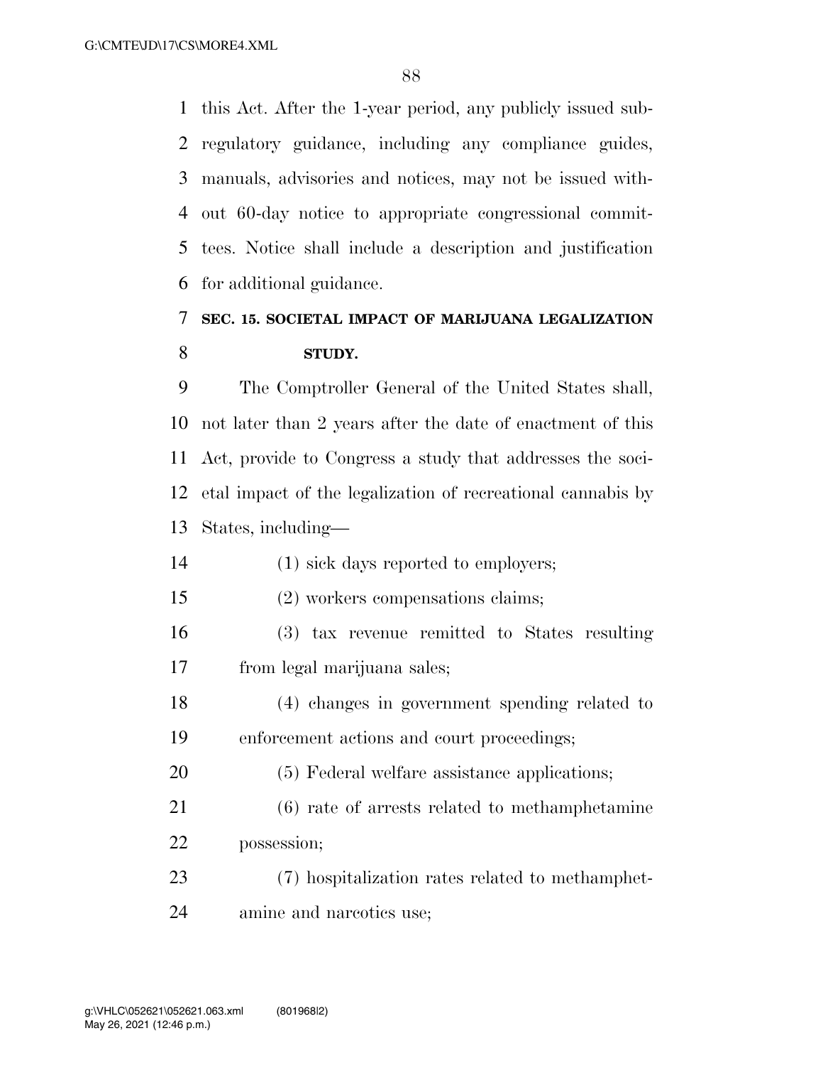this Act. After the 1-year period, any publicly issued sub-regulatory guidance, including any compliance guides, manuals, advisories and notices, may not be issued without 60-day notice to appropriate congressional committees. Notice shall include a description and justification for additional guidance.

## SEC. 15. SOCIETAL IMPACT OF MARIJUANA LEGALIZATION STUDY.

The Comptroller General of the United States shall, not later than 2 years after the date of enactment of this Act, provide to Congress a study that addresses the societal impact of the legalization of recreational cannabis by States, including—

(1) sick days reported to employers;

(2) workers compensations claims;

(3) tax revenue remitted to States resulting from legal marijuana sales;

(4) changes in government spending related to enforcement actions and court proceedings;

(5) Federal welfare assistance applications;

(6) rate of arrests related to methamphetamine possession;

(7) hospitalization rates related to methamphetamine and narcotics use;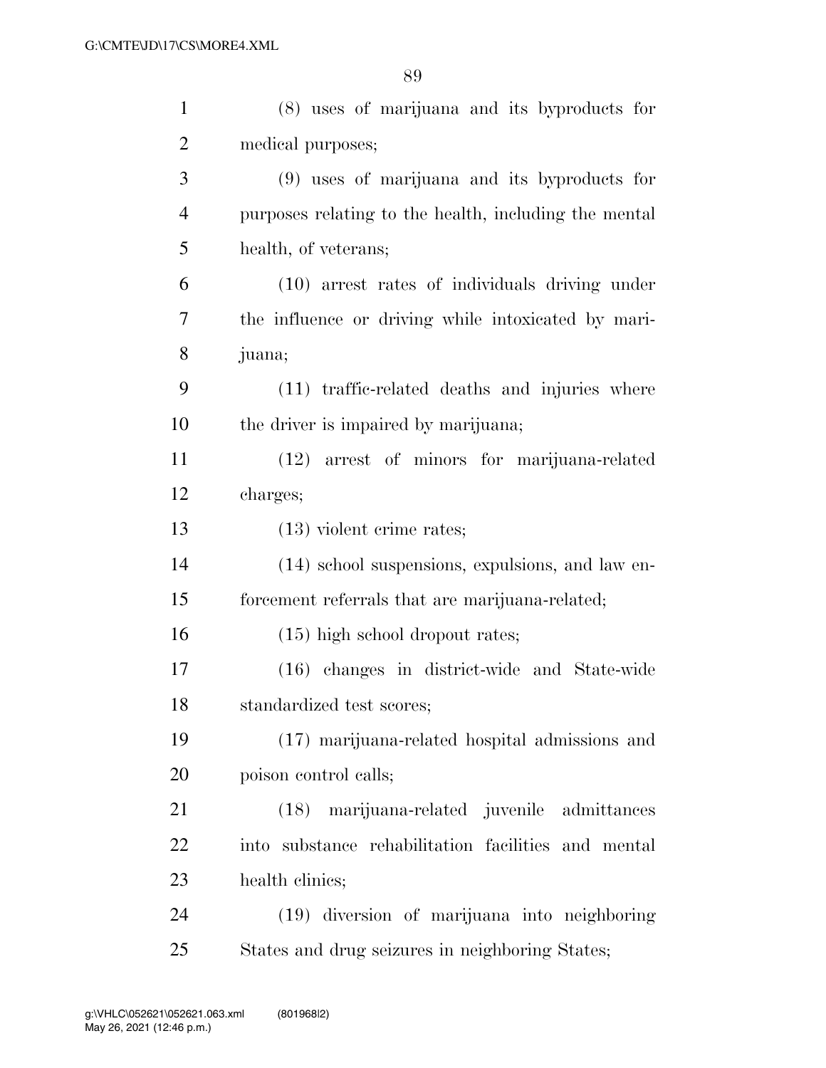(8) uses of marijuana and its byproducts for medical purposes;

(9) uses of marijuana and its byproducts for purposes relating to the health, including the mental health, of veterans;

(10) arrest rates of individuals driving under the influence or driving while intoxicated by marijuana;

(11) traffic-related deaths and injuries where the driver is impaired by marijuana;

(12) arrest of minors for marijuana-related charges;

(13) violent crime rates;

(14) school suspensions, expulsions, and law enforcement referrals that are marijuana-related;

(15) high school dropout rates;

(16) changes in district-wide and State-wide standardized test scores;

(17) marijuana-related hospital admissions and poison control calls;

(18) marijuana-related juvenile admittances into substance rehabilitation facilities and mental health clinics;

(19) diversion of marijuana into neighboring States and drug seizures in neighboring States;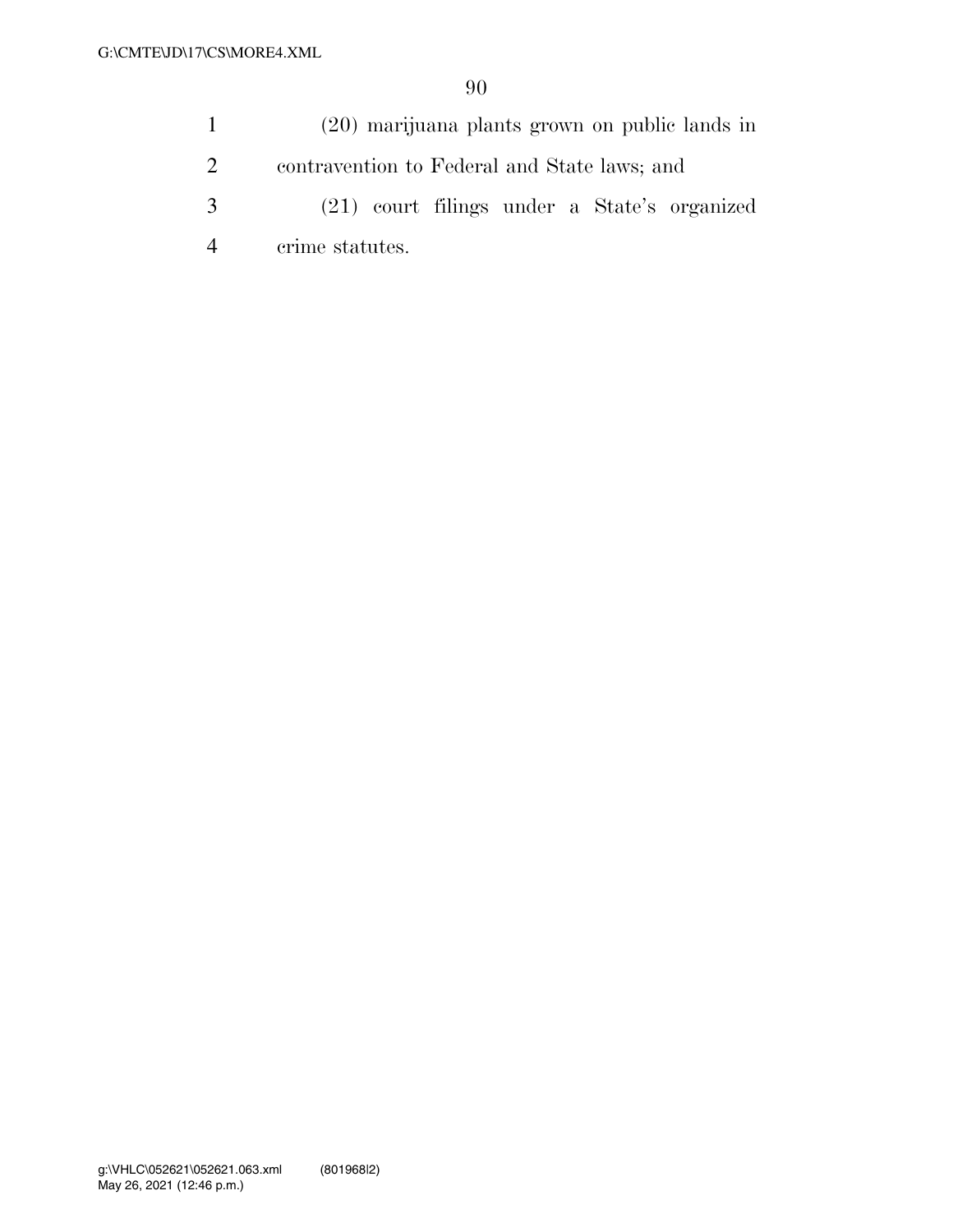(20) marijuana plants grown on public lands in contravention to Federal and State laws; and

(21) court filings under a State's organized crime statutes.